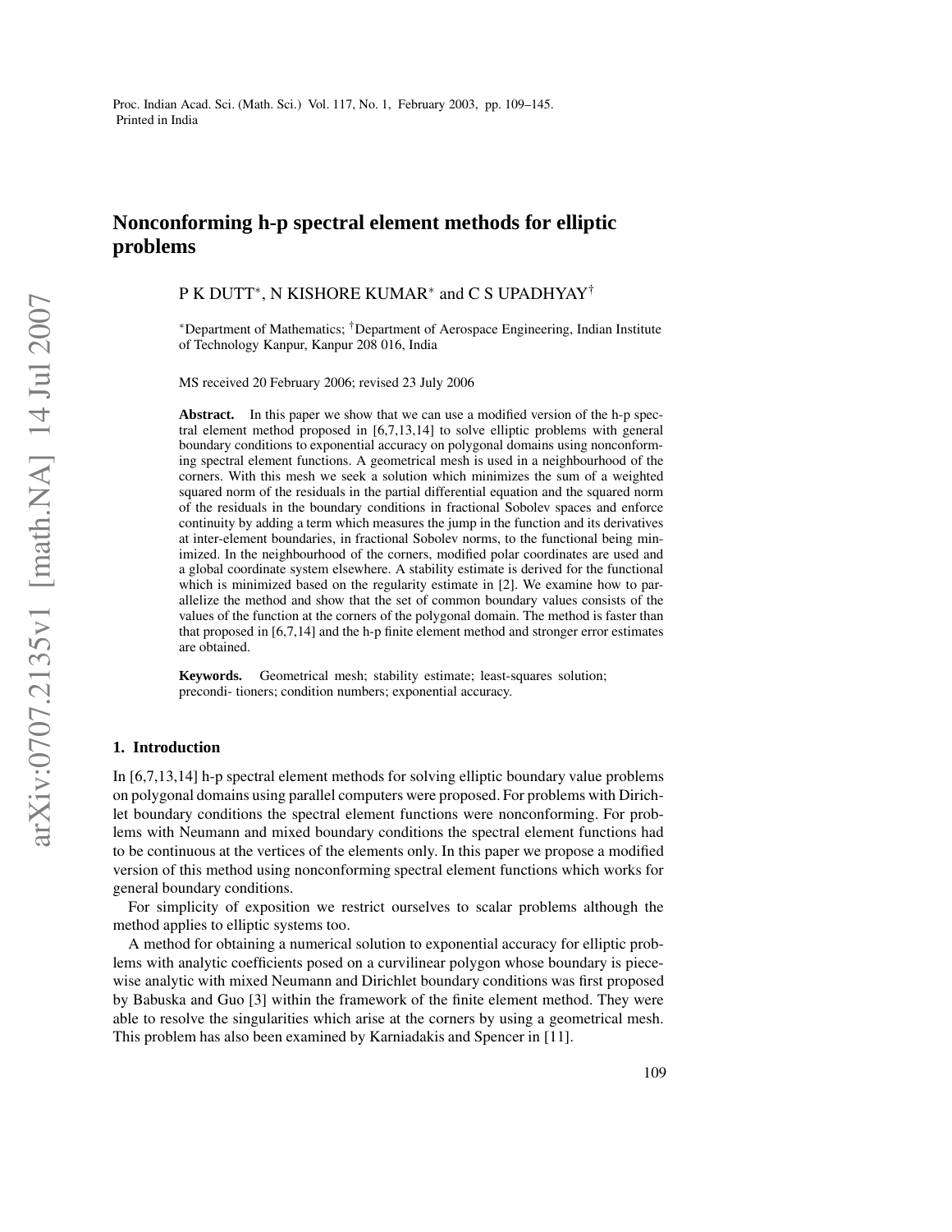# Nonconforming h-p spectral element methods for elliptic problems

P K DUTT*, N KISHORE KUMAR* and C S UPADHYAY†

*Department of Mathematics; †Department of Aerospace Engineering, Indian Institute of Technology Kanpur, Kanpur 208 016, India

MS received 20 February 2006; revised 23 July 2006

**Abstract.** In this paper we show that we can use a modified version of the h-p spectral element method proposed in [6,7,13,14] to solve elliptic problems with general boundary conditions to exponential accuracy on polygonal domains using nonconforming spectral element functions. A geometrical mesh is used in a neighbourhood of the corners. With this mesh we seek a solution which minimizes the sum of a weighted squared norm of the residuals in the partial differential equation and the squared norm of the residuals in the boundary conditions in fractional Sobolev spaces and enforce continuity by adding a term which measures the jump in the function and its derivatives at inter-element boundaries, in fractional Sobolev norms, to the functional being minimized. In the neighbourhood of the corners, modified polar coordinates are used and a global coordinate system elsewhere. A stability estimate is derived for the functional which is minimized based on the regularity estimate in [2]. We examine how to parallelize the method and show that the set of common boundary values consists of the values of the function at the corners of the polygonal domain. The method is faster than that proposed in [6,7,14] and the h-p finite element method and stronger error estimates are obtained.

**Keywords.** Geometrical mesh; stability estimate; least-squares solution; precondi- tioners; condition numbers; exponential accuracy.

## 1. Introduction

In [6,7,13,14] h-p spectral element methods for solving elliptic boundary value problems on polygonal domains using parallel computers were proposed. For problems with Dirichlet boundary conditions the spectral element functions were nonconforming. For problems with Neumann and mixed boundary conditions the spectral element functions had to be continuous at the vertices of the elements only. In this paper we propose a modified version of this method using nonconforming spectral element functions which works for general boundary conditions.

For simplicity of exposition we restrict ourselves to scalar problems although the method applies to elliptic systems too.

A method for obtaining a numerical solution to exponential accuracy for elliptic problems with analytic coefficients posed on a curvilinear polygon whose boundary is piecewise analytic with mixed Neumann and Dirichlet boundary conditions was first proposed by Babuska and Guo [3] within the framework of the finite element method. They were able to resolve the singularities which arise at the corners by using a geometrical mesh. This problem has also been examined by Karniadakis and Spencer in [11].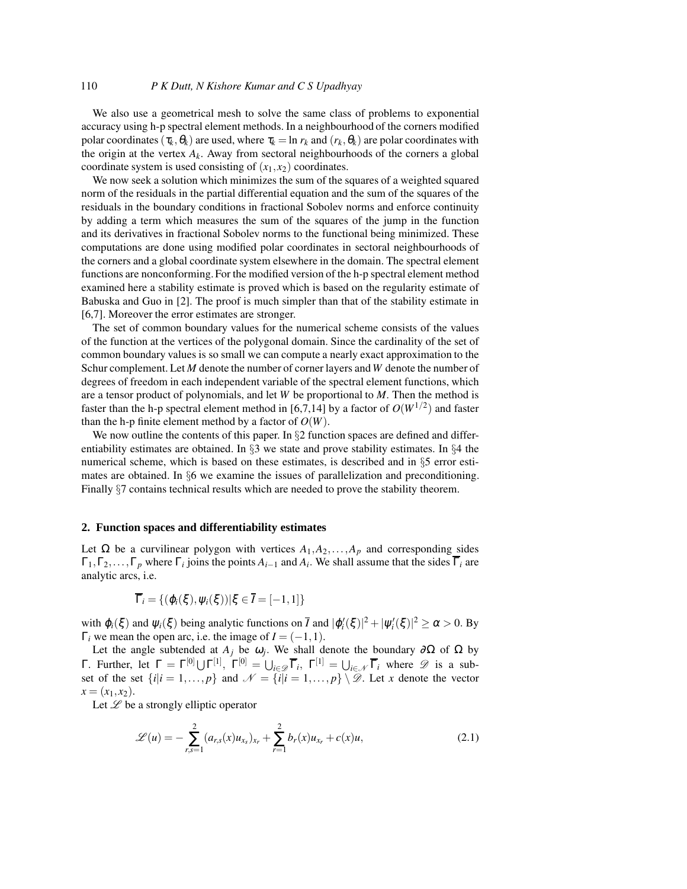We also use a geometrical mesh to solve the same class of problems to exponential accuracy using h-p spectral element methods. In a neighbourhood of the corners modified polar coordinates $(\tau_k, \theta_k)$ are used, where $\tau_k = \ln r_k$ and $(r_k, \theta_k)$ are polar coordinates with the origin at the vertex $A_k$. Away from sectoral neighbourhoods of the corners a global coordinate system is used consisting of $(x_1, x_2)$ coordinates.

We now seek a solution which minimizes the sum of the squares of a weighted squared norm of the residuals in the partial differential equation and the sum of the squares of the residuals in the boundary conditions in fractional Sobolev norms and enforce continuity by adding a term which measures the sum of the squares of the jump in the function and its derivatives in fractional Sobolev norms to the functional being minimized. These computations are done using modified polar coordinates in sectoral neighbourhoods of the corners and a global coordinate system elsewhere in the domain. The spectral element functions are nonconforming. For the modified version of the h-p spectral element method examined here a stability estimate is proved which is based on the regularity estimate of Babuska and Guo in [2]. The proof is much simpler than that of the stability estimate in [6,7]. Moreover the error estimates are stronger.

The set of common boundary values for the numerical scheme consists of the values of the function at the vertices of the polygonal domain. Since the cardinality of the set of common boundary values is so small we can compute a nearly exact approximation to the Schur complement. Let $M$ denote the number of corner layers and $W$ denote the number of degrees of freedom in each independent variable of the spectral element functions, which are a tensor product of polynomials, and let $W$ be proportional to $M$. Then the method is faster than the h-p spectral element method in [6,7,14] by a factor of $O(W^{1/2})$ and faster than the h-p finite element method by a factor of $O(W)$.

We now outline the contents of this paper. In §2 function spaces are defined and differentiability estimates are obtained. In §3 we state and prove stability estimates. In §4 the numerical scheme, which is based on these estimates, is described and in §5 error estimates are obtained. In §6 we examine the issues of parallelization and preconditioning. Finally §7 contains technical results which are needed to prove the stability theorem.

## 2. Function spaces and differentiability estimates

Let $\Omega$ be a curvilinear polygon with vertices $A_1, A_2, \ldots, A_p$ and corresponding sides $\Gamma_1, \Gamma_2, \ldots, \Gamma_p$ where $\Gamma_i$ joins the points $A_{i-1}$ and $A_i$. We shall assume that the sides $\overline{\Gamma}_i$ are analytic arcs, i.e.

$$\overline{\Gamma}_i = \{(\varphi_i(\xi), \psi_i(\xi)) | \xi \in \overline{I} = [-1, 1]\}$$

with $\varphi_i(\xi)$ and $\psi_i(\xi)$ being analytic functions on $\overline{I}$ and $|\varphi_i'(\xi)|^2 + |\psi_i'(\xi)|^2 \geq \alpha > 0$. By $\Gamma_i$ we mean the open arc, i.e. the image of $I = (-1, 1)$.

Let the angle subtended at $A_j$ be $\omega_j$. We shall denote the boundary $\partial\Omega$ of $\Omega$ by $\Gamma$. Further, let $\Gamma = \Gamma^{[0]} \bigcup \Gamma^{[1]}$, $\Gamma^{[0]} = \bigcup_{i \in \mathscr{D}} \overline{\Gamma}_i$, $\Gamma^{[1]} = \bigcup_{i \in \mathscr{N}} \overline{\Gamma}_i$ where $\mathscr{D}$ is a subset of the set $\{i | i = 1, \ldots, p\}$ and $\mathscr{N} = \{i | i = 1, \ldots, p\} \setminus \mathscr{D}$. Let $x$ denote the vector $x = (x_1, x_2)$.

Let $\mathscr{L}$ be a strongly elliptic operator

$$\mathscr{L}(u) = -\sum_{r,s=1}^{2} (a_{r,s}(x) u_{x_s})_{x_r} + \sum_{r=1}^{2} b_r(x) u_{x_r} + c(x) u, \tag{2.1}$$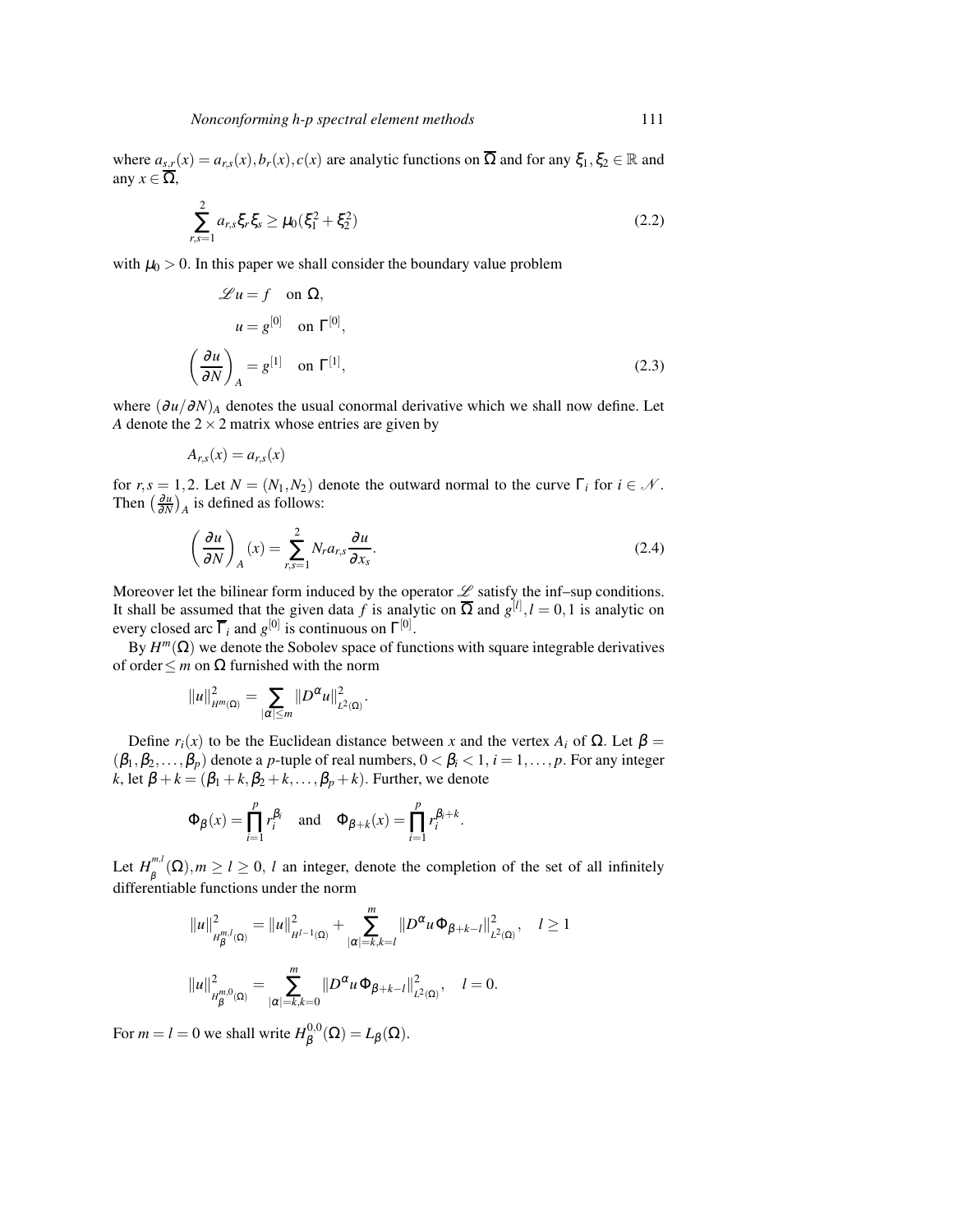where $a_{s,r}(x) = a_{r,s}(x), b_r(x), c(x)$ are analytic functions on $\overline{\Omega}$ and for any $\xi_1, \xi_2 \in \mathbb{R}$ and any $x \in \overline{\Omega}$,

$$\sum_{r,s=1}^{2} a_{r,s}\xi_r\xi_s \geq \mu_0(\xi_1^2 + \xi_2^2) \tag{2.2}$$

with $\mu_0 > 0$. In this paper we shall consider the boundary value problem

$$\begin{aligned}
\mathscr{L}u &= f \quad \text{on } \Omega, \\
u &= g^{[0]} \quad \text{on } \Gamma^{[0]}, \\
\left(\frac{\partial u}{\partial N}\right)_A &= g^{[1]} \quad \text{on } \Gamma^{[1]},
\end{aligned} \tag{2.3}$$

where $(\partial u/\partial N)_A$ denotes the usual conormal derivative which we shall now define. Let $A$ denote the $2 \times 2$ matrix whose entries are given by

$$A_{r,s}(x) = a_{r,s}(x)$$

for $r, s = 1, 2$. Let $N = (N_1, N_2)$ denote the outward normal to the curve $\Gamma_i$ for $i \in \mathscr{N}$. Then $\left(\frac{\partial u}{\partial N}\right)_A$ is defined as follows:

$$\left(\frac{\partial u}{\partial N}\right)_A(x) = \sum_{r,s=1}^{2} N_r a_{r,s} \frac{\partial u}{\partial x_s}. \tag{2.4}$$

Moreover let the bilinear form induced by the operator $\mathscr{L}$ satisfy the inf–sup conditions. It shall be assumed that the given data $f$ is analytic on $\overline{\Omega}$ and $g^{[l]}, l = 0, 1$ is analytic on every closed arc $\overline{\Gamma}_i$ and $g^{[0]}$ is continuous on $\Gamma^{[0]}$.

By $H^m(\Omega)$ we denote the Sobolev space of functions with square integrable derivatives of order $\leq m$ on $\Omega$ furnished with the norm

$$\|u\|_{H^m(\Omega)}^2 = \sum_{|\alpha| \leq m} \|D^\alpha u\|_{L^2(\Omega)}^2.$$

Define $r_i(x)$ to be the Euclidean distance between $x$ and the vertex $A_i$ of $\Omega$. Let $\beta = (\beta_1, \beta_2, \ldots, \beta_p)$ denote a $p$-tuple of real numbers, $0 < \beta_i < 1$, $i = 1, \ldots, p$. For any integer $k$, let $\beta + k = (\beta_1 + k, \beta_2 + k, \ldots, \beta_p + k)$. Further, we denote

$$\Phi_\beta(x) = \prod_{i=1}^{p} r_i^{\beta_i} \quad \text{and} \quad \Phi_{\beta+k}(x) = \prod_{i=1}^{p} r_i^{\beta_i + k}.$$

Let $H_\beta^{m,l}(\Omega), m \geq l \geq 0$, $l$ an integer, denote the completion of the set of all infinitely differentiable functions under the norm

$$\|u\|_{H_\beta^{m,l}(\Omega)}^2 = \|u\|_{H^{l-1}(\Omega)}^2 + \sum_{|\alpha|=k, k=l}^{m} \|D^\alpha u \,\Phi_{\beta+k-l}\|_{L^2(\Omega)}^2, \quad l \geq 1$$

$$\|u\|_{H_\beta^{m,0}(\Omega)}^2 = \sum_{|\alpha|=k, k=0}^{m} \|D^\alpha u \,\Phi_{\beta+k-l}\|_{L^2(\Omega)}^2, \quad l = 0.$$

For $m = l = 0$ we shall write $H_\beta^{0,0}(\Omega) = L_\beta(\Omega)$.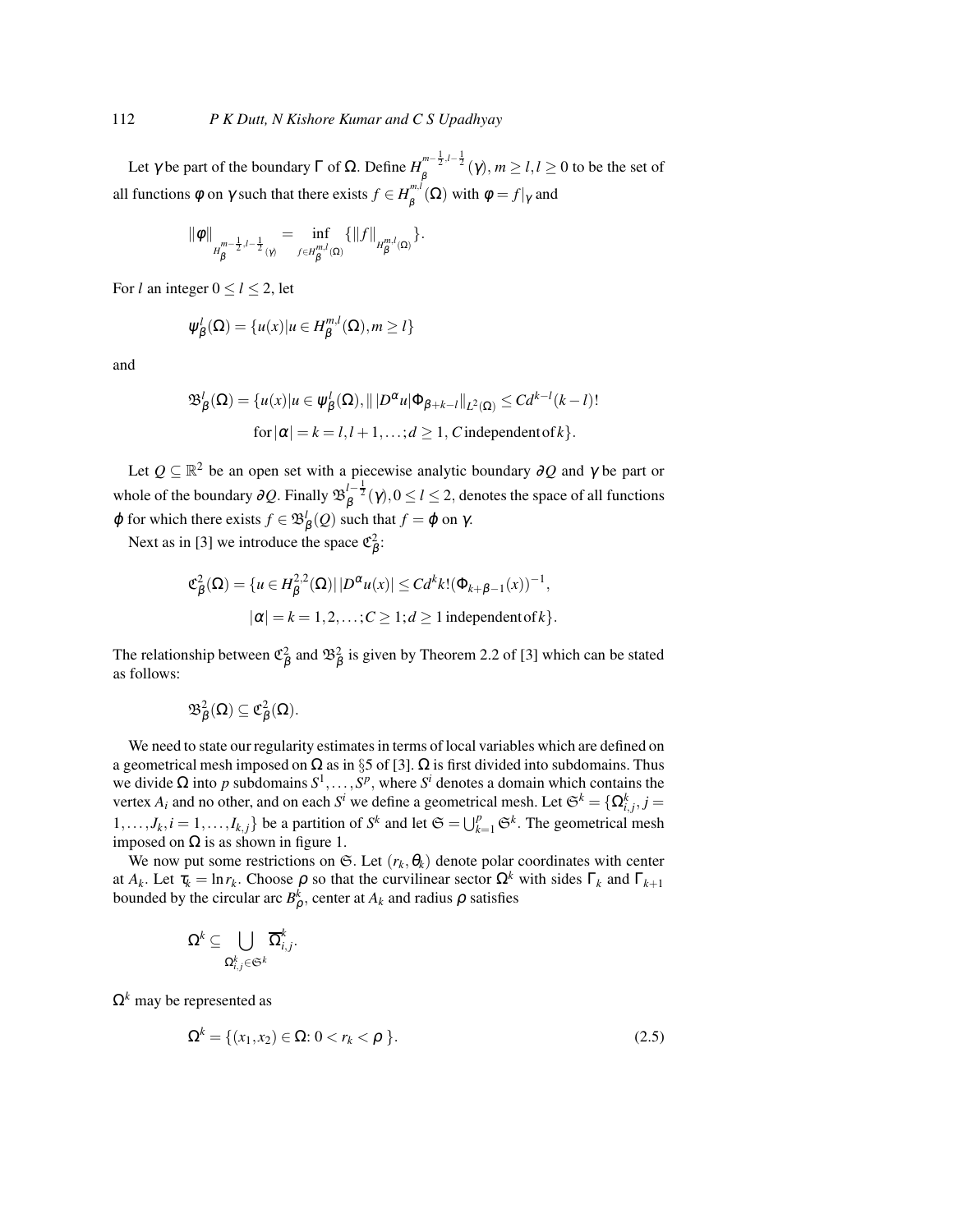Let $\gamma$ be part of the boundary $\Gamma$ of $\Omega$. Define $H_\beta^{m-\frac{1}{2},l-\frac{1}{2}}(\gamma)$, $m \geq l, l \geq 0$ to be the set of all functions $\phi$ on $\gamma$ such that there exists $f \in H_\beta^{m,l}(\Omega)$ with $\phi = f|_\gamma$ and

$$\|\phi\|_{H_\beta^{m-\frac{1}{2},l-\frac{1}{2}}(\gamma)} = \inf_{f \in H_\beta^{m,l}(\Omega)} \{\|f\|_{H_\beta^{m,l}(\Omega)}\}.$$

For $l$ an integer $0 \leq l \leq 2$, let

$$\psi_\beta^l(\Omega) = \{u(x) | u \in H_\beta^{m,l}(\Omega), m \geq l\}$$

and

$$\mathfrak{B}_\beta^l(\Omega) = \{u(x) | u \in \psi_\beta^l(\Omega), \| \, |D^\alpha u| \Phi_{\beta+k-l} \|_{L^2(\Omega)} \leq C d^{k-l} (k-l)!$$
$$\text{for } |\alpha| = k = l, l+1, \ldots; d \geq 1, C \text{ independent of } k\}.$$

Let $Q \subseteq \mathbb{R}^2$ be an open set with a piecewise analytic boundary $\partial Q$ and $\gamma$ be part or whole of the boundary $\partial Q$. Finally $\mathfrak{B}_\beta^{l-\frac{1}{2}}(\gamma)$, $0 \leq l \leq 2$, denotes the space of all functions $\varphi$ for which there exists $f \in \mathfrak{B}_\beta^l(Q)$ such that $f = \varphi$ on $\gamma$.

Next as in [3] we introduce the space $\mathfrak{C}_\beta^2$:

$$\mathfrak{C}_\beta^2(\Omega) = \{u \in H_\beta^{2,2}(\Omega) | \, |D^\alpha u(x)| \leq C d^k k! (\Phi_{k+\beta-1}(x))^{-1},$$
$$|\alpha| = k = 1, 2, \ldots; C \geq 1; d \geq 1 \text{ independent of } k\}.$$

The relationship between $\mathfrak{C}_\beta^2$ and $\mathfrak{B}_\beta^2$ is given by Theorem 2.2 of [3] which can be stated as follows:

$$\mathfrak{B}_\beta^2(\Omega) \subseteq \mathfrak{C}_\beta^2(\Omega).$$

We need to state our regularity estimates in terms of local variables which are defined on a geometrical mesh imposed on $\Omega$ as in §5 of [3]. $\Omega$ is first divided into subdomains. Thus we divide $\Omega$ into $p$ subdomains $S^1, \ldots, S^p$, where $S^i$ denotes a domain which contains the vertex $A_i$ and no other, and on each $S^i$ we define a geometrical mesh. Let $\mathfrak{S}^k = \{\Omega_{i,j}^k, j = 1, \ldots, J_k, i = 1, \ldots, I_{k,j}\}$ be a partition of $S^k$ and let $\mathfrak{S} = \bigcup_{k=1}^p \mathfrak{S}^k$. The geometrical mesh imposed on $\Omega$ is as shown in figure 1.

We now put some restrictions on $\mathfrak{S}$. Let $(r_k, \theta_k)$ denote polar coordinates with center at $A_k$. Let $\tau_k = \ln r_k$. Choose $\rho$ so that the curvilinear sector $\Omega^k$ with sides $\Gamma_k$ and $\Gamma_{k+1}$ bounded by the circular arc $B_\rho^k$, center at $A_k$ and radius $\rho$ satisfies

$$\Omega^k \subseteq \bigcup_{\Omega_{i,j}^k \in \mathfrak{S}^k} \overline{\Omega}_{i,j}^k.$$

$\Omega^k$ may be represented as

$$\Omega^k = \{(x_1, x_2) \in \Omega \colon 0 < r_k < \rho\}. \tag{2.5}$$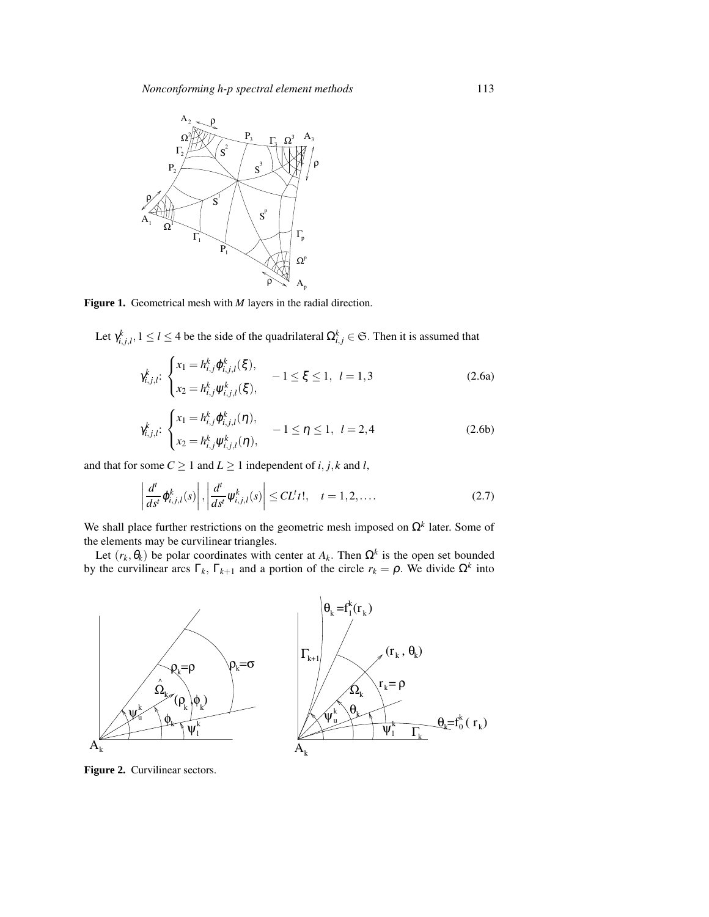Figure 1. Geometrical mesh with $M$ layers in the radial direction.

Let $\gamma^k_{i,j,l}, 1 \le l \le 4$ be the side of the quadrilateral $\Omega^k_{i,j} \in \mathfrak{S}$. Then it is assumed that

$$\gamma^k_{i,j,l}\colon \begin{cases} x_1 = h^k_{i,j}\phi^k_{i,j,l}(\xi), \\ x_2 = h^k_{i,j}\psi^k_{i,j,l}(\xi), \end{cases} \quad -1 \le \xi \le 1, \;\; l = 1,3 \tag{2.6a}$$

$$\gamma^k_{i,j,l}\colon \begin{cases} x_1 = h^k_{i,j}\phi^k_{i,j,l}(\eta), \\ x_2 = h^k_{i,j}\psi^k_{i,j,l}(\eta), \end{cases} \quad -1 \le \eta \le 1, \;\; l = 2,4 \tag{2.6b}$$

and that for some $C \ge 1$ and $L \ge 1$ independent of $i, j, k$ and $l$,

$$\left| \frac{d^t}{ds^t}\phi^k_{i,j,l}(s) \right|, \left| \frac{d^t}{ds^t}\psi^k_{i,j,l}(s) \right| \le CL^t t!, \quad t = 1,2,\ldots. \tag{2.7}$$

We shall place further restrictions on the geometric mesh imposed on $\Omega^k$ later. Some of the elements may be curvilinear triangles.

Let $(r_k, \theta_k)$ be polar coordinates with center at $A_k$. Then $\Omega^k$ is the open set bounded by the curvilinear arcs $\Gamma_k$, $\Gamma_{k+1}$ and a portion of the circle $r_k = \rho$. We divide $\Omega^k$ into

Figure 2. Curvilinear sectors.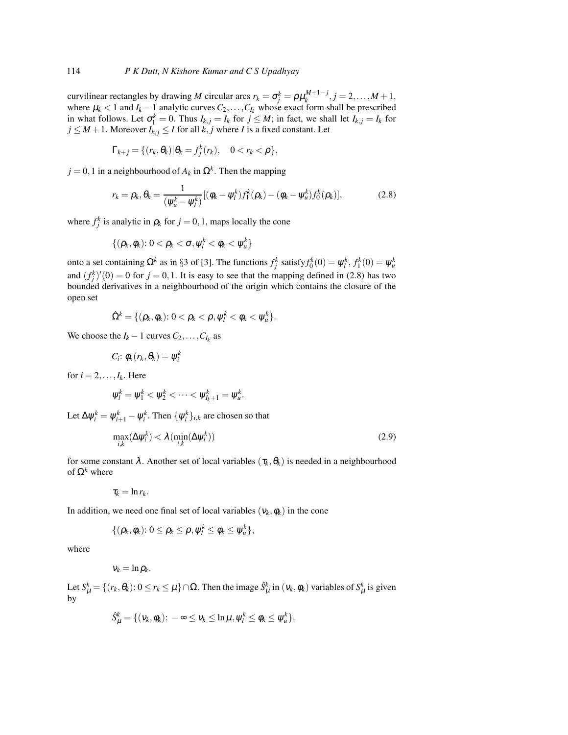curvilinear rectangles by drawing $M$ circular arcs $r_k = \sigma_j^k = \rho \mu_k^{M+1-j}$, $j = 2, \ldots, M+1$, where $\mu_k < 1$ and $I_k - 1$ analytic curves $C_2, \ldots, C_{I_k}$ whose exact form shall be prescribed in what follows. Let $\sigma_1^k = 0$. Thus $I_{k,j} = I_k$ for $j \leq M$; in fact, we shall let $I_{k,j} = I_k$ for $j \leq M+1$. Moreover $I_{k,j} \leq I$ for all $k, j$ where $I$ is a fixed constant. Let

$$\Gamma_{k+j} = \{(r_k, \theta_k) | \theta_k = f_j^k(r_k), \quad 0 < r_k < \rho\},$$

$j = 0, 1$ in a neighbourhood of $A_k$ in $\Omega^k$. Then the mapping

$$r_k = \rho_k, \theta_k = \frac{1}{(\psi_u^k - \psi_l^k)}[(\phi_k - \psi_l^k) f_1^k(\rho_k) - (\phi_k - \psi_u^k) f_0^k(\rho_k)], \tag{2.8}$$

where $f_j^k$ is analytic in $\rho_k$ for $j = 0, 1$, maps locally the cone

$$\{(\rho_k, \phi_k) \colon 0 < \rho_k < \sigma, \psi_l^k < \phi_k < \psi_u^k\}$$

onto a set containing $\Omega^k$ as in §3 of [3]. The functions $f_j^k$ satisfy $f_0^k(0) = \psi_l^k$, $f_1^k(0) = \psi_u^k$ and $(f_j^k)'(0) = 0$ for $j = 0, 1$. It is easy to see that the mapping defined in (2.8) has two bounded derivatives in a neighbourhood of the origin which contains the closure of the open set

$$\hat{\Omega}^k = \{(\rho_k, \phi_k) \colon 0 < \rho_k < \rho, \psi_l^k < \phi_k < \psi_u^k\}.$$

We choose the $I_k - 1$ curves $C_2, \ldots, C_{I_k}$ as

$$C_i \colon \phi_k(r_k, \theta_k) = \psi_i^k$$

for $i = 2, \ldots, I_k$. Here

$$\psi_l^k = \psi_1^k < \psi_2^k < \cdots < \psi_{I_k+1}^k = \psi_u^k.$$

Let $\Delta\psi_i^k = \psi_{i+1}^k - \psi_i^k$. Then $\{\psi_i^k\}_{i,k}$ are chosen so that

$$\max_{i,k}(\Delta\psi_i^k) < \lambda(\min_{i,k}(\Delta\psi_i^k)) \tag{2.9}$$

for some constant $\lambda$. Another set of local variables $(\tau_k, \theta_k)$ is needed in a neighbourhood of $\Omega^k$ where

$$\tau_k = \ln r_k.$$

In addition, we need one final set of local variables $(\nu_k, \phi_k)$ in the cone

$$\{(\rho_k, \phi_k) \colon 0 \leq \rho_k \leq \rho, \psi_l^k \leq \phi_k \leq \psi_u^k\},$$

where

$$\nu_k = \ln \rho_k.$$

Let $S_\mu^k = \{(r_k, \theta_k) \colon 0 \leq r_k \leq \mu\} \cap \Omega$. Then the image $\hat{S}_\mu^k$ in $(\nu_k, \phi_k)$ variables of $S_\mu^k$ is given by

$$\hat{S}_\mu^k = \{(\nu_k, \phi_k) \colon -\infty \leq \nu_k \leq \ln \mu, \psi_l^k \leq \phi_k \leq \psi_u^k\}.$$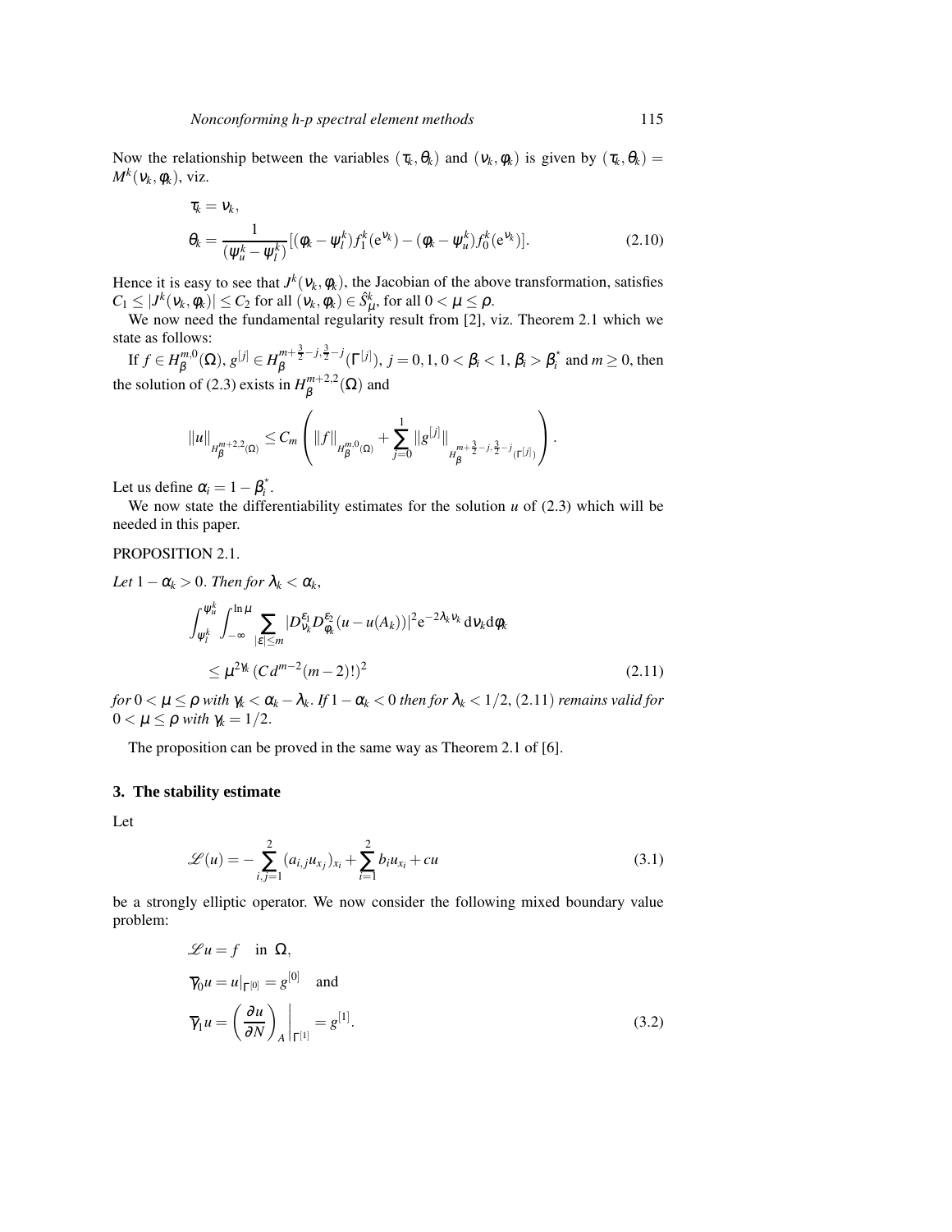Now the relationship between the variables $(\tau_k, \theta_k)$ and $(\nu_k, \phi_k)$ is given by $(\tau_k, \theta_k) = M^k(\nu_k, \phi_k)$, viz.

$$
\begin{aligned}
\tau_k &= \nu_k, \\
\theta_k &= \frac{1}{(\psi_u^k - \psi_l^k)}[(\phi_k - \psi_l^k) f_1^k(\mathrm{e}^{\nu_k}) - (\phi_k - \psi_u^k) f_0^k(\mathrm{e}^{\nu_k})].
\end{aligned}
\tag{2.10}
$$

Hence it is easy to see that $J^k(\nu_k, \phi_k)$, the Jacobian of the above transformation, satisfies $C_1 \leq |J^k(\nu_k, \phi_k)| \leq C_2$ for all $(\nu_k, \phi_k) \in \hat{S}_\mu^k$, for all $0 < \mu \leq \rho$.

We now need the fundamental regularity result from [2], viz. Theorem 2.1 which we state as follows:

If $f \in H_\beta^{m,0}(\Omega)$, $g^{[j]} \in H_\beta^{m+\frac{3}{2}-j,\frac{3}{2}-j}(\Gamma^{[j]})$, $j = 0, 1$, $0 < \beta_i < 1$, $\beta_i > \beta_i^*$ and $m \geq 0$, then the solution of (2.3) exists in $H_\beta^{m+2,2}(\Omega)$ and

$$
\|u\|_{H_\beta^{m+2,2}(\Omega)} \leq C_m \left( \|f\|_{H_\beta^{m,0}(\Omega)} + \sum_{j=0}^{1} \|g^{[j]}\|_{H_\beta^{m+\frac{3}{2}-j,\frac{3}{2}-j}(\Gamma^{[j]})} \right).
$$

Let us define $\alpha_i = 1 - \beta_i^*$.

We now state the differentiability estimates for the solution $u$ of (2.3) which will be needed in this paper.

PROPOSITION 2.1.

*Let $1 - \alpha_k > 0$. Then for $\lambda_k < \alpha_k$,*

$$
\begin{aligned}
&\int_{\psi_l^k}^{\psi_u^k} \int_{-\infty}^{\ln \mu} \sum_{|\varepsilon| \leq m} |D_{\nu_k}^{\varepsilon_1} D_{\phi_k}^{\varepsilon_2} (u - u(A_k))|^2 \mathrm{e}^{-2\lambda_k \nu_k} \,\mathrm{d}\nu_k \mathrm{d}\phi_k \\
&\quad \leq \mu^{2\gamma_k} (C d^{m-2} (m-2)!)^2
\end{aligned}
\tag{2.11}
$$

*for $0 < \mu \leq \rho$ with $\gamma_k < \alpha_k - \lambda_k$. If $1 - \alpha_k < 0$ then for $\lambda_k < 1/2$, (2.11) remains valid for $0 < \mu \leq \rho$ with $\gamma_k = 1/2$.*

The proposition can be proved in the same way as Theorem 2.1 of [6].

## 3. The stability estimate

Let

$$
\mathscr{L}(u) = -\sum_{i,j=1}^{2} (a_{i,j} u_{x_j})_{x_i} + \sum_{i=1}^{2} b_i u_{x_i} + cu \tag{3.1}
$$

be a strongly elliptic operator. We now consider the following mixed boundary value problem:

$$
\begin{aligned}
&\mathscr{L}u = f \quad \text{in } \Omega, \\
&\overline{\gamma}_0 u = u|_{\Gamma^{[0]}} = g^{[0]} \quad \text{and} \\
&\overline{\gamma}_1 u = \left(\frac{\partial u}{\partial N}\right)_A \bigg|_{\Gamma^{[1]}} = g^{[1]}.
\end{aligned}
\tag{3.2}
$$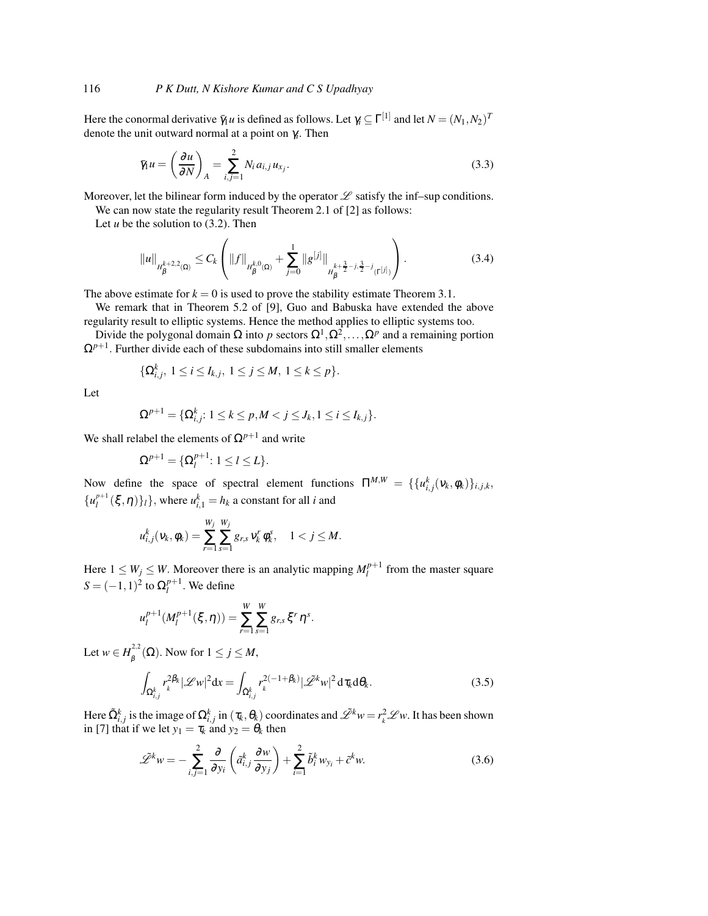Here the conormal derivative $\gamma_1 u$ is defined as follows. Let $\gamma_i \subseteq \Gamma^{[1]}$ and let $N = (N_1, N_2)^T$ denote the unit outward normal at a point on $\gamma_i$. Then

$$\gamma_1 u = \left(\frac{\partial u}{\partial N}\right)_A = \sum_{i,j=1}^{2} N_i a_{i,j} u_{x_j}. \tag{3.3}$$

Moreover, let the bilinear form induced by the operator $\mathscr{L}$ satisfy the inf–sup conditions.

We can now state the regularity result Theorem 2.1 of [2] as follows:

Let $u$ be the solution to (3.2). Then

$$\|u\|_{H_\beta^{k+2,2}(\Omega)} \leq C_k \left( \|f\|_{H_\beta^{k,0}(\Omega)} + \sum_{j=0}^{1} \|g^{[j]}\|_{H_\beta^{k+\frac{3}{2}-j,\frac{3}{2}-j}(\Gamma^{[j]})} \right). \tag{3.4}$$

The above estimate for $k = 0$ is used to prove the stability estimate Theorem 3.1.

We remark that in Theorem 5.2 of [9], Guo and Babuska have extended the above regularity result to elliptic systems. Hence the method applies to elliptic systems too.

Divide the polygonal domain $\Omega$ into $p$ sectors $\Omega^1, \Omega^2, \ldots, \Omega^p$ and a remaining portion $\Omega^{p+1}$. Further divide each of these subdomains into still smaller elements

$$\{\Omega_{i,j}^k,\ 1 \leq i \leq I_{k,j},\ 1 \leq j \leq M,\ 1 \leq k \leq p\}.$$

Let

$$\Omega^{p+1} = \{\Omega_{i,j}^k\colon 1 \leq k \leq p, M < j \leq J_k, 1 \leq i \leq I_{k,j}\}.$$

We shall relabel the elements of $\Omega^{p+1}$ and write

$$\Omega^{p+1} = \{\Omega_l^{p+1}\colon 1 \leq l \leq L\}.$$

Now define the space of spectral element functions $\Pi^{M,W} = \{\{u_{i,j}^k(\nu_k, \phi_k)\}_{i,j,k}, \{u_l^{p+1}(\xi, \eta)\}_l\}$, where $u_{i,1}^k = h_k$ a constant for all $i$ and

$$u_{i,j}^k(\nu_k, \phi_k) = \sum_{r=1}^{W_j} \sum_{s=1}^{W_j} g_{r,s}\, \nu_k^r \phi_k^s, \quad 1 < j \leq M.$$

Here $1 \leq W_j \leq W$. Moreover there is an analytic mapping $M_l^{p+1}$ from the master square $S = (-1,1)^2$ to $\Omega_l^{p+1}$. We define

$$u_l^{p+1}(M_l^{p+1}(\xi, \eta)) = \sum_{r=1}^{W} \sum_{s=1}^{W} g_{r,s}\, \xi^r \eta^s.$$

Let $w \in H_\beta^{2,2}(\Omega)$. Now for $1 \leq j \leq M$,

$$\int_{\Omega_{i,j}^k} r_k^{2\beta_k} |\mathscr{L} w|^2 \mathrm{d}x = \int_{\tilde{\Omega}_{i,j}^k} r_k^{2(-1+\beta_k)} |\tilde{\mathscr{L}}^k w|^2 \, \mathrm{d}\tau_k \mathrm{d}\theta_k. \tag{3.5}$$

Here $\tilde{\Omega}_{i,j}^k$ is the image of $\Omega_{i,j}^k$ in $(\tau_k, \theta_k)$ coordinates and $\tilde{\mathscr{L}}^k w = r_k^2 \mathscr{L} w$. It has been shown in [7] that if we let $y_1 = \tau_k$ and $y_2 = \theta_k$ then

$$\tilde{\mathscr{L}}^k w = -\sum_{i,j=1}^{2} \frac{\partial}{\partial y_i}\left(\tilde{a}_{i,j}^k \frac{\partial w}{\partial y_j}\right) + \sum_{i=1}^{2} \tilde{b}_i^k w_{y_i} + \tilde{c}^k w. \tag{3.6}$$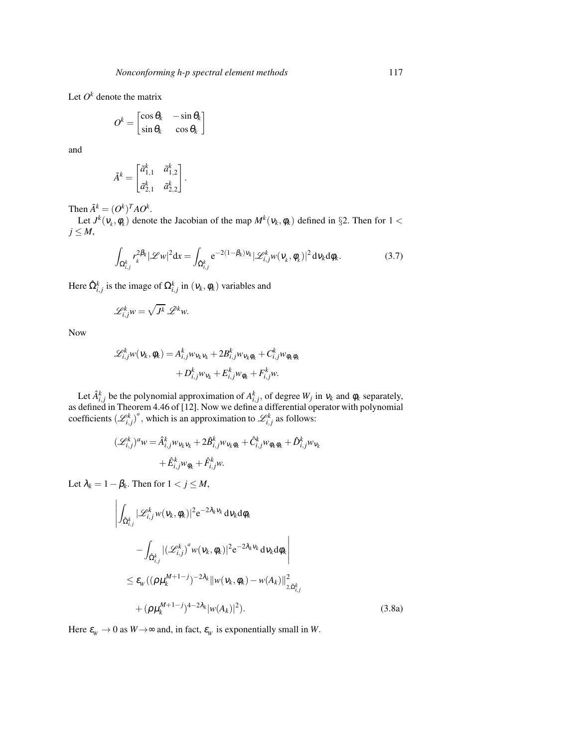Let $O^k$ denote the matrix

$$O^k = \begin{bmatrix} \cos\theta_k & -\sin\theta_k \\ \sin\theta_k & \cos\theta_k \end{bmatrix}$$

and

$$\tilde{A}^k = \begin{bmatrix} \tilde{a}^k_{1,1} & \tilde{a}^k_{1,2} \\ \tilde{a}^k_{2,1} & \tilde{a}^k_{2,2} \end{bmatrix}.$$

Then $\tilde{A}^k = (O^k)^T A O^k$.

Let $J^k(\nu_k, \phi_k)$ denote the Jacobian of the map $M^k(\nu_k, \phi_k)$ defined in §2. Then for $1 < j \leq M$,

$$\int_{\Omega^k_{i,j}} r_k^{2\beta_k} |\mathscr{L}w|^2 \mathrm{d}x = \int_{\hat{\Omega}^k_{i,j}} \mathrm{e}^{-2(1-\beta_k)\nu_k} |\mathscr{L}^k_{i,j} w(\nu_k, \phi_k)|^2 \,\mathrm{d}\nu_k \mathrm{d}\phi_k. \tag{3.7}$$

Here $\hat{\Omega}^k_{i,j}$ is the image of $\Omega^k_{i,j}$ in $(\nu_k, \phi_k)$ variables and

$$\mathscr{L}^k_{i,j} w = \sqrt{J^k}\, \hat{\mathscr{L}}^k w.$$

Now

$$\begin{aligned} \mathscr{L}^k_{i,j} w(\nu_k, \phi_k) &= A^k_{i,j} w_{\nu_k \nu_k} + 2B^k_{i,j} w_{\nu_k \phi_k} + C^k_{i,j} w_{\phi_k \phi_k} \\ &\quad + D^k_{i,j} w_{\nu_k} + E^k_{i,j} w_{\phi_k} + F^k_{i,j} w. \end{aligned}$$

Let $\hat{A}^k_{i,j}$ be the polynomial approximation of $A^k_{i,j}$, of degree $W_j$ in $\nu_k$ and $\phi_k$ separately, as defined in Theorem 4.46 of [12]. Now we define a differential operator with polynomial coefficients $(\mathscr{L}^k_{i,j})^a$, which is an approximation to $\mathscr{L}^k_{i,j}$ as follows:

$$\begin{aligned} (\mathscr{L}^k_{i,j})^a w &= \hat{A}^k_{i,j} w_{\nu_k \nu_k} + 2\hat{B}^k_{i,j} w_{\nu_k \phi_k} + \hat{C}^k_{i,j} w_{\phi_k \phi_k} + \hat{D}^k_{i,j} w_{\nu_k} \\ &\quad + \hat{E}^k_{i,j} w_{\phi_k} + \hat{F}^k_{i,j} w. \end{aligned}$$

Let $\lambda_k = 1 - \beta_k$. Then for $1 < j \leq M$,

$$\begin{aligned} &\left| \int_{\hat{\Omega}^k_{i,j}} |\mathscr{L}^k_{i,j} w(\nu_k, \phi_k)|^2 \mathrm{e}^{-2\lambda_k \nu_k} \,\mathrm{d}\nu_k \mathrm{d}\phi_k \right. \\ &\qquad \left. - \int_{\hat{\Omega}^k_{i,j}} |(\mathscr{L}^k_{i,j})^a w(\nu_k, \phi_k)|^2 \mathrm{e}^{-2\lambda_k \nu_k} \,\mathrm{d}\nu_k \mathrm{d}\phi_k \right| \\ &\leq \varepsilon_W \big( (\rho \mu_k^{M+1-j})^{-2\lambda_k} \| w(\nu_k, \phi_k) - w(A_k) \|^2_{2,\hat{\Omega}^k_{i,j}} \\ &\qquad + (\rho \mu_k^{M+1-j})^{4-2\lambda_k} |w(A_k)|^2 \big). \end{aligned} \tag{3.8a}$$

Here $\varepsilon_W \to 0$ as $W \to \infty$ and, in fact, $\varepsilon_W$ is exponentially small in $W$.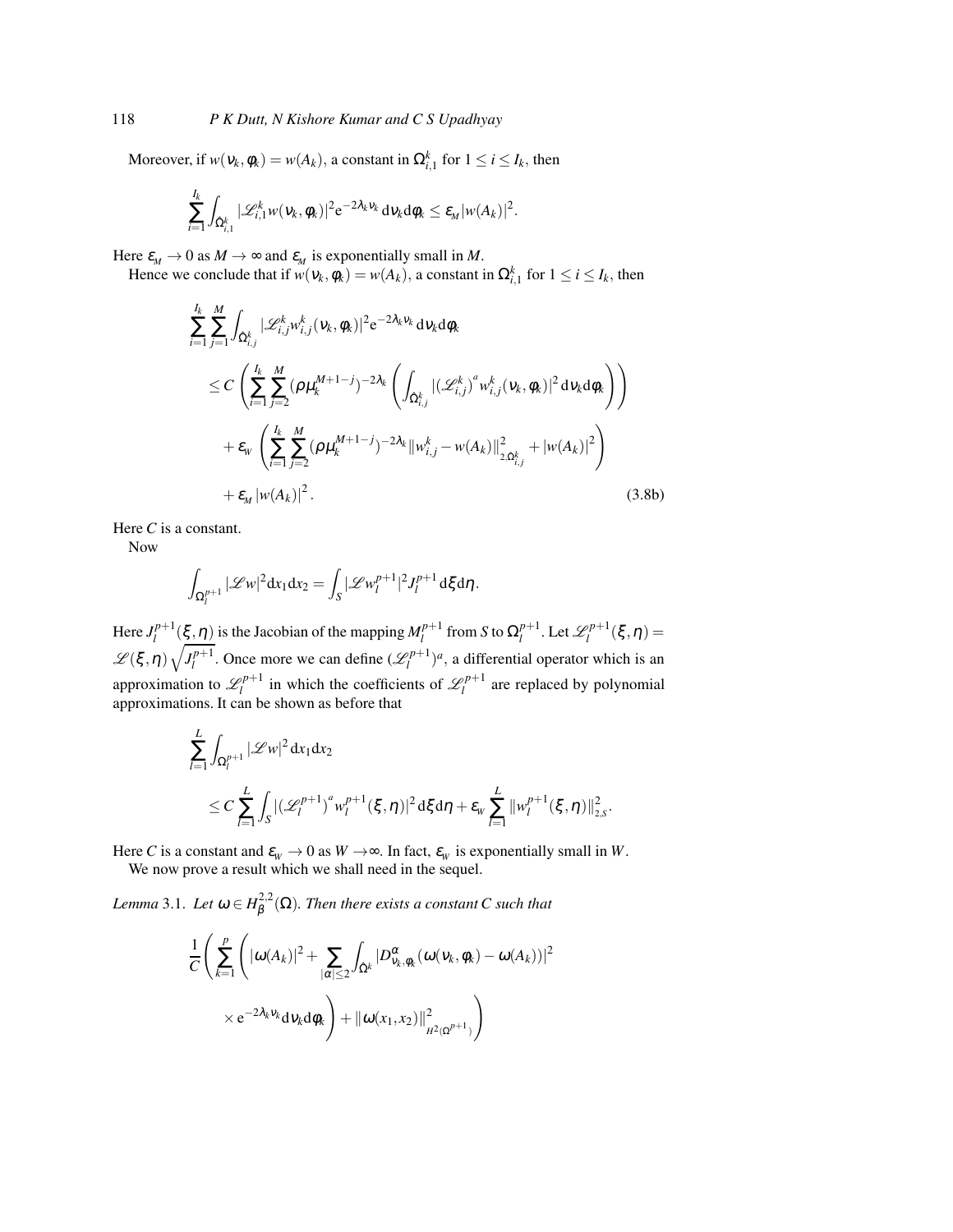Moreover, if $w(\nu_k,\phi_k) = w(A_k)$, a constant in $\Omega^k_{i,1}$ for $1 \le i \le I_k$, then

$$\sum_{i=1}^{I_k} \int_{\hat{\Omega}^k_{i,1}} |\mathscr{L}^k_{i,1} w(\nu_k,\phi_k)|^2 \mathrm{e}^{-2\lambda_k\nu_k}\, \mathrm{d}\nu_k \mathrm{d}\phi_k \le \varepsilon_M |w(A_k)|^2.$$

Here $\varepsilon_M \to 0$ as $M \to \infty$ and $\varepsilon_M$ is exponentially small in $M$.

Hence we conclude that if $w(\nu_k,\phi_k) = w(A_k)$, a constant in $\Omega^k_{i,1}$ for $1 \le i \le I_k$, then

$$\begin{aligned}
&\sum_{i=1}^{I_k}\sum_{j=1}^{M} \int_{\hat{\Omega}^k_{i,j}} |\mathscr{L}^k_{i,j} w^k_{i,j}(\nu_k,\phi_k)|^2 \mathrm{e}^{-2\lambda_k\nu_k}\, \mathrm{d}\nu_k \mathrm{d}\phi_k \\
&\quad \le C\left(\sum_{i=1}^{I_k}\sum_{j=2}^{M} (\rho\mu_k^{M+1-j})^{-2\lambda_k}\left(\int_{\hat{\Omega}^k_{i,j}} |(\mathscr{L}^k_{i,j})^a w^k_{i,j}(\nu_k,\phi_k)|^2\, \mathrm{d}\nu_k \mathrm{d}\phi_k\right)\right) \\
&\qquad + \varepsilon_W\left(\sum_{i=1}^{I_k}\sum_{j=2}^{M} (\rho\mu_k^{M+1-j})^{-2\lambda_k} \|w^k_{i,j} - w(A_k)\|^2_{2,\hat{\Omega}^k_{i,j}} + |w(A_k)|^2\right) \\
&\qquad + \varepsilon_M |w(A_k)|^2.
\end{aligned} \tag{3.8b}$$

Here $C$ is a constant.

Now

$$\int_{\Omega^{p+1}_l} |\mathscr{L}w|^2 \mathrm{d}x_1 \mathrm{d}x_2 = \int_S |\mathscr{L}w^{p+1}_l|^2 J^{p+1}_l\, \mathrm{d}\xi \mathrm{d}\eta.$$

Here $J^{p+1}_l(\xi,\eta)$ is the Jacobian of the mapping $M^{p+1}_l$ from $S$ to $\Omega^{p+1}_l$. Let $\mathscr{L}^{p+1}_l(\xi,\eta) = \mathscr{L}(\xi,\eta)\sqrt{J^{p+1}_l}$. Once more we can define $(\mathscr{L}^{p+1}_l)^a$, a differential operator which is an approximation to $\mathscr{L}^{p+1}_l$ in which the coefficients of $\mathscr{L}^{p+1}_l$ are replaced by polynomial approximations. It can be shown as before that

$$\begin{aligned}
&\sum_{l=1}^{L} \int_{\Omega^{p+1}_l} |\mathscr{L}w|^2 \mathrm{d}x_1 \mathrm{d}x_2 \\
&\quad \le C\sum_{l=1}^{L}\int_S |(\mathscr{L}^{p+1}_l)^a w^{p+1}_l(\xi,\eta)|^2 \mathrm{d}\xi \mathrm{d}\eta + \varepsilon_W \sum_{l=1}^{L} \|w^{p+1}_l(\xi,\eta)\|^2_{2,S}.
\end{aligned}$$

Here $C$ is a constant and $\varepsilon_W \to 0$ as $W \to \infty$. In fact, $\varepsilon_W$ is exponentially small in $W$.

We now prove a result which we shall need in the sequel.

*Lemma* 3.1. *Let $\omega \in H^{2,2}_\beta(\Omega)$. Then there exists a constant $C$ such that*

$$\begin{aligned}
\frac{1}{C}\Bigg(\sum_{k=1}^{p}\Bigg(|\omega(A_k)|^2 + \sum_{|\alpha|\le 2}\int_{\hat{\Omega}^k} |D^\alpha_{\nu_k,\phi_k}(\omega(\nu_k,\phi_k) - \omega(A_k))|^2 \\
\times \mathrm{e}^{-2\lambda_k\nu_k}\mathrm{d}\nu_k \mathrm{d}\phi_k\Bigg) + \|\omega(x_1,x_2)\|^2_{H^2(\Omega^{p+1})}\Bigg)
\end{aligned}$$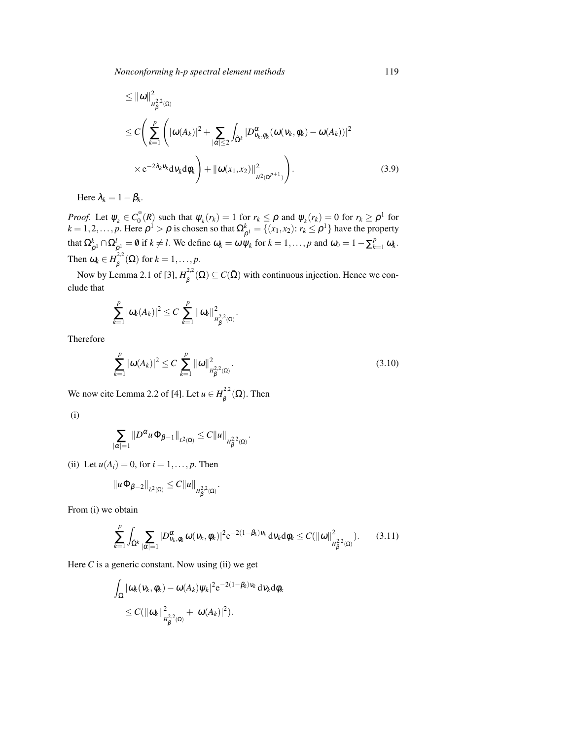$$
\begin{aligned}
&\leq \|\omega\|^2_{H^{2,2}_\beta(\Omega)} \\
&\leq C\Bigg(\sum_{k=1}^{p}\Bigg(|\omega(A_k)|^2+\sum_{|\alpha|\leq 2}\int_{\hat{\Omega}^k}|D^{\alpha}_{\nu_k,\phi_k}(\omega(\nu_k,\phi_k)-\omega(A_k))|^2 \\
&\qquad \times e^{-2\lambda_k\nu_k}d\nu_k d\phi_k\Bigg)+\|\omega(x_1,x_2)\|^2_{H^2(\Omega^{p+1})}\Bigg).
\end{aligned}
\tag{3.9}
$$

Here $\lambda_k = 1-\beta_k$.

*Proof.* Let $\psi_k \in C_0^{\infty}(R)$ such that $\psi_k(r_k)=1$ for $r_k \leq \rho$ and $\psi_k(r_k)=0$ for $r_k \geq \rho^1$ for $k=1,2,\ldots,p$. Here $\rho^1>\rho$ is chosen so that $\Omega^k_{\rho^1}=\{(x_1,x_2)\colon r_k\leq\rho^1\}$ have the property that $\Omega^k_{\rho^1}\cap\Omega^l_{\rho^1}=\emptyset$ if $k\neq l$. We define $\omega_k=\omega\psi_k$ for $k=1,\ldots,p$ and $\omega_0=1-\sum_{k=1}^{p}\omega_k$. Then $\omega_k\in H^{2,2}_{\beta}(\Omega)$ for $k=1,\ldots,p$.

Now by Lemma 2.1 of [3], $H^{2,2}_{\beta}(\Omega)\subseteq C(\bar{\Omega})$ with continuous injection. Hence we conclude that

$$
\sum_{k=1}^{p}|\omega_k(A_k)|^2 \leq C\sum_{k=1}^{p}\|\omega_k\|^2_{H^{2,2}_\beta(\Omega)}.
$$

Therefore

$$
\sum_{k=1}^{p}|\omega(A_k)|^2 \leq C\sum_{k=1}^{p}\|\omega\|^2_{H^{2,2}_\beta(\Omega)}.
\tag{3.10}
$$

We now cite Lemma 2.2 of [4]. Let $u\in H^{2,2}_{\beta}(\Omega)$. Then

(i)

$$
\sum_{|\alpha|=1}\|D^{\alpha}u\,\Phi_{\beta-1}\|_{L^2(\Omega)}\leq C\|u\|_{H^{2,2}_\beta(\Omega)}.
$$

(ii) Let $u(A_i)=0$, for $i=1,\ldots,p$. Then

$$
\|u\,\Phi_{\beta-2}\|_{L^2(\Omega)}\leq C\|u\|_{H^{2,2}_\beta(\Omega)}.
$$

From (i) we obtain

$$
\sum_{k=1}^{p}\int_{\hat{\Omega}^k}\sum_{|\alpha|=1}|D^{\alpha}_{\nu_k,\phi_k}\omega(\nu_k,\phi_k)|^2 e^{-2(1-\beta_k)\nu_k}d\nu_k d\phi_k \leq C(\|\omega\|^2_{H^{2,2}_\beta(\Omega)}).
\tag{3.11}
$$

Here $C$ is a generic constant. Now using (ii) we get

$$
\begin{aligned}
&\int_{\Omega}|\omega_k(\nu_k,\phi_k)-\omega(A_k)\psi_k|^2 e^{-2(1-\beta_k)\nu_k}d\nu_k d\phi_k \\
&\quad\leq C(\|\omega_k\|^2_{H^{2,2}_\beta(\Omega)}+|\omega(A_k)|^2).
\end{aligned}
$$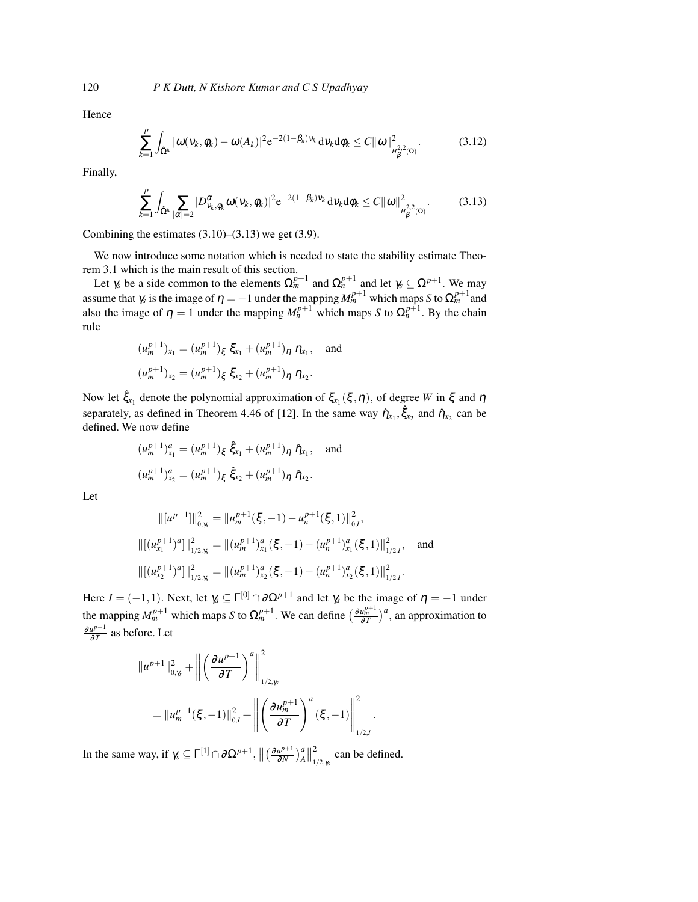Hence

$$\sum_{k=1}^{p} \int_{\hat{\Omega}^k} |\omega(\nu_k, \phi_k) - \omega(A_k)|^2 \mathrm{e}^{-2(1-\beta_k)\nu_k} \,\mathrm{d}\nu_k \mathrm{d}\phi_k \leq C \|\omega\|^2_{H^{2,2}_{\beta}(\Omega)}. \tag{3.12}$$

Finally,

$$\sum_{k=1}^{p} \int_{\hat{\Omega}^k} \sum_{|\alpha|=2} |D^{\alpha}_{\nu_k,\phi_k} \omega(\nu_k, \phi_k)|^2 \mathrm{e}^{-2(1-\beta_k)\nu_k} \,\mathrm{d}\nu_k \mathrm{d}\phi_k \leq C \|\omega\|^2_{H^{2,2}_{\beta}(\Omega)}. \tag{3.13}$$

Combining the estimates (3.10)–(3.13) we get (3.9).

We now introduce some notation which is needed to state the stability estimate Theorem 3.1 which is the main result of this section.

Let $\gamma_s$ be a side common to the elements $\Omega^{p+1}_m$ and $\Omega^{p+1}_n$ and let $\gamma_s \subseteq \Omega^{p+1}$. We may assume that $\gamma_s$ is the image of $\eta = -1$ under the mapping $M^{p+1}_m$ which maps $S$ to $\Omega^{p+1}_m$ and also the image of $\eta = 1$ under the mapping $M^{p+1}_n$ which maps $S$ to $\Omega^{p+1}_n$. By the chain rule

$$\begin{aligned}
(u^{p+1}_m)_{x_1} &= (u^{p+1}_m)_{\xi}\ \xi_{x_1} + (u^{p+1}_m)_{\eta}\ \eta_{x_1}, \quad \text{and} \\
(u^{p+1}_m)_{x_2} &= (u^{p+1}_m)_{\xi}\ \xi_{x_2} + (u^{p+1}_m)_{\eta}\ \eta_{x_2}.
\end{aligned}$$

Now let $\hat{\xi}_{x_1}$ denote the polynomial approximation of $\xi_{x_1}(\xi, \eta)$, of degree $W$ in $\xi$ and $\eta$ separately, as defined in Theorem 4.46 of [12]. In the same way $\hat{\eta}_{x_1}, \hat{\xi}_{x_2}$ and $\hat{\eta}_{x_2}$ can be defined. We now define

$$\begin{aligned}
(u^{p+1}_m)^a_{x_1} &= (u^{p+1}_m)_{\xi}\ \hat{\xi}_{x_1} + (u^{p+1}_m)_{\eta}\ \hat{\eta}_{x_1}, \quad \text{and} \\
(u^{p+1}_m)^a_{x_2} &= (u^{p+1}_m)_{\xi}\ \hat{\xi}_{x_2} + (u^{p+1}_m)_{\eta}\ \hat{\eta}_{x_2}.
\end{aligned}$$

Let

$$\begin{aligned}
\|[u^{p+1}]\|^2_{0,\gamma_s} &= \|u^{p+1}_m(\xi,-1) - u^{p+1}_n(\xi,1)\|^2_{0,I}, \\
\|[(u^{p+1}_{x_1})^a]\|^2_{1/2,\gamma_s} &= \|(u^{p+1}_m)^a_{x_1}(\xi,-1) - (u^{p+1}_n)^a_{x_1}(\xi,1)\|^2_{1/2,I}, \quad \text{and} \\
\|[(u^{p+1}_{x_2})^a]\|^2_{1/2,\gamma_s} &= \|(u^{p+1}_m)^a_{x_2}(\xi,-1) - (u^{p+1}_n)^a_{x_2}(\xi,1)\|^2_{1/2,I}.
\end{aligned}$$

Here $I = (-1,1)$. Next, let $\gamma_s \subseteq \Gamma^{[0]} \cap \partial\Omega^{p+1}$ and let $\gamma_s$ be the image of $\eta = -1$ under the mapping $M^{p+1}_m$ which maps $S$ to $\Omega^{p+1}_m$. We can define $\left(\frac{\partial u^{p+1}_m}{\partial T}\right)^a$, an approximation to $\frac{\partial u^{p+1}}{\partial T}$ as before. Let

$$\begin{aligned}
&\|u^{p+1}\|^2_{0,\gamma_s} + \left\| \left(\frac{\partial u^{p+1}}{\partial T}\right)^a \right\|^2_{1/2,\gamma_s} \\
&\quad = \|u^{p+1}_m(\xi,-1)\|^2_{0,I} + \left\| \left(\frac{\partial u^{p+1}_m}{\partial T}\right)^a (\xi,-1) \right\|^2_{1/2,I}.
\end{aligned}$$

In the same way, if $\gamma_s \subseteq \Gamma^{[1]} \cap \partial\Omega^{p+1}$, $\left\| \left(\frac{\partial u^{p+1}}{\partial N}\right)^a_A \right\|^2_{1/2,\gamma_s}$ can be defined.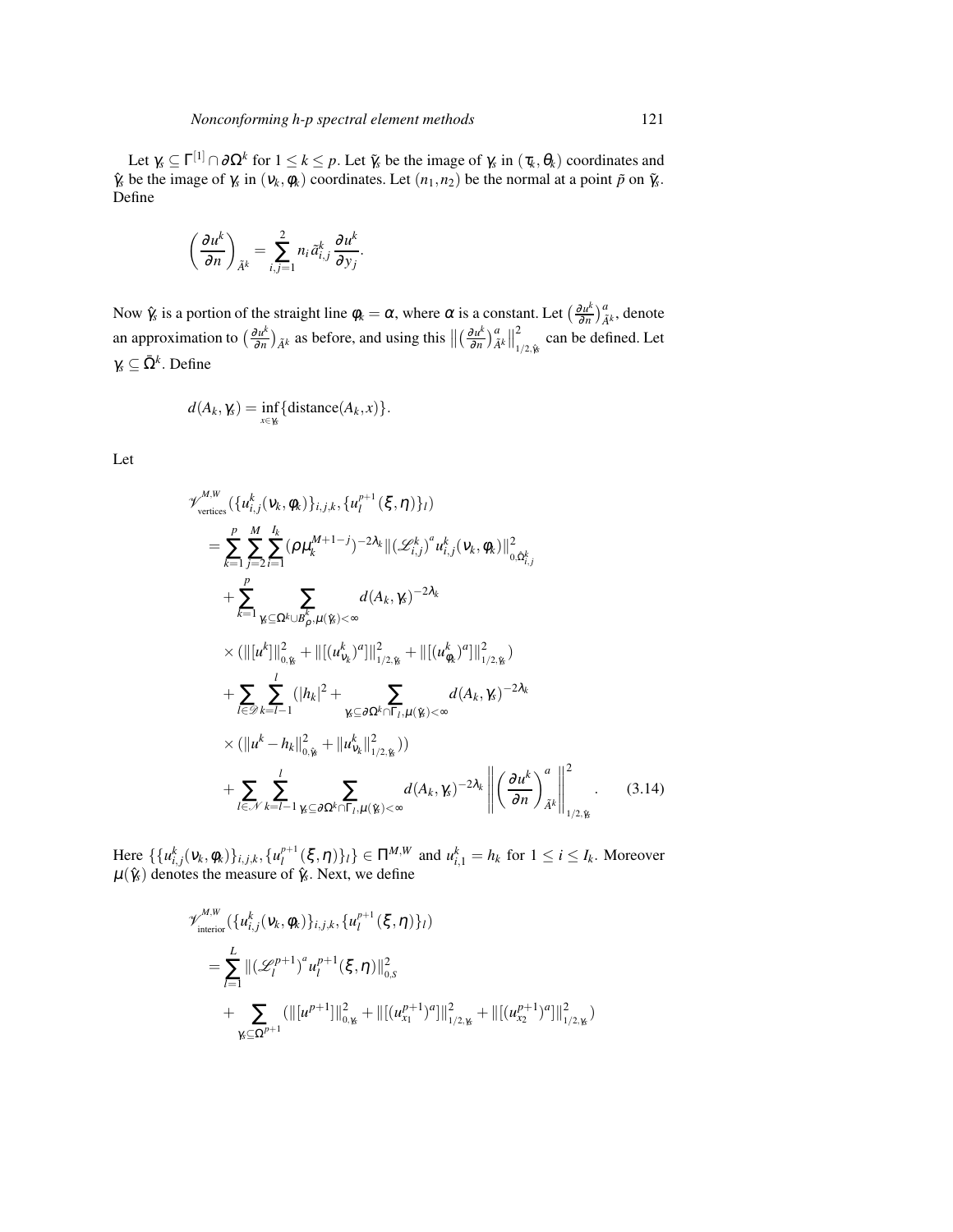Let $\gamma_s \subseteq \Gamma^{[1]} \cap \partial\Omega^k$ for $1 \le k \le p$. Let $\tilde{\gamma}_s$ be the image of $\gamma_s$ in $(\tau_k, \theta_k)$ coordinates and $\hat{\gamma}_s$ be the image of $\gamma_s$ in $(\nu_k, \phi_k)$ coordinates. Let $(n_1, n_2)$ be the normal at a point $\tilde{p}$ on $\tilde{\gamma}_s$. Define

$$\left(\frac{\partial u^k}{\partial n}\right)_{\tilde{A}^k} = \sum_{i,j=1}^{2} n_i \tilde{a}_{i,j}^k \frac{\partial u^k}{\partial y_j}.$$

Now $\hat{\gamma}_s$ is a portion of the straight line $\phi_k = \alpha$, where $\alpha$ is a constant. Let $\left(\frac{\partial u^k}{\partial n}\right)^a_{\tilde{A}^k}$, denote an approximation to $\left(\frac{\partial u^k}{\partial n}\right)_{\tilde{A}^k}$ as before, and using this $\left\|\left(\frac{\partial u^k}{\partial n}\right)^a_{\tilde{A}^k}\right\|^2_{1/2,\hat{\gamma}_s}$ can be defined. Let $\gamma_s \subseteq \bar{\Omega}^k$. Define

$$d(A_k, \gamma_s) = \inf_{x \in \gamma_s} \{\text{distance}(A_k, x)\}.$$

Let

$$
\begin{aligned}
&\mathscr{V}^{M,W}_{\text{vertices}}(\{u^k_{i,j}(\nu_k, \phi_k)\}_{i,j,k}, \{u^{p+1}_l(\xi, \eta)\}_l) \\
&= \sum_{k=1}^{p} \sum_{j=2}^{M} \sum_{i=1}^{I_k} (\rho \mu_k^{M+1-j})^{-2\lambda_k} \|(\mathscr{L}^k_{i,j})^a u^k_{i,j}(\nu_k, \phi_k)\|^2_{0,\hat{\Omega}^k_{i,j}} \\
&\quad + \sum_{k=1}^{p} \sum_{\gamma_s \subseteq \Omega^k \cup B^k_\rho, \mu(\hat{\gamma}_s) < \infty} d(A_k, \gamma_s)^{-2\lambda_k} \\
&\quad \times (\|[u^k]\|^2_{0,\hat{\gamma}_s} + \|[(u^k_{\nu_k})^a]\|^2_{1/2,\hat{\gamma}_s} + \|[(u^k_{\phi_k})^a]\|^2_{1/2,\hat{\gamma}_s}) \\
&\quad + \sum_{l \in \mathscr{D}} \sum_{k=l-1}^{l} (|h_k|^2 + \sum_{\gamma_s \subseteq \partial\Omega^k \cap \Gamma_l, \mu(\hat{\gamma}_s) < \infty} d(A_k, \gamma_s)^{-2\lambda_k} \\
&\quad \times (\|u^k - h_k\|^2_{0,\hat{\gamma}_s} + \|u^k_{\nu_k}\|^2_{1/2,\hat{\gamma}_s})) \\
&\quad + \sum_{l \in \mathscr{N}} \sum_{k=l-1}^{l} \sum_{\gamma_s \subseteq \partial\Omega^k \cap \Gamma_l, \mu(\hat{\gamma}_s) < \infty} d(A_k, \gamma_s)^{-2\lambda_k} \left\|\left(\frac{\partial u^k}{\partial n}\right)^a_{\tilde{A}^k}\right\|^2_{1/2,\hat{\gamma}_s}. \qquad (3.14)
\end{aligned}
$$

Here $\{\{u^k_{i,j}(\nu_k, \phi_k)\}_{i,j,k}, \{u^{p+1}_l(\xi, \eta)\}_l\} \in \Pi^{M,W}$ and $u^k_{i,1} = h_k$ for $1 \le i \le I_k$. Moreover $\mu(\hat{\gamma}_s)$ denotes the measure of $\hat{\gamma}_s$. Next, we define

$$
\begin{aligned}
&\mathscr{V}^{M,W}_{\text{interior}}(\{u^k_{i,j}(\nu_k, \phi_k)\}_{i,j,k}, \{u^{p+1}_l(\xi, \eta)\}_l) \\
&= \sum_{l=1}^{L} \|(\mathscr{L}^{p+1}_l)^a u^{p+1}_l(\xi, \eta)\|^2_{0,S} \\
&\quad + \sum_{\gamma_s \subseteq \Omega^{p+1}} (\|[u^{p+1}]\|^2_{0,\gamma_s} + \|[(u^{p+1}_{x_1})^a]\|^2_{1/2,\gamma_s} + \|[(u^{p+1}_{x_2})^a]\|^2_{1/2,\gamma_s})
\end{aligned}
$$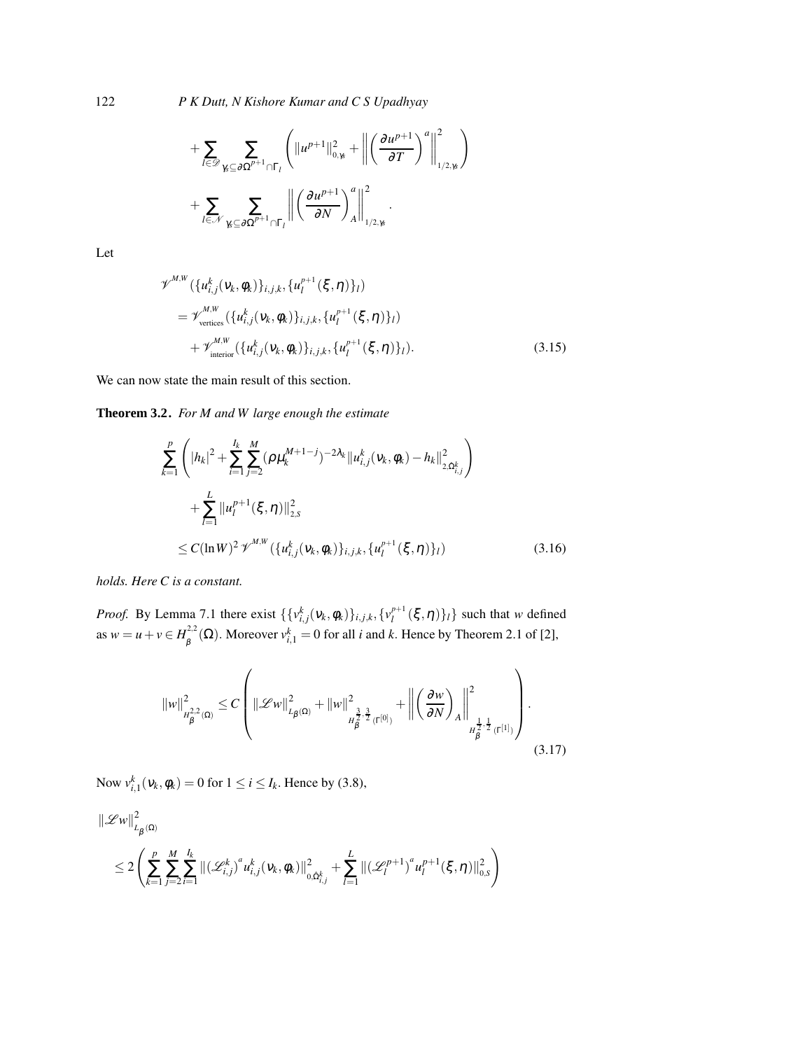$$
+\sum_{l\in\mathscr{D}}\sum_{\gamma_s\subseteq\partial\Omega^{p+1}\cap\Gamma_l}\left(\|u^{p+1}\|^2_{0,\gamma_s}+\left\|\left(\frac{\partial u^{p+1}}{\partial T}\right)^a\right\|^2_{1/2,\gamma_s}\right)
$$

$$
+\sum_{l\in\mathscr{N}}\sum_{\gamma_s\subseteq\partial\Omega^{p+1}\cap\Gamma_l}\left\|\left(\frac{\partial u^{p+1}}{\partial N}\right)^a_A\right\|^2_{1/2,\gamma_s}.
$$

Let

$$
\begin{aligned}
&\mathscr{V}^{M,W}(\{u^k_{i,j}(\nu_k,\phi_k)\}_{i,j,k},\{u^{p+1}_l(\xi,\eta)\}_l)\\
&=\mathscr{V}^{M,W}_{\text{vertices}}(\{u^k_{i,j}(\nu_k,\phi_k)\}_{i,j,k},\{u^{p+1}_l(\xi,\eta)\}_l)\\
&\quad+\mathscr{V}^{M,W}_{\text{interior}}(\{u^k_{i,j}(\nu_k,\phi_k)\}_{i,j,k},\{u^{p+1}_l(\xi,\eta)\}_l).
\end{aligned}\tag{3.15}
$$

We can now state the main result of this section.

**Theorem 3.2.** *For $M$ and $W$ large enough the estimate*

$$
\begin{aligned}
&\sum_{k=1}^{p}\left(|h_k|^2+\sum_{i=1}^{I_k}\sum_{j=2}^{M}(\rho\mu_k^{M+1-j})^{-2\lambda_k}\|u^k_{i,j}(\nu_k,\phi_k)-h_k\|^2_{2,\tilde{\Omega}^k_{i,j}}\right)\\
&\quad+\sum_{l=1}^{L}\|u^{p+1}_l(\xi,\eta)\|^2_{2,S}\\
&\leq C(\ln W)^2\,\mathscr{V}^{M,W}(\{u^k_{i,j}(\nu_k,\phi_k)\}_{i,j,k},\{u^{p+1}_l(\xi,\eta)\}_l)
\end{aligned}\tag{3.16}
$$

*holds. Here $C$ is a constant.*

*Proof.* By Lemma 7.1 there exist $\{\{v^k_{i,j}(\nu_k,\phi_k)\}_{i,j,k},\{v^{p+1}_l(\xi,\eta)\}_l\}$ such that $w$ defined as $w=u+v\in H^{2,2}_\beta(\Omega)$. Moreover $v^k_{i,1}=0$ for all $i$ and $k$. Hence by Theorem 2.1 of [2],

$$
\|w\|^2_{H^{2,2}_\beta(\Omega)}\leq C\left(\|\mathscr{L}w\|^2_{L_\beta(\Omega)}+\|w\|^2_{H^{\frac{3}{2},\frac{3}{2}}_\beta(\Gamma^{[0]})}+\left\|\left(\frac{\partial w}{\partial N}\right)_A\right\|^2_{H^{\frac{1}{2},\frac{1}{2}}_\beta(\Gamma^{[1]})}\right).\tag{3.17}
$$

Now $v^k_{i,1}(\nu_k,\phi_k)=0$ for $1\leq i\leq I_k$. Hence by (3.8),

$$
\begin{aligned}
&\|\mathscr{L}w\|^2_{L_\beta(\Omega)}\\
&\leq 2\left(\sum_{k=1}^{p}\sum_{j=2}^{M}\sum_{i=1}^{I_k}\|(\mathscr{L}^k_{i,j})^a u^k_{i,j}(\nu_k,\phi_k)\|^2_{0,\hat{\Omega}^k_{i,j}}+\sum_{l=1}^{L}\|(\mathscr{L}^{p+1}_l)^a u^{p+1}_l(\xi,\eta)\|^2_{0,S}\right)
\end{aligned}
$$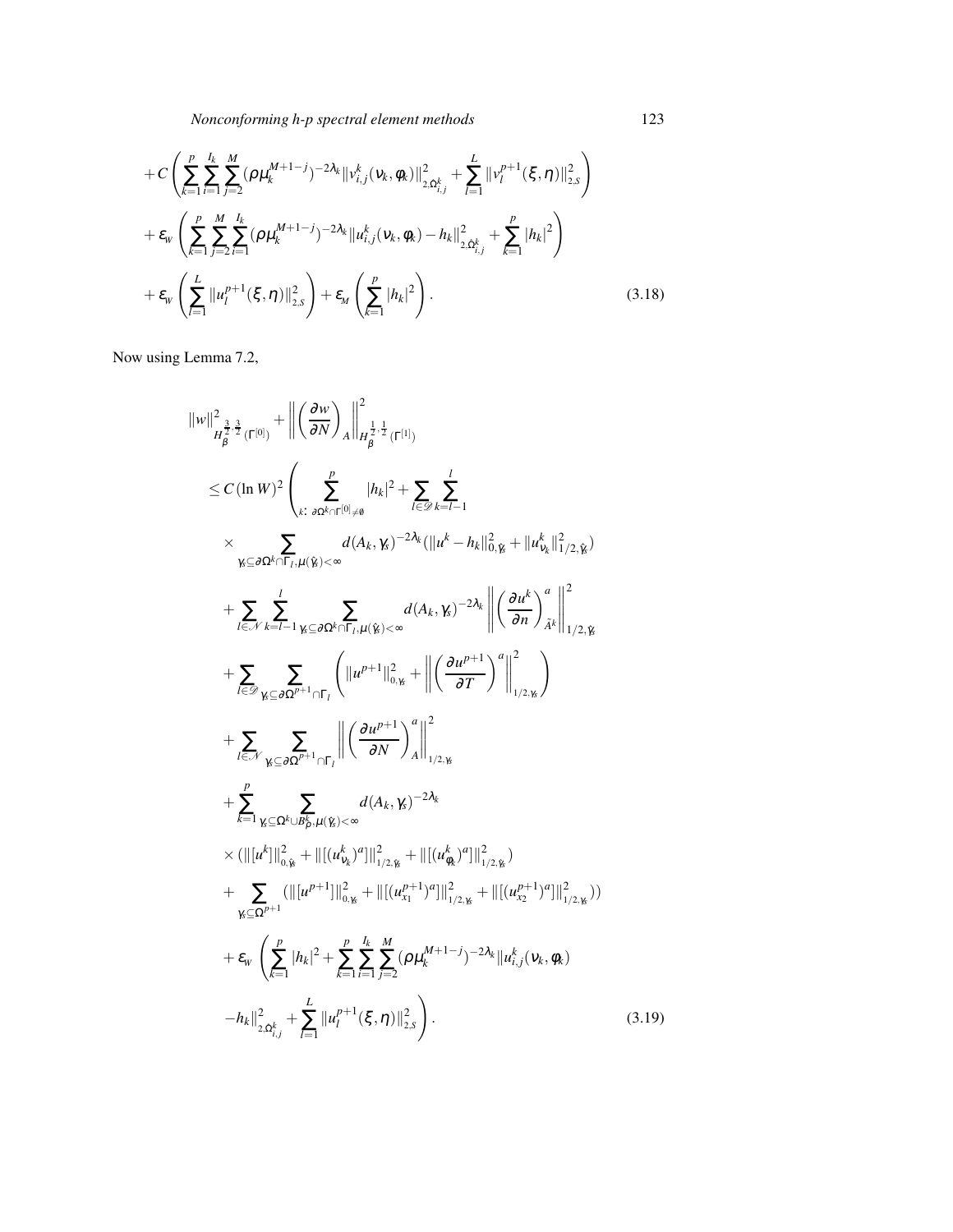$$
\begin{aligned}
&+C\left(\sum_{k=1}^{p}\sum_{i=1}^{I_k}\sum_{j=2}^{M}(\rho\mu_k^{M+1-j})^{-2\lambda_k}\|v_{i,j}^k(\nu_k,\phi_k)\|^2_{2,\hat{\Omega}_{i,j}^k}+\sum_{l=1}^{L}\|v_l^{p+1}(\xi,\eta)\|^2_{2,S}\right)\\
&+\varepsilon_W\left(\sum_{k=1}^{p}\sum_{j=2}^{M}\sum_{i=1}^{I_k}(\rho\mu_k^{M+1-j})^{-2\lambda_k}\|u_{i,j}^k(\nu_k,\phi_k)-h_k\|^2_{2,\hat{\Omega}_{i,j}^k}+\sum_{k=1}^{p}|h_k|^2\right)\\
&+\varepsilon_W\left(\sum_{l=1}^{L}\|u_l^{p+1}(\xi,\eta)\|^2_{2,S}\right)+\varepsilon_M\left(\sum_{k=1}^{p}|h_k|^2\right). \qquad (3.18)
\end{aligned}
$$

Now using Lemma 7.2,

$$
\begin{aligned}
&\|w\|^2_{H_\beta^{\frac{3}{2},\frac{3}{2}}(\Gamma^{[0]})}+\left\|\left(\frac{\partial w}{\partial N}\right)_A\right\|^2_{H_\beta^{\frac{1}{2},\frac{1}{2}}(\Gamma^{[1]})}\\
&\leq C(\ln W)^2\left(\sum_{k:\ \partial\Omega^k\cap\Gamma^{[0]}\neq\emptyset}^{p}|h_k|^2+\sum_{l\in\mathscr{D}}\sum_{k=l-1}^{l}\right.\\
&\quad\times\sum_{\gamma_s\subseteq\partial\Omega^k\cap\Gamma_l,\mu(\hat{\gamma}_s)<\infty}d(A_k,\gamma_s)^{-2\lambda_k}(\|u^k-h_k\|^2_{0,\hat{\gamma}_s}+\|u^k_{\nu_k}\|^2_{1/2,\hat{\gamma}_s})\\
&\quad+\sum_{l\in\mathscr{N}}\sum_{k=l-1}^{l}\sum_{\gamma_s\subseteq\partial\Omega^k\cap\Gamma_l,\mu(\hat{\gamma}_s)<\infty}d(A_k,\gamma_s)^{-2\lambda_k}\left\|\left(\frac{\partial u^k}{\partial n}\right)^a_{\tilde{A}^k}\right\|^2_{1/2,\hat{\gamma}_s}\\
&\quad+\sum_{l\in\mathscr{D}}\sum_{\gamma_s\subseteq\partial\Omega^{p+1}\cap\Gamma_l}\left(\|u^{p+1}\|^2_{0,\gamma_s}+\left\|\left(\frac{\partial u^{p+1}}{\partial T}\right)^a\right\|^2_{1/2,\gamma_s}\right)\\
&\quad+\sum_{l\in\mathscr{N}}\sum_{\gamma_s\subseteq\partial\Omega^{p+1}\cap\Gamma_l}\left\|\left(\frac{\partial u^{p+1}}{\partial N}\right)^a_A\right\|^2_{1/2,\gamma_s}\\
&\quad+\sum_{k=1}^{p}\sum_{\gamma_s\subseteq\Omega^k\cup B_\rho^k,\mu(\hat{\gamma}_s)<\infty}d(A_k,\gamma_s)^{-2\lambda_k}\\
&\quad\times(\|[u^k]\|^2_{0,\hat{\gamma}_s}+\|[(u^k_{\nu_k})^a]\|^2_{1/2,\hat{\gamma}_s}+\|[(u^k_{\phi_k})^a]\|^2_{1/2,\hat{\gamma}_s})\\
&\quad+\sum_{\gamma_s\subseteq\Omega^{p+1}}(\|[u^{p+1}]\|^2_{0,\gamma_s}+\|[(u^{p+1}_{x_1})^a]\|^2_{1/2,\gamma_s}+\|[(u^{p+1}_{x_2})^a]\|^2_{1/2,\gamma_s}))\\
&\quad+\varepsilon_W\left(\sum_{k=1}^{p}|h_k|^2+\sum_{k=1}^{p}\sum_{i=1}^{I_k}\sum_{j=2}^{M}(\rho\mu_k^{M+1-j})^{-2\lambda_k}\|u^k_{i,j}(\nu_k,\phi_k)\right.\\
&\quad\left.-h_k\|^2_{2,\hat{\Omega}^k_{i,j}}+\sum_{l=1}^{L}\|u_l^{p+1}(\xi,\eta)\|^2_{2,S}\right). \qquad (3.19)
\end{aligned}
$$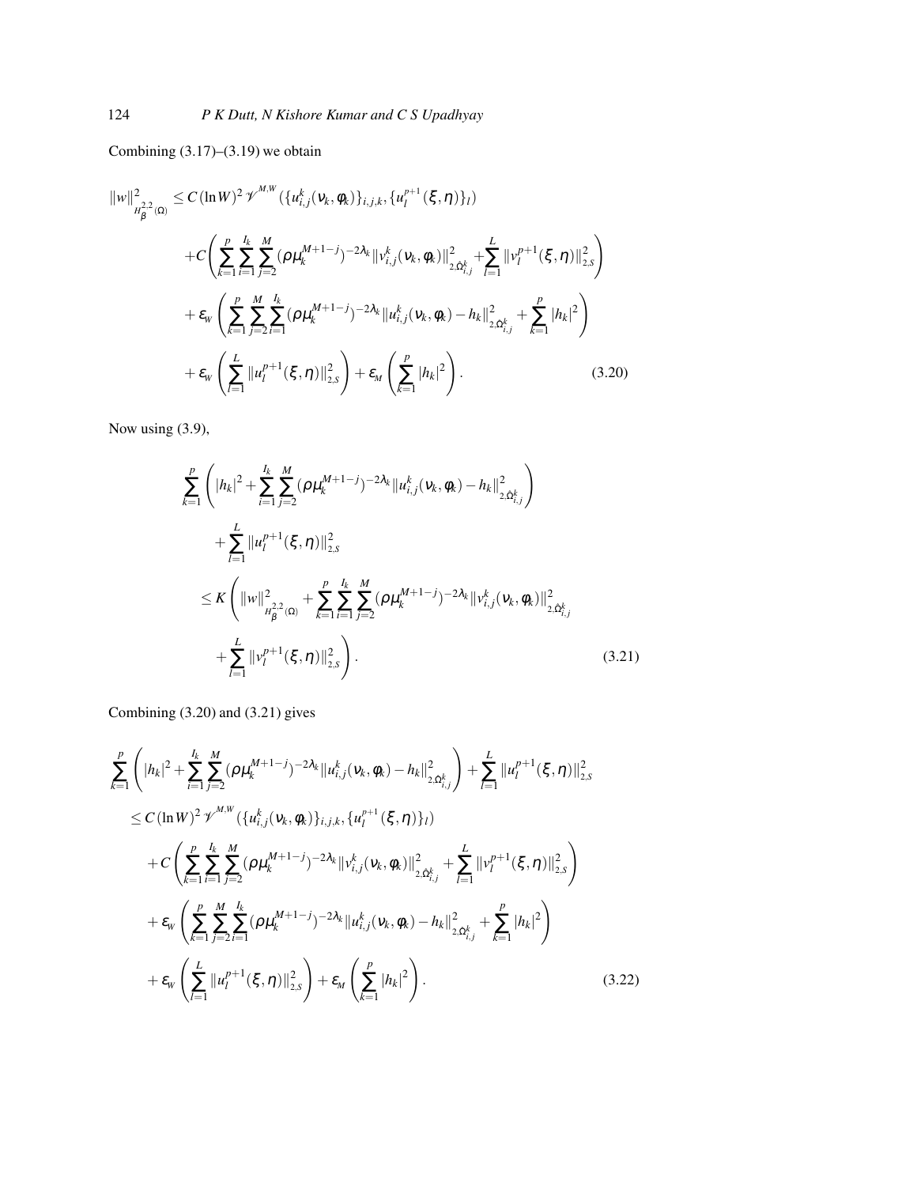Combining (3.17)–(3.19) we obtain

$$
\begin{aligned}
\|w\|^2_{H^{2,2}_\beta(\Omega)} &\leq C(\ln W)^2 \mathscr{V}^{M,W}(\{u^k_{i,j}(\nu_k,\phi_k)\}_{i,j,k}, \{u^{p+1}_l(\xi,\eta)\}_l) \\
&\quad + C\left(\sum_{k=1}^{p}\sum_{i=1}^{I_k}\sum_{j=2}^{M}(\rho\mu_k^{M+1-j})^{-2\lambda_k}\|v^k_{i,j}(\nu_k,\phi_k)\|^2_{2,\hat{\Omega}^k_{i,j}} + \sum_{l=1}^{L}\|v^{p+1}_l(\xi,\eta)\|^2_{2,S}\right) \\
&\quad + \varepsilon_W\left(\sum_{k=1}^{p}\sum_{j=2}^{M}\sum_{i=1}^{I_k}(\rho\mu_k^{M+1-j})^{-2\lambda_k}\|u^k_{i,j}(\nu_k,\phi_k) - h_k\|^2_{2,\hat{\Omega}^k_{i,j}} + \sum_{k=1}^{p}|h_k|^2\right) \\
&\quad + \varepsilon_W\left(\sum_{l=1}^{L}\|u^{p+1}_l(\xi,\eta)\|^2_{2,S}\right) + \varepsilon_M\left(\sum_{k=1}^{p}|h_k|^2\right).
\end{aligned} \tag{3.20}
$$

Now using (3.9),

$$
\begin{aligned}
&\sum_{k=1}^{p}\left(|h_k|^2 + \sum_{i=1}^{I_k}\sum_{j=2}^{M}(\rho\mu_k^{M+1-j})^{-2\lambda_k}\|u^k_{i,j}(\nu_k,\phi_k) - h_k\|^2_{2,\hat{\Omega}^k_{i,j}}\right) \\
&\quad + \sum_{l=1}^{L}\|u^{p+1}_l(\xi,\eta)\|^2_{2,S} \\
&\leq K\left(\|w\|^2_{H^{2,2}_\beta(\Omega)} + \sum_{k=1}^{p}\sum_{i=1}^{I_k}\sum_{j=2}^{M}(\rho\mu_k^{M+1-j})^{-2\lambda_k}\|v^k_{i,j}(\nu_k,\phi_k)\|^2_{2,\hat{\Omega}^k_{i,j}}\right. \\
&\quad \left. + \sum_{l=1}^{L}\|v^{p+1}_l(\xi,\eta)\|^2_{2,S}\right).
\end{aligned} \tag{3.21}
$$

Combining (3.20) and (3.21) gives

$$
\begin{aligned}
&\sum_{k=1}^{p}\left(|h_k|^2 + \sum_{i=1}^{I_k}\sum_{j=2}^{M}(\rho\mu_k^{M+1-j})^{-2\lambda_k}\|u^k_{i,j}(\nu_k,\phi_k) - h_k\|^2_{2,\hat{\Omega}^k_{i,j}}\right) + \sum_{l=1}^{L}\|u^{p+1}_l(\xi,\eta)\|^2_{2,S} \\
&\leq C(\ln W)^2 \mathscr{V}^{M,W}(\{u^k_{i,j}(\nu_k,\phi_k)\}_{i,j,k}, \{u^{p+1}_l(\xi,\eta)\}_l) \\
&\quad + C\left(\sum_{k=1}^{p}\sum_{i=1}^{I_k}\sum_{j=2}^{M}(\rho\mu_k^{M+1-j})^{-2\lambda_k}\|v^k_{i,j}(\nu_k,\phi_k)\|^2_{2,\hat{\Omega}^k_{i,j}} + \sum_{l=1}^{L}\|v^{p+1}_l(\xi,\eta)\|^2_{2,S}\right) \\
&\quad + \varepsilon_W\left(\sum_{k=1}^{p}\sum_{j=2}^{M}\sum_{i=1}^{I_k}(\rho\mu_k^{M+1-j})^{-2\lambda_k}\|u^k_{i,j}(\nu_k,\phi_k) - h_k\|^2_{2,\hat{\Omega}^k_{i,j}} + \sum_{k=1}^{p}|h_k|^2\right) \\
&\quad + \varepsilon_W\left(\sum_{l=1}^{L}\|u^{p+1}_l(\xi,\eta)\|^2_{2,S}\right) + \varepsilon_M\left(\sum_{k=1}^{p}|h_k|^2\right).
\end{aligned} \tag{3.22}
$$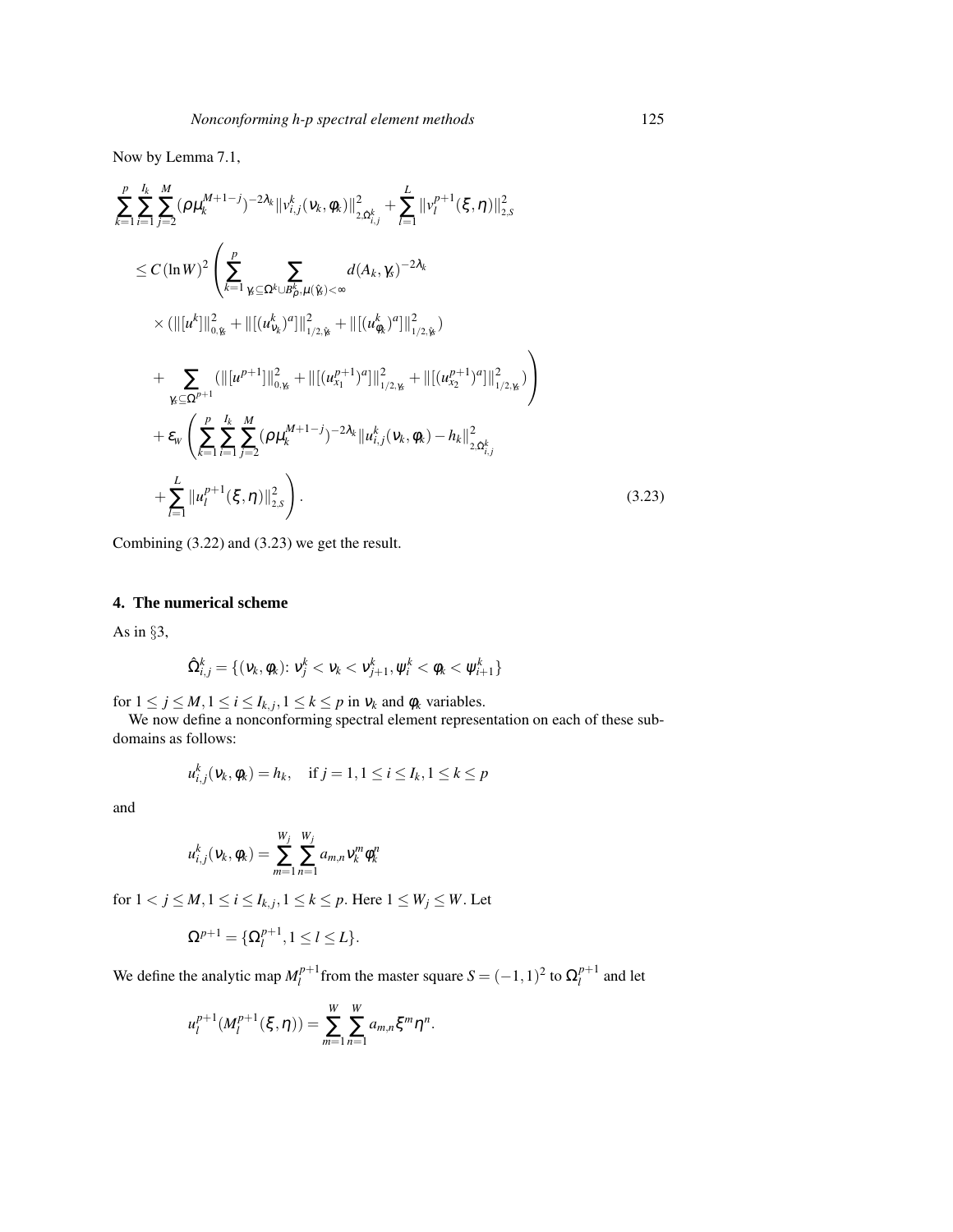Now by Lemma 7.1,

$$
\begin{aligned}
&\sum_{k=1}^{p}\sum_{i=1}^{I_k}\sum_{j=2}^{M}(\rho\mu_k^{M+1-j})^{-2\lambda_k}\|v_{i,j}^k(\nu_k,\phi_k)\|_{2,\hat{\Omega}_{i,j}^k}^2+\sum_{l=1}^{L}\|v_l^{p+1}(\xi,\eta)\|_{2,S}^2\\
&\leq C(\ln W)^2\left(\sum_{k=1}^{p}\sum_{\gamma_s\subseteq\Omega^k\cup B_\rho^k,\mu(\hat{\gamma}_s)<\infty} d(A_k,\gamma_s)^{-2\lambda_k}\right.\\
&\quad\times(\|[u^k]\|_{0,\hat{\gamma}_s}^2+\|[(u_{\nu_k}^k)^a]\|_{1/2,\hat{\gamma}_s}^2+\|[(u_{\phi_k}^k)^a]\|_{1/2,\hat{\gamma}_s}^2)\\
&\quad\left.+\sum_{\gamma_s\subseteq\Omega^{p+1}}(\|[u^{p+1}]\|_{0,\gamma_s}^2+\|[(u_{x_1}^{p+1})^a]\|_{1/2,\gamma_s}^2+\|[(u_{x_2}^{p+1})^a]\|_{1/2,\gamma_s}^2)\right)\\
&\quad+\varepsilon_W\left(\sum_{k=1}^{p}\sum_{i=1}^{I_k}\sum_{j=2}^{M}(\rho\mu_k^{M+1-j})^{-2\lambda_k}\|u_{i,j}^k(\nu_k,\phi_k)-h_k\|_{2,\hat{\Omega}_{i,j}^k}^2\right.\\
&\quad\left.+\sum_{l=1}^{L}\|u_l^{p+1}(\xi,\eta)\|_{2,S}^2\right). \qquad (3.23)
\end{aligned}
$$

Combining (3.22) and (3.23) we get the result.

## 4. The numerical scheme

As in §3,

$$\hat{\Omega}_{i,j}^k=\{(\nu_k,\phi_k)\colon \nu_j^k<\nu_k<\nu_{j+1}^k,\psi_i^k<\phi_k<\psi_{i+1}^k\}$$

for $1\leq j\leq M, 1\leq i\leq I_{k,j}, 1\leq k\leq p$ in $\nu_k$ and $\phi_k$ variables.

We now define a nonconforming spectral element representation on each of these subdomains as follows:

$$u_{i,j}^k(\nu_k,\phi_k)=h_k,\quad \text{if } j=1, 1\leq i\leq I_k, 1\leq k\leq p$$

and

$$u_{i,j}^k(\nu_k,\phi_k)=\sum_{m=1}^{W_j}\sum_{n=1}^{W_j}a_{m,n}\nu_k^m\phi_k^n$$

for $1<j\leq M, 1\leq i\leq I_{k,j}, 1\leq k\leq p$. Here $1\leq W_j\leq W$. Let

$$\Omega^{p+1}=\{\Omega_l^{p+1}, 1\leq l\leq L\}.$$

We define the analytic map $M_l^{p+1}$ from the master square $S=(-1,1)^2$ to $\Omega_l^{p+1}$ and let

$$u_l^{p+1}(M_l^{p+1}(\xi,\eta))=\sum_{m=1}^{W}\sum_{n=1}^{W}a_{m,n}\xi^m\eta^n.$$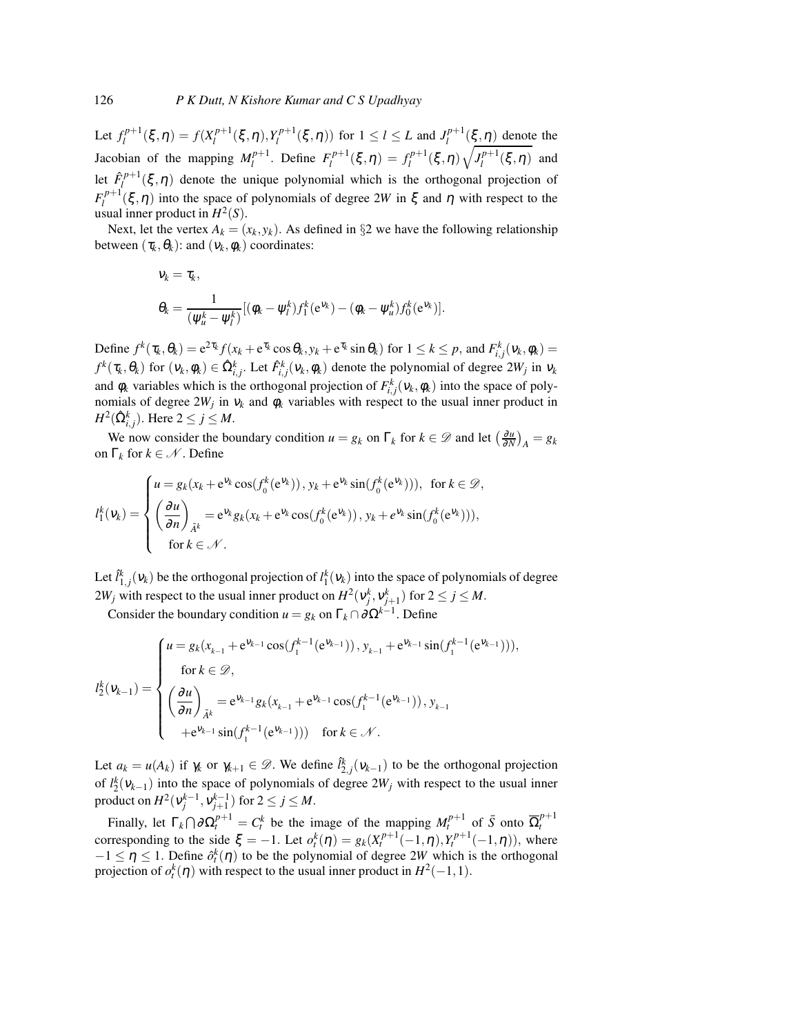Let $f_l^{p+1}(\xi,\eta) = f(X_l^{p+1}(\xi,\eta), Y_l^{p+1}(\xi,\eta))$ for $1 \leq l \leq L$ and $J_l^{p+1}(\xi,\eta)$ denote the Jacobian of the mapping $M_l^{p+1}$. Define $F_l^{p+1}(\xi,\eta) = f_l^{p+1}(\xi,\eta)\sqrt{J_l^{p+1}(\xi,\eta)}$ and let $\hat{F}_l^{p+1}(\xi,\eta)$ denote the unique polynomial which is the orthogonal projection of $F_l^{p+1}(\xi,\eta)$ into the space of polynomials of degree $2W$ in $\xi$ and $\eta$ with respect to the usual inner product in $H^2(S)$.

Next, let the vertex $A_k = (x_k, y_k)$. As defined in §2 we have the following relationship between $(\tau_k, \theta_k)$: and $(\nu_k, \phi_k)$ coordinates:

$$
\nu_k = \tau_k,
$$

$$
\theta_k = \frac{1}{(\psi_u^k - \psi_l^k)}[(\phi_k - \psi_l^k)f_1^k(e^{\nu_k}) - (\phi_k - \psi_u^k)f_0^k(e^{\nu_k})].
$$

Define $f^k(\tau_k, \theta_k) = e^{2\tau_k} f(x_k + e^{\tau_k}\cos\theta_k, y_k + e^{\tau_k}\sin\theta_k)$ for $1 \leq k \leq p$, and $F_{i,j}^k(\nu_k, \phi_k) = f^k(\tau_k, \theta_k)$ for $(\nu_k, \phi_k) \in \hat{\Omega}_{i,j}^k$. Let $\hat{F}_{i,j}^k(\nu_k, \phi_k)$ denote the polynomial of degree $2W_j$ in $\nu_k$ and $\phi_k$ variables which is the orthogonal projection of $F_{i,j}^k(\nu_k, \phi_k)$ into the space of polynomials of degree $2W_j$ in $\nu_k$ and $\phi_k$ variables with respect to the usual inner product in $H^2(\hat{\Omega}_{i,j}^k)$. Here $2 \leq j \leq M$.

We now consider the boundary condition $u = g_k$ on $\Gamma_k$ for $k \in \mathscr{D}$ and let $\left(\frac{\partial u}{\partial N}\right)_A = g_k$ on $\Gamma_k$ for $k \in \mathscr{N}$. Define

$$
l_1^k(\nu_k) = \begin{cases} u = g_k(x_k + e^{\nu_k}\cos(f_0^k(e^{\nu_k})),\, y_k + e^{\nu_k}\sin(f_0^k(e^{\nu_k}))), \quad \text{for } k \in \mathscr{D}, \\ \left(\dfrac{\partial u}{\partial n}\right)_{\tilde{A}^k} = e^{\nu_k} g_k(x_k + e^{\nu_k}\cos(f_0^k(e^{\nu_k})),\, y_k + e^{\nu_k}\sin(f_0^k(e^{\nu_k}))), \\ \quad \text{for } k \in \mathscr{N}. \end{cases}
$$

Let $\hat{l}_{1,j}^k(\nu_k)$ be the orthogonal projection of $l_1^k(\nu_k)$ into the space of polynomials of degree $2W_j$ with respect to the usual inner product on $H^2(\nu_j^k, \nu_{j+1}^k)$ for $2 \leq j \leq M$.

Consider the boundary condition $u = g_k$ on $\Gamma_k \cap \partial\Omega^{k-1}$. Define

$$
l_2^k(\nu_{k-1}) = \begin{cases} u = g_k(x_{k-1} + e^{\nu_{k-1}}\cos(f_1^{k-1}(e^{\nu_{k-1}})),\, y_{k-1} + e^{\nu_{k-1}}\sin(f_1^{k-1}(e^{\nu_{k-1}}))), \\ \quad \text{for } k \in \mathscr{D}, \\ \left(\dfrac{\partial u}{\partial n}\right)_{\tilde{A}^k} = e^{\nu_{k-1}} g_k(x_{k-1} + e^{\nu_{k-1}}\cos(f_1^{k-1}(e^{\nu_{k-1}})),\, y_{k-1} \\ \quad + e^{\nu_{k-1}}\sin(f_1^{k-1}(e^{\nu_{k-1}}))) \quad \text{for } k \in \mathscr{N}. \end{cases}
$$

Let $a_k = u(A_k)$ if $\gamma_k$ or $\gamma_{k+1} \in \mathscr{D}$. We define $\hat{l}_{2,j}^k(\nu_{k-1})$ to be the orthogonal projection of $l_2^k(\nu_{k-1})$ into the space of polynomials of degree $2W_j$ with respect to the usual inner product on $H^2(\nu_j^{k-1}, \nu_{j+1}^{k-1})$ for $2 \leq j \leq M$.

Finally, let $\Gamma_k \bigcap \partial\Omega_t^{p+1} = C_t^k$ be the image of the mapping $M_t^{p+1}$ of $\bar{S}$ onto $\overline{\Omega}_t^{p+1}$ corresponding to the side $\xi = -1$. Let $o_t^k(\eta) = g_k(X_t^{p+1}(-1,\eta), Y_t^{p+1}(-1,\eta))$, where $-1 \leq \eta \leq 1$. Define $\hat{o}_t^k(\eta)$ to be the polynomial of degree $2W$ which is the orthogonal projection of $o_t^k(\eta)$ with respect to the usual inner product in $H^2(-1,1)$.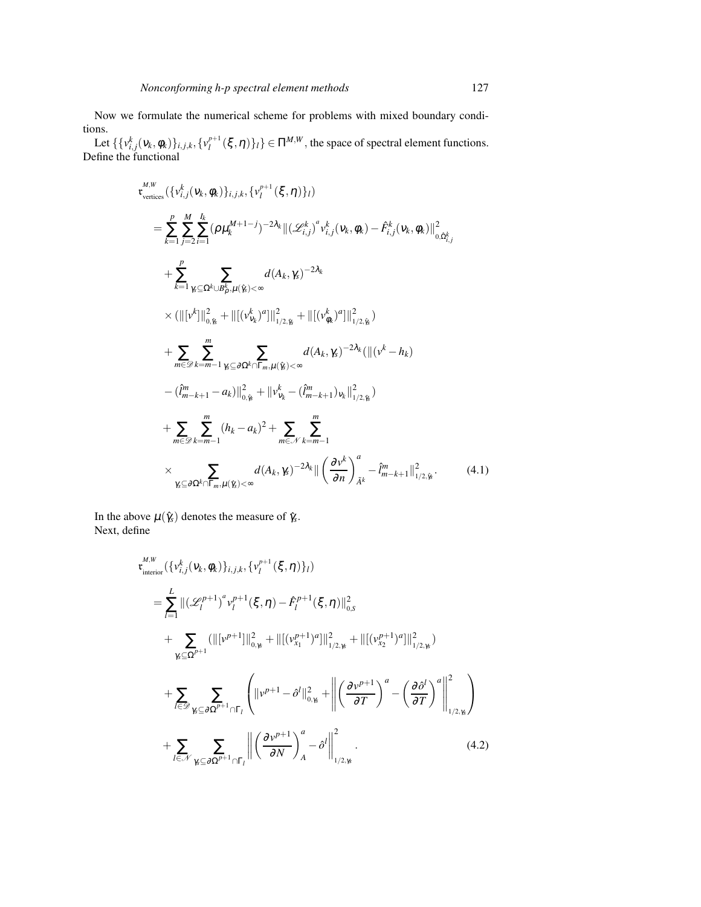Now we formulate the numerical scheme for problems with mixed boundary conditions.

Let $\{\{v_{i,j}^k(\nu_k,\phi_k)\}_{i,j,k},\{v_l^{p+1}(\xi,\eta)\}_l\} \in \Pi^{M,W}$, the space of spectral element functions. Define the functional

$$
\begin{aligned}
&\mathfrak{r}_{\text{vertices}}^{M,W}(\{v_{i,j}^k(\nu_k,\phi_k)\}_{i,j,k},\{v_l^{p+1}(\xi,\eta)\}_l) \\
&= \sum_{k=1}^{p}\sum_{j=2}^{M}\sum_{i=1}^{I_k}(\rho\mu_k^{M+1-j})^{-2\lambda_k}\|(\mathscr{L}_{i,j}^k)^a v_{i,j}^k(\nu_k,\phi_k)-\hat{F}_{i,j}^k(\nu_k,\phi_k)\|_{0,\hat{\Omega}_{i,j}^k}^2 \\
&+\sum_{k=1}^{p}\sum_{\gamma_s\subseteq\Omega^k\cup B_\rho^k,\mu(\hat{\gamma}_s)<\infty} d(A_k,\gamma_s)^{-2\lambda_k} \\
&\times(\|[v^k]\|_{0,\hat{\gamma}_s}^2+\|[(v_{\nu_k}^k)^a]\|_{1/2,\hat{\gamma}_s}^2+\|[(v_{\phi_k}^k)^a]\|_{1/2,\hat{\gamma}_s}^2) \\
&+\sum_{m\in\mathscr{D}}\sum_{k=m-1}^{m}\sum_{\gamma_s\subseteq\partial\Omega^k\cap\Gamma_m,\mu(\hat{\gamma}_s)<\infty} d(A_k,\gamma_s)^{-2\lambda_k}(\|(v^k-h_k) \\
&-(\hat{l}_{m-k+1}^m-a_k)\|_{0,\hat{\gamma}_s}^2+\|v_{\nu_k}^k-(\hat{l}_{m-k+1}^m)_{\nu_k}\|_{1/2,\hat{\gamma}_s}^2) \\
&+\sum_{m\in\mathscr{D}}\sum_{k=m-1}^{m}(h_k-a_k)^2+\sum_{m\in\mathscr{N}}\sum_{k=m-1}^{m} \\
&\times\sum_{\gamma_s\subseteq\partial\Omega^k\cap\Gamma_m,\mu(\gamma_s)<\infty} d(A_k,\gamma_s)^{-2\lambda_k}\left\|\left(\frac{\partial v^k}{\partial n}\right)_{\tilde{A}^k}^a-\hat{l}_{m-k+1}^m\right\|_{1/2,\hat{\gamma}_s}^2 .
\end{aligned}
\tag{4.1}
$$

In the above $\mu(\hat{\gamma}_s)$ denotes the measure of $\hat{\gamma}_s$.

Next, define

$$
\begin{aligned}
&\mathfrak{r}_{\text{interior}}^{M,W}(\{v_{i,j}^k(\nu_k,\phi_k)\}_{i,j,k},\{v_l^{p+1}(\xi,\eta)\}_l) \\
&=\sum_{l=1}^{L}\|(\mathscr{L}_l^{p+1})^a v_l^{p+1}(\xi,\eta)-\hat{F}_l^{p+1}(\xi,\eta)\|_{0,S}^2 \\
&+\sum_{\gamma_s\subseteq\Omega^{p+1}}(\|[v^{p+1}]\|_{0,\gamma_s}^2+\|[(v_{x_1}^{p+1})^a]\|_{1/2,\gamma_s}^2+\|[(v_{x_2}^{p+1})^a]\|_{1/2,\gamma_s}^2) \\
&+\sum_{l\in\mathscr{D}}\sum_{\gamma_s\subseteq\partial\Omega^{p+1}\cap\Gamma_l}\left(\|v^{p+1}-\hat{o}^l\|_{0,\gamma_s}^2+\left\|\left(\frac{\partial v^{p+1}}{\partial T}\right)^a-\left(\frac{\partial\hat{o}^l}{\partial T}\right)^a\right\|_{1/2,\gamma_s}^2\right) \\
&+\sum_{l\in\mathscr{N}}\sum_{\gamma_s\subseteq\partial\Omega^{p+1}\cap\Gamma_l}\left\|\left(\frac{\partial v^{p+1}}{\partial N}\right)_A^a-\hat{o}^l\right\|_{1/2,\gamma_s}^2 .
\end{aligned}
\tag{4.2}
$$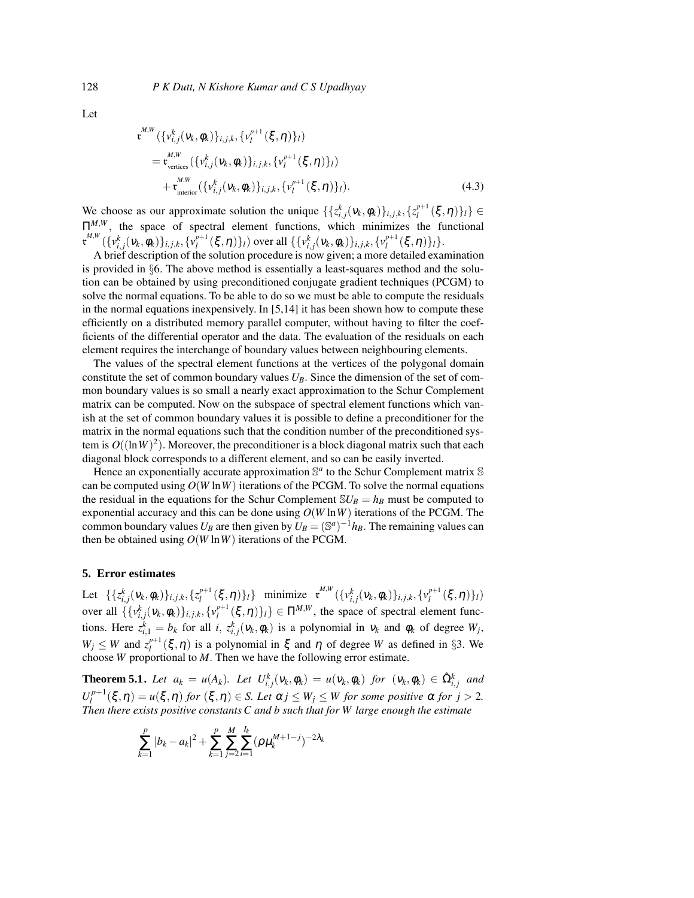Let

$$
\begin{aligned}
\mathfrak{r}^{M,W}&(\{v_{i,j}^k(\nu_k,\phi_k)\}_{i,j,k},\{v_l^{p+1}(\xi,\eta)\}_l)\\
&=\mathfrak{r}^{M,W}_{\text{vertices}}(\{v_{i,j}^k(\nu_k,\phi_k)\}_{i,j,k},\{v_l^{p+1}(\xi,\eta)\}_l)\\
&\quad+\mathfrak{r}^{M,W}_{\text{interior}}(\{v_{i,j}^k(\nu_k,\phi_k)\}_{i,j,k},\{v_l^{p+1}(\xi,\eta)\}_l).
\end{aligned}
\tag{4.3}
$$

We choose as our approximate solution the unique $\{\{z_{i,j}^k(\nu_k,\phi_k)\}_{i,j,k},\{z_l^{p+1}(\xi,\eta)\}_l\}\in\Pi^{M,W}$, the space of spectral element functions, which minimizes the functional $\mathfrak{r}^{M,W}(\{v_{i,j}^k(\nu_k,\phi_k)\}_{i,j,k},\{v_l^{p+1}(\xi,\eta)\}_l)$ over all $\{\{v_{i,j}^k(\nu_k,\phi_k)\}_{i,j,k},\{v_l^{p+1}(\xi,\eta)\}_l\}$.

A brief description of the solution procedure is now given; a more detailed examination is provided in §6. The above method is essentially a least-squares method and the solution can be obtained by using preconditioned conjugate gradient techniques (PCGM) to solve the normal equations. To be able to do so we must be able to compute the residuals in the normal equations inexpensively. In [5,14] it has been shown how to compute these efficiently on a distributed memory parallel computer, without having to filter the coefficients of the differential operator and the data. The evaluation of the residuals on each element requires the interchange of boundary values between neighbouring elements.

The values of the spectral element functions at the vertices of the polygonal domain constitute the set of common boundary values $U_B$. Since the dimension of the set of common boundary values is so small a nearly exact approximation to the Schur Complement matrix can be computed. Now on the subspace of spectral element functions which vanish at the set of common boundary values it is possible to define a preconditioner for the matrix in the normal equations such that the condition number of the preconditioned system is $O((\ln W)^2)$. Moreover, the preconditioner is a block diagonal matrix such that each diagonal block corresponds to a different element, and so can be easily inverted.

Hence an exponentially accurate approximation $\mathbb{S}^a$ to the Schur Complement matrix $\mathbb{S}$ can be computed using $O(W\ln W)$ iterations of the PCGM. To solve the normal equations the residual in the equations for the Schur Complement $\mathbb{S}U_B=h_B$ must be computed to exponential accuracy and this can be done using $O(W\ln W)$ iterations of the PCGM. The common boundary values $U_B$ are then given by $U_B=(\mathbb{S}^a)^{-1}h_B$. The remaining values can then be obtained using $O(W\ln W)$ iterations of the PCGM.

## 5. Error estimates

Let $\{\{z_{i,j}^k(\nu_k,\phi_k)\}_{i,j,k},\{z_l^{p+1}(\xi,\eta)\}_l\}$ minimize $\mathfrak{r}^{M,W}(\{v_{i,j}^k(\nu_k,\phi_k)\}_{i,j,k},\{v_l^{p+1}(\xi,\eta)\}_l)$ over all $\{\{v_{i,j}^k(\nu_k,\phi_k)\}_{i,j,k},\{v_l^{p+1}(\xi,\eta)\}_l\}\in\Pi^{M,W}$, the space of spectral element functions. Here $z_{i,1}^k=b_k$ for all $i$, $z_{i,j}^k(\nu_k,\phi_k)$ is a polynomial in $\nu_k$ and $\phi_k$ of degree $W_j$, $W_j\le W$ and $z_l^{p+1}(\xi,\eta)$ is a polynomial in $\xi$ and $\eta$ of degree $W$ as defined in §3. We choose $W$ proportional to $M$. Then we have the following error estimate.

**Theorem 5.1.** *Let $a_k=u(A_k)$. Let $U_{i,j}^k(\nu_k,\phi_k)=u(\nu_k,\phi_k)$ for $(\nu_k,\phi_k)\in\hat{\Omega}_{i,j}^k$ and $U_l^{p+1}(\xi,\eta)=u(\xi,\eta)$ for $(\xi,\eta)\in S$. Let $\alpha j\le W_j\le W$ for some positive $\alpha$ for $j>2$. Then there exists positive constants $C$ and $b$ such that for $W$ large enough the estimate*

$$
\sum_{k=1}^{p}|b_k-a_k|^2+\sum_{k=1}^{p}\sum_{j=2}^{M}\sum_{i=1}^{I_k}(\rho\mu_k^{M+1-j})^{-2\lambda_k}
$$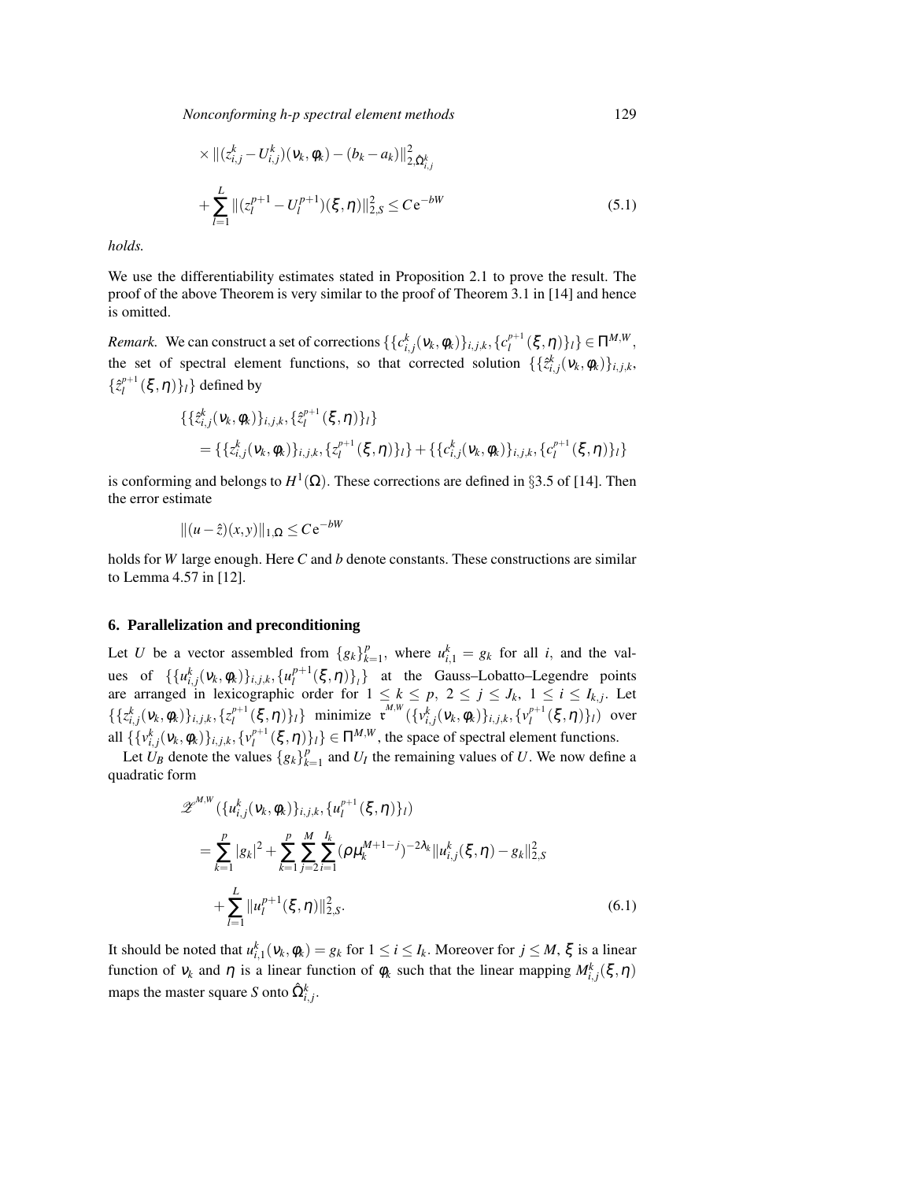$$\times \|(z_{i,j}^k - U_{i,j}^k)(\nu_k, \phi_k) - (b_k - a_k)\|_{2,\hat{\Omega}_{i,j}^k}^2$$

$$+ \sum_{l=1}^{L} \|(z_l^{p+1} - U_l^{p+1})(\xi, \eta)\|_{2,S}^2 \leq C e^{-bW} \tag{5.1}$$

*holds.*

We use the differentiability estimates stated in Proposition 2.1 to prove the result. The proof of the above Theorem is very similar to the proof of Theorem 3.1 in [14] and hence is omitted.

*Remark.* We can construct a set of corrections $\{\{c_{i,j}^k(\nu_k, \phi_k)\}_{i,j,k}, \{c_l^{p+1}(\xi, \eta)\}_l\} \in \Pi^{M,W}$, the set of spectral element functions, so that corrected solution $\{\{\hat{z}_{i,j}^k(\nu_k, \phi_k)\}_{i,j,k}, \{\hat{z}_l^{p+1}(\xi, \eta)\}_l\}$ defined by

$$\begin{aligned}
&\{\{\hat{z}_{i,j}^k(\nu_k, \phi_k)\}_{i,j,k}, \{\hat{z}_l^{p+1}(\xi, \eta)\}_l\} \\
&= \{\{z_{i,j}^k(\nu_k, \phi_k)\}_{i,j,k}, \{z_l^{p+1}(\xi, \eta)\}_l\} + \{\{c_{i,j}^k(\nu_k, \phi_k)\}_{i,j,k}, \{c_l^{p+1}(\xi, \eta)\}_l\}
\end{aligned}$$

is conforming and belongs to $H^1(\Omega)$. These corrections are defined in §3.5 of [14]. Then the error estimate

$$\|(u - \hat{z})(x, y)\|_{1,\Omega} \leq C e^{-bW}$$

holds for $W$ large enough. Here $C$ and $b$ denote constants. These constructions are similar to Lemma 4.57 in [12].

## 6. Parallelization and preconditioning

Let $U$ be a vector assembled from $\{g_k\}_{k=1}^p$, where $u_{i,1}^k = g_k$ for all $i$, and the values of $\{\{u_{i,j}^k(\nu_k, \phi_k)\}_{i,j,k}, \{u_l^{p+1}(\xi, \eta)\}_l\}$ at the Gauss–Lobatto–Legendre points are arranged in lexicographic order for $1 \leq k \leq p$, $2 \leq j \leq J_k$, $1 \leq i \leq I_{k,j}$. Let $\{\{z_{i,j}^k(\nu_k, \phi_k)\}_{i,j,k}, \{z_l^{p+1}(\xi, \eta)\}_l\}$ minimize $\mathfrak{r}^{M,W}(\{v_{i,j}^k(\nu_k, \phi_k)\}_{i,j,k}, \{v_l^{p+1}(\xi, \eta)\}_l)$ over all $\{\{v_{i,j}^k(\nu_k, \phi_k)\}_{i,j,k}, \{v_l^{p+1}(\xi, \eta)\}_l\} \in \Pi^{M,W}$, the space of spectral element functions.

Let $U_B$ denote the values $\{g_k\}_{k=1}^p$ and $U_I$ the remaining values of $U$. We now define a quadratic form

$$\begin{aligned}
&\mathscr{Z}^{M,W}(\{u_{i,j}^k(\nu_k, \phi_k)\}_{i,j,k}, \{u_l^{p+1}(\xi, \eta)\}_l) \\
&= \sum_{k=1}^{p} |g_k|^2 + \sum_{k=1}^{p} \sum_{j=2}^{M} \sum_{i=1}^{I_k} (\rho \mu_k^{M+1-j})^{-2\lambda_k} \|u_{i,j}^k(\xi, \eta) - g_k\|_{2,S}^2 \\
&\quad + \sum_{l=1}^{L} \|u_l^{p+1}(\xi, \eta)\|_{2,S}^2.
\end{aligned} \tag{6.1}$$

It should be noted that $u_{i,1}^k(\nu_k, \phi_k) = g_k$ for $1 \leq i \leq I_k$. Moreover for $j \leq M$, $\xi$ is a linear function of $\nu_k$ and $\eta$ is a linear function of $\phi_k$ such that the linear mapping $M_{i,j}^k(\xi, \eta)$ maps the master square $S$ onto $\hat{\Omega}_{i,j}^k$.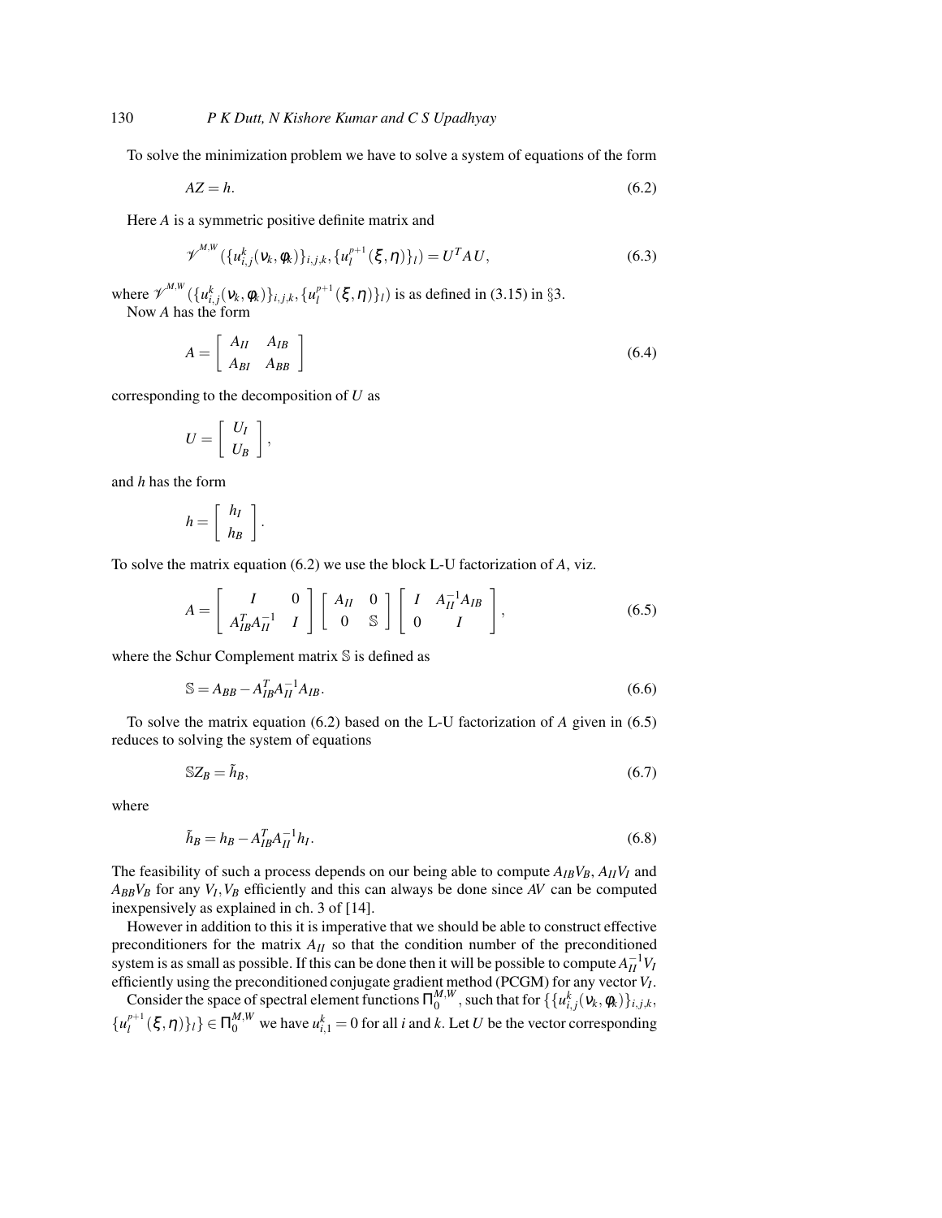To solve the minimization problem we have to solve a system of equations of the form

$$AZ = h. \tag{6.2}$$

Here $A$ is a symmetric positive definite matrix and

$$\mathscr{V}^{M,W}(\{u^k_{i,j}(\nu_k,\phi_k)\}_{i,j,k},\{u^{p+1}_l(\xi,\eta)\}_l) = U^T A U, \tag{6.3}$$

where $\mathscr{V}^{M,W}(\{u^k_{i,j}(\nu_k,\phi_k)\}_{i,j,k},\{u^{p+1}_l(\xi,\eta)\}_l)$ is as defined in (3.15) in §3.

Now $A$ has the form

$$A = \begin{bmatrix} A_{II} & A_{IB} \\ A_{BI} & A_{BB} \end{bmatrix} \tag{6.4}$$

corresponding to the decomposition of $U$ as

$$U = \begin{bmatrix} U_I \\ U_B \end{bmatrix},$$

and $h$ has the form

$$h = \begin{bmatrix} h_I \\ h_B \end{bmatrix}.$$

To solve the matrix equation (6.2) we use the block L-U factorization of $A$, viz.

$$A = \begin{bmatrix} I & 0 \\ A^T_{IB}A^{-1}_{II} & I \end{bmatrix} \begin{bmatrix} A_{II} & 0 \\ 0 & \mathbb{S} \end{bmatrix} \begin{bmatrix} I & A^{-1}_{II}A_{IB} \\ 0 & I \end{bmatrix}, \tag{6.5}$$

where the Schur Complement matrix $\mathbb{S}$ is defined as

$$\mathbb{S} = A_{BB} - A^T_{IB}A^{-1}_{II}A_{IB}. \tag{6.6}$$

To solve the matrix equation (6.2) based on the L-U factorization of $A$ given in (6.5) reduces to solving the system of equations

$$\mathbb{S}Z_B = \tilde{h}_B, \tag{6.7}$$

where

$$\tilde{h}_B = h_B - A^T_{IB}A^{-1}_{II}h_I. \tag{6.8}$$

The feasibility of such a process depends on our being able to compute $A_{IB}V_B$, $A_{II}V_I$ and $A_{BB}V_B$ for any $V_I, V_B$ efficiently and this can always be done since $AV$ can be computed inexpensively as explained in ch. 3 of [14].

However in addition to this it is imperative that we should be able to construct effective preconditioners for the matrix $A_{II}$ so that the condition number of the preconditioned system is as small as possible. If this can be done then it will be possible to compute $A^{-1}_{II}V_I$ efficiently using the preconditioned conjugate gradient method (PCGM) for any vector $V_I$.

Consider the space of spectral element functions $\Pi^{M,W}_0$, such that for $\{\{u^k_{i,j}(\nu_k,\phi_k)\}_{i,j,k}$, $\{u^{p+1}_l(\xi,\eta)\}_l\} \in \Pi^{M,W}_0$ we have $u^k_{i,1} = 0$ for all $i$ and $k$. Let $U$ be the vector corresponding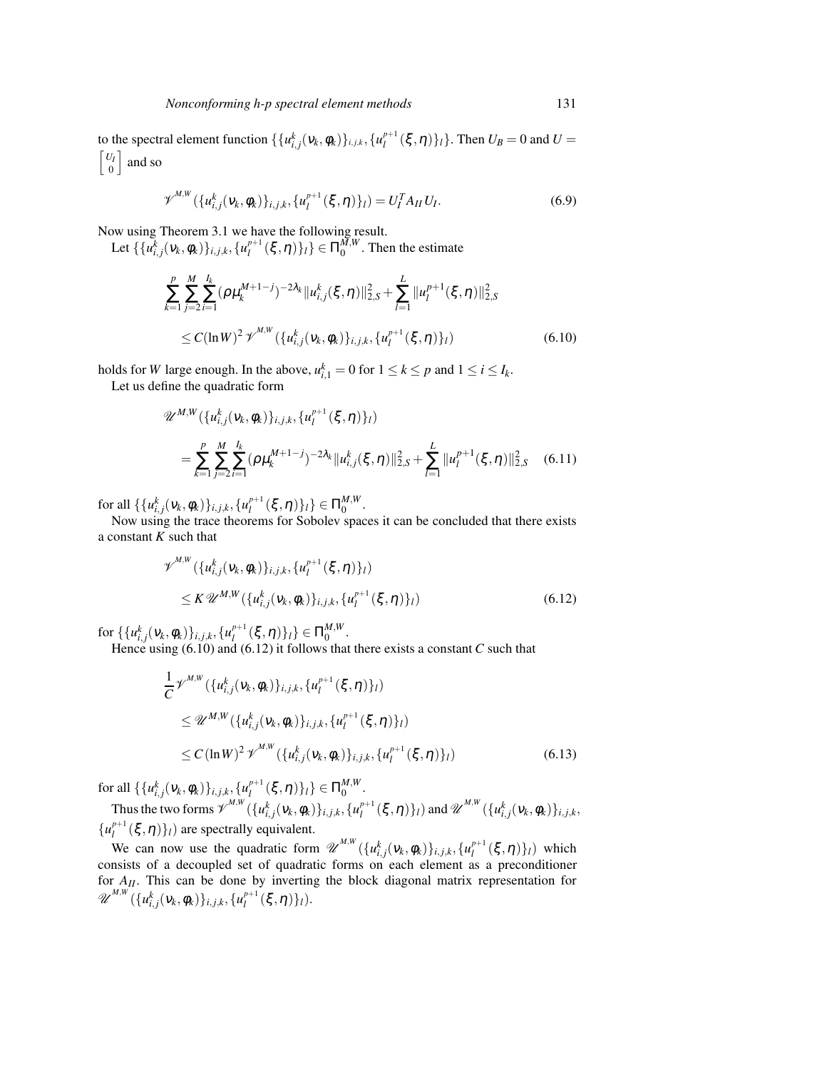to the spectral element function $\{\{u_{i,j}^k(\nu_k,\phi_k)\}_{i,j,k},\{u_l^{p+1}(\xi,\eta)\}_l\}$. Then $U_B = 0$ and $U = \begin{bmatrix} U_I \\ 0 \end{bmatrix}$ and so

$$\mathscr{V}^{M,W}(\{u_{i,j}^k(\nu_k,\phi_k)\}_{i,j,k},\{u_l^{p+1}(\xi,\eta)\}_l) = U_I^T A_{II} U_I. \tag{6.9}$$

Now using Theorem 3.1 we have the following result.

Let $\{\{u_{i,j}^k(\nu_k,\phi_k)\}_{i,j,k},\{u_l^{p+1}(\xi,\eta)\}_l\} \in \Pi_0^{M,W}$. Then the estimate

$$\begin{aligned}
&\sum_{k=1}^{p}\sum_{j=2}^{M}\sum_{i=1}^{I_k}(\rho\mu_k^{M+1-j})^{-2\lambda_k}\|u_{i,j}^k(\xi,\eta)\|_{2,S}^2 + \sum_{l=1}^{L}\|u_l^{p+1}(\xi,\eta)\|_{2,S}^2 \\
&\quad \le C(\ln W)^2\,\mathscr{V}^{M,W}(\{u_{i,j}^k(\nu_k,\phi_k)\}_{i,j,k},\{u_l^{p+1}(\xi,\eta)\}_l)
\end{aligned} \tag{6.10}$$

holds for $W$ large enough. In the above, $u_{i,1}^k = 0$ for $1 \le k \le p$ and $1 \le i \le I_k$.

Let us define the quadratic form

$$\begin{aligned}
&\mathscr{U}^{M,W}(\{u_{i,j}^k(\nu_k,\phi_k)\}_{i,j,k},\{u_l^{p+1}(\xi,\eta)\}_l) \\
&\quad = \sum_{k=1}^{p}\sum_{j=2}^{M}\sum_{i=1}^{I_k}(\rho\mu_k^{M+1-j})^{-2\lambda_k}\|u_{i,j}^k(\xi,\eta)\|_{2,S}^2 + \sum_{l=1}^{L}\|u_l^{p+1}(\xi,\eta)\|_{2,S}^2
\end{aligned} \tag{6.11}$$

for all $\{\{u_{i,j}^k(\nu_k,\phi_k)\}_{i,j,k},\{u_l^{p+1}(\xi,\eta)\}_l\} \in \Pi_0^{M,W}$.

Now using the trace theorems for Sobolev spaces it can be concluded that there exists a constant $K$ such that

$$\begin{aligned}
&\mathscr{V}^{M,W}(\{u_{i,j}^k(\nu_k,\phi_k)\}_{i,j,k},\{u_l^{p+1}(\xi,\eta)\}_l) \\
&\quad \le K\,\mathscr{U}^{M,W}(\{u_{i,j}^k(\nu_k,\phi_k)\}_{i,j,k},\{u_l^{p+1}(\xi,\eta)\}_l)
\end{aligned} \tag{6.12}$$

for $\{\{u_{i,j}^k(\nu_k,\phi_k)\}_{i,j,k},\{u_l^{p+1}(\xi,\eta)\}_l\} \in \Pi_0^{M,W}$.

Hence using (6.10) and (6.12) it follows that there exists a constant $C$ such that

$$\begin{aligned}
&\frac{1}{C}\mathscr{V}^{M,W}(\{u_{i,j}^k(\nu_k,\phi_k)\}_{i,j,k},\{u_l^{p+1}(\xi,\eta)\}_l) \\
&\quad \le \mathscr{U}^{M,W}(\{u_{i,j}^k(\nu_k,\phi_k)\}_{i,j,k},\{u_l^{p+1}(\xi,\eta)\}_l) \\
&\quad \le C(\ln W)^2\,\mathscr{V}^{M,W}(\{u_{i,j}^k(\nu_k,\phi_k)\}_{i,j,k},\{u_l^{p+1}(\xi,\eta)\}_l)
\end{aligned} \tag{6.13}$$

for all $\{\{u_{i,j}^k(\nu_k,\phi_k)\}_{i,j,k},\{u_l^{p+1}(\xi,\eta)\}_l\} \in \Pi_0^{M,W}$.

Thus the two forms $\mathscr{V}^{M,W}(\{u_{i,j}^k(\nu_k,\phi_k)\}_{i,j,k},\{u_l^{p+1}(\xi,\eta)\}_l)$ and $\mathscr{U}^{M,W}(\{u_{i,j}^k(\nu_k,\phi_k)\}_{i,j,k},\{u_l^{p+1}(\xi,\eta)\}_l)$ are spectrally equivalent.

We can now use the quadratic form $\mathscr{U}^{M,W}(\{u_{i,j}^k(\nu_k,\phi_k)\}_{i,j,k},\{u_l^{p+1}(\xi,\eta)\}_l)$ which consists of a decoupled set of quadratic forms on each element as a preconditioner for $A_{II}$. This can be done by inverting the block diagonal matrix representation for $\mathscr{U}^{M,W}(\{u_{i,j}^k(\nu_k,\phi_k)\}_{i,j,k},\{u_l^{p+1}(\xi,\eta)\}_l)$.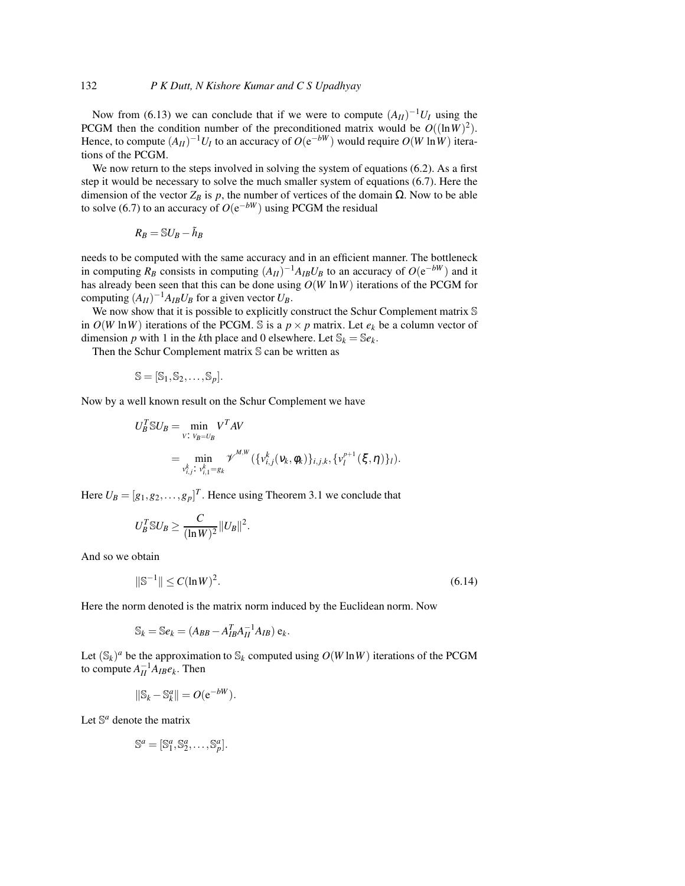Now from (6.13) we can conclude that if we were to compute $(A_{II})^{-1}U_I$ using the PCGM then the condition number of the preconditioned matrix would be $O((\ln W)^2)$. Hence, to compute $(A_{II})^{-1}U_I$ to an accuracy of $O(\mathrm{e}^{-bW})$ would require $O(W \ln W)$ iterations of the PCGM.

We now return to the steps involved in solving the system of equations (6.2). As a first step it would be necessary to solve the much smaller system of equations (6.7). Here the dimension of the vector $Z_B$ is $p$, the number of vertices of the domain $\Omega$. Now to be able to solve (6.7) to an accuracy of $O(\mathrm{e}^{-bW})$ using PCGM the residual

$$R_B = \mathbb{S}U_B - \tilde{h}_B$$

needs to be computed with the same accuracy and in an efficient manner. The bottleneck in computing $R_B$ consists in computing $(A_{II})^{-1}A_{IB}U_B$ to an accuracy of $O(\mathrm{e}^{-bW})$ and it has already been seen that this can be done using $O(W \ln W)$ iterations of the PCGM for computing $(A_{II})^{-1}A_{IB}U_B$ for a given vector $U_B$.

We now show that it is possible to explicitly construct the Schur Complement matrix $\mathbb{S}$ in $O(W \ln W)$ iterations of the PCGM. $\mathbb{S}$ is a $p \times p$ matrix. Let $e_k$ be a column vector of dimension $p$ with 1 in the $k$th place and 0 elsewhere. Let $\mathbb{S}_k = \mathbb{S}e_k$.

Then the Schur Complement matrix $\mathbb{S}$ can be written as

$$\mathbb{S} = [\mathbb{S}_1, \mathbb{S}_2, \ldots, \mathbb{S}_p].$$

Now by a well known result on the Schur Complement we have

$$\begin{aligned} U_B^T \mathbb{S} U_B &= \min_{V:\ V_B = U_B} V^T A V \\ &= \min_{v_{i,j}^k:\ v_{i,1}^k = g_k} \mathscr{V}^{M,W}(\{v_{i,j}^k(\nu_k, \phi_k)\}_{i,j,k}, \{v_l^{p+1}(\xi, \eta)\}_l). \end{aligned}$$

Here $U_B = [g_1, g_2, \ldots, g_p]^T$. Hence using Theorem 3.1 we conclude that

$$U_B^T \mathbb{S} U_B \geq \frac{C}{(\ln W)^2} \|U_B\|^2.$$

And so we obtain

$$\|\mathbb{S}^{-1}\| \leq C(\ln W)^2. \tag{6.14}$$

Here the norm denoted is the matrix norm induced by the Euclidean norm. Now

$$\mathbb{S}_k = \mathbb{S}e_k = (A_{BB} - A_{IB}^T A_{II}^{-1} A_{IB})\, \mathrm{e}_k.$$

Let $(\mathbb{S}_k)^a$ be the approximation to $\mathbb{S}_k$ computed using $O(W \ln W)$ iterations of the PCGM to compute $A_{II}^{-1}A_{IB}e_k$. Then

$$\|\mathbb{S}_k - \mathbb{S}_k^a\| = O(\mathrm{e}^{-bW}).$$

Let $\mathbb{S}^a$ denote the matrix

$$\mathbb{S}^a = [\mathbb{S}_1^a, \mathbb{S}_2^a, \ldots, \mathbb{S}_p^a].$$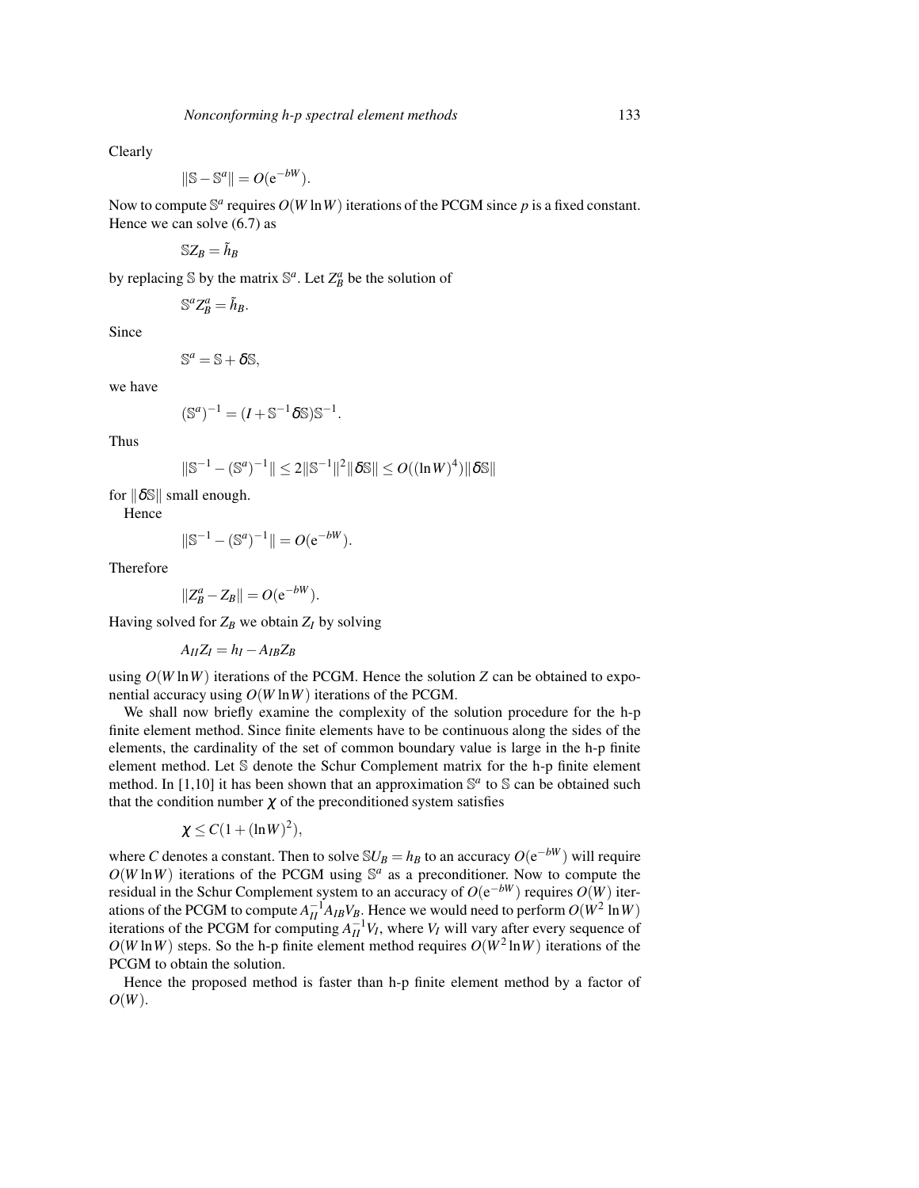Clearly

$$\|\mathbb{S} - \mathbb{S}^a\| = O(\mathrm{e}^{-bW}).$$

Now to compute $\mathbb{S}^a$ requires $O(W \ln W)$ iterations of the PCGM since $p$ is a fixed constant. Hence we can solve (6.7) as

$$\mathbb{S}Z_B = \tilde{h}_B$$

by replacing $\mathbb{S}$ by the matrix $\mathbb{S}^a$. Let $Z_B^a$ be the solution of

$$\mathbb{S}^a Z_B^a = \tilde{h}_B.$$

Since

$$\mathbb{S}^a = \mathbb{S} + \delta\mathbb{S},$$

we have

$$(\mathbb{S}^a)^{-1} = (I + \mathbb{S}^{-1}\delta\mathbb{S})\mathbb{S}^{-1}.$$

Thus

$$\|\mathbb{S}^{-1} - (\mathbb{S}^a)^{-1}\| \leq 2\|\mathbb{S}^{-1}\|^2 \|\delta\mathbb{S}\| \leq O((\ln W)^4)\|\delta\mathbb{S}\|$$

for $\|\delta\mathbb{S}\|$ small enough.

Hence

$$\|\mathbb{S}^{-1} - (\mathbb{S}^a)^{-1}\| = O(\mathrm{e}^{-bW}).$$

Therefore

$$\|Z_B^a - Z_B\| = O(\mathrm{e}^{-bW}).$$

Having solved for $Z_B$ we obtain $Z_I$ by solving

$$A_{II}Z_I = h_I - A_{IB}Z_B$$

using $O(W \ln W)$ iterations of the PCGM. Hence the solution $Z$ can be obtained to exponential accuracy using $O(W \ln W)$ iterations of the PCGM.

We shall now briefly examine the complexity of the solution procedure for the h-p finite element method. Since finite elements have to be continuous along the sides of the elements, the cardinality of the set of common boundary value is large in the h-p finite element method. Let $\mathbb{S}$ denote the Schur Complement matrix for the h-p finite element method. In [1,10] it has been shown that an approximation $\mathbb{S}^a$ to $\mathbb{S}$ can be obtained such that the condition number $\chi$ of the preconditioned system satisfies

$$\chi \leq C(1 + (\ln W)^2),$$

where $C$ denotes a constant. Then to solve $\mathbb{S}U_B = h_B$ to an accuracy $O(\mathrm{e}^{-bW})$ will require $O(W \ln W)$ iterations of the PCGM using $\mathbb{S}^a$ as a preconditioner. Now to compute the residual in the Schur Complement system to an accuracy of $O(\mathrm{e}^{-bW})$ requires $O(W)$ iterations of the PCGM to compute $A_{II}^{-1}A_{IB}V_B$. Hence we would need to perform $O(W^2 \ln W)$ iterations of the PCGM for computing $A_{II}^{-1}V_I$, where $V_I$ will vary after every sequence of $O(W \ln W)$ steps. So the h-p finite element method requires $O(W^2 \ln W)$ iterations of the PCGM to obtain the solution.

Hence the proposed method is faster than h-p finite element method by a factor of $O(W)$.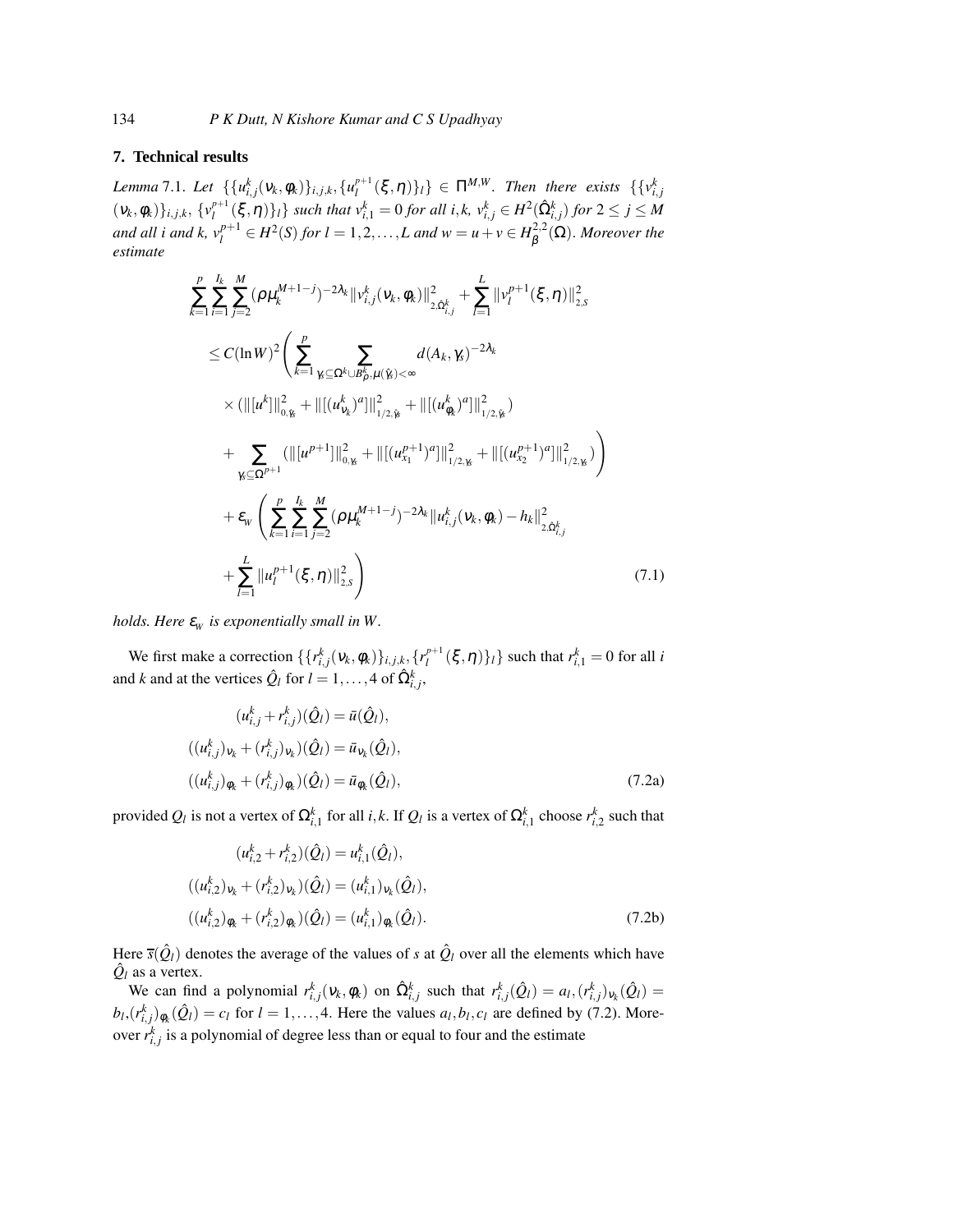## 7. Technical results

*Lemma* 7.1. *Let* $\{\{u^k_{i,j}(\nu_k,\phi_k)\}_{i,j,k},\{u^{p+1}_l(\xi,\eta)\}_l\} \in \Pi^{M,W}$. *Then there exists* $\{\{v^k_{i,j}(\nu_k,\phi_k)\}_{i,j,k},\{v^{p+1}_l(\xi,\eta)\}_l\}$ *such that* $v^k_{i,1}=0$ *for all* $i,k$, $v^k_{i,j}\in H^2(\hat{\Omega}^k_{i,j})$ *for* $2\leq j\leq M$ *and all* $i$ *and* $k$, $v^{p+1}_l\in H^2(S)$ *for* $l=1,2,\ldots,L$ *and* $w=u+v\in H^{2,2}_\beta(\Omega)$. *Moreover the estimate*

$$
\begin{aligned}
&\sum_{k=1}^{p}\sum_{i=1}^{I_k}\sum_{j=2}^{M}(\rho\mu_k^{M+1-j})^{-2\lambda_k}\|v^k_{i,j}(\nu_k,\phi_k)\|^2_{2,\hat{\Omega}^k_{i,j}}+\sum_{l=1}^{L}\|v^{p+1}_l(\xi,\eta)\|^2_{2,S}\\
&\leq C(\ln W)^2\left(\sum_{k=1}^{p}\sum_{\gamma_s\subseteq\Omega^k\cup B^k_\rho,\mu(\hat{\gamma}_s)<\infty}d(A_k,\gamma_s)^{-2\lambda_k}\right.\\
&\quad\times(\|[u^k]\|^2_{0,\hat{\gamma}_s}+\|[(u^k_{\nu_k})^a]\|^2_{1/2,\hat{\gamma}_s}+\|[(u^k_{\phi_k})^a]\|^2_{1/2,\hat{\gamma}_s})\\
&\quad\left.+\sum_{\gamma_s\subseteq\Omega^{p+1}}(\|[u^{p+1}]\|^2_{0,\gamma_s}+\|[(u^{p+1}_{x_1})^a]\|^2_{1/2,\gamma_s}+\|[(u^{p+1}_{x_2})^a]\|^2_{1/2,\gamma_s})\right)\\
&\quad+\varepsilon_W\left(\sum_{k=1}^{p}\sum_{i=1}^{I_k}\sum_{j=2}^{M}(\rho\mu_k^{M+1-j})^{-2\lambda_k}\|u^k_{i,j}(\nu_k,\phi_k)-h_k\|^2_{2,\hat{\Omega}^k_{i,j}}\right.\\
&\quad\left.+\sum_{l=1}^{L}\|u^{p+1}_l(\xi,\eta)\|^2_{2,S}\right)
\end{aligned}
\tag{7.1}
$$

*holds. Here* $\varepsilon_W$ *is exponentially small in* $W$.

We first make a correction $\{\{r^k_{i,j}(\nu_k,\phi_k)\}_{i,j,k},\{r^{p+1}_l(\xi,\eta)\}_l\}$ such that $r^k_{i,1}=0$ for all $i$ and $k$ and at the vertices $\hat{Q}_l$ for $l=1,\ldots,4$ of $\hat{\Omega}^k_{i,j}$,

$$
\begin{aligned}
&(u^k_{i,j}+r^k_{i,j})(\hat{Q}_l)=\bar{u}(\hat{Q}_l),\\
&((u^k_{i,j})_{\nu_k}+(r^k_{i,j})_{\nu_k})(\hat{Q}_l)=\bar{u}_{\nu_k}(\hat{Q}_l),\\
&((u^k_{i,j})_{\phi_k}+(r^k_{i,j})_{\phi_k})(\hat{Q}_l)=\bar{u}_{\phi_k}(\hat{Q}_l),
\end{aligned}
\tag{7.2a}
$$

provided $Q_l$ is not a vertex of $\Omega^k_{i,1}$ for all $i,k$. If $Q_l$ is a vertex of $\Omega^k_{i,1}$ choose $r^k_{i,2}$ such that

$$
\begin{aligned}
&(u^k_{i,2}+r^k_{i,2})(\hat{Q}_l)=u^k_{i,1}(\hat{Q}_l),\\
&((u^k_{i,2})_{\nu_k}+(r^k_{i,2})_{\nu_k})(\hat{Q}_l)=(u^k_{i,1})_{\nu_k}(\hat{Q}_l),\\
&((u^k_{i,2})_{\phi_k}+(r^k_{i,2})_{\phi_k})(\hat{Q}_l)=(u^k_{i,1})_{\phi_k}(\hat{Q}_l).
\end{aligned}
\tag{7.2b}
$$

Here $\overline{s}(\hat{Q}_l)$ denotes the average of the values of $s$ at $\hat{Q}_l$ over all the elements which have $\hat{Q}_l$ as a vertex.

We can find a polynomial $r^k_{i,j}(\nu_k,\phi_k)$ on $\hat{\Omega}^k_{i,j}$ such that $r^k_{i,j}(\hat{Q}_l)=a_l,(r^k_{i,j})_{\nu_k}(\hat{Q}_l)=b_l,(r^k_{i,j})_{\phi_k}(\hat{Q}_l)=c_l$ for $l=1,\ldots,4$. Here the values $a_l,b_l,c_l$ are defined by (7.2). Moreover $r^k_{i,j}$ is a polynomial of degree less than or equal to four and the estimate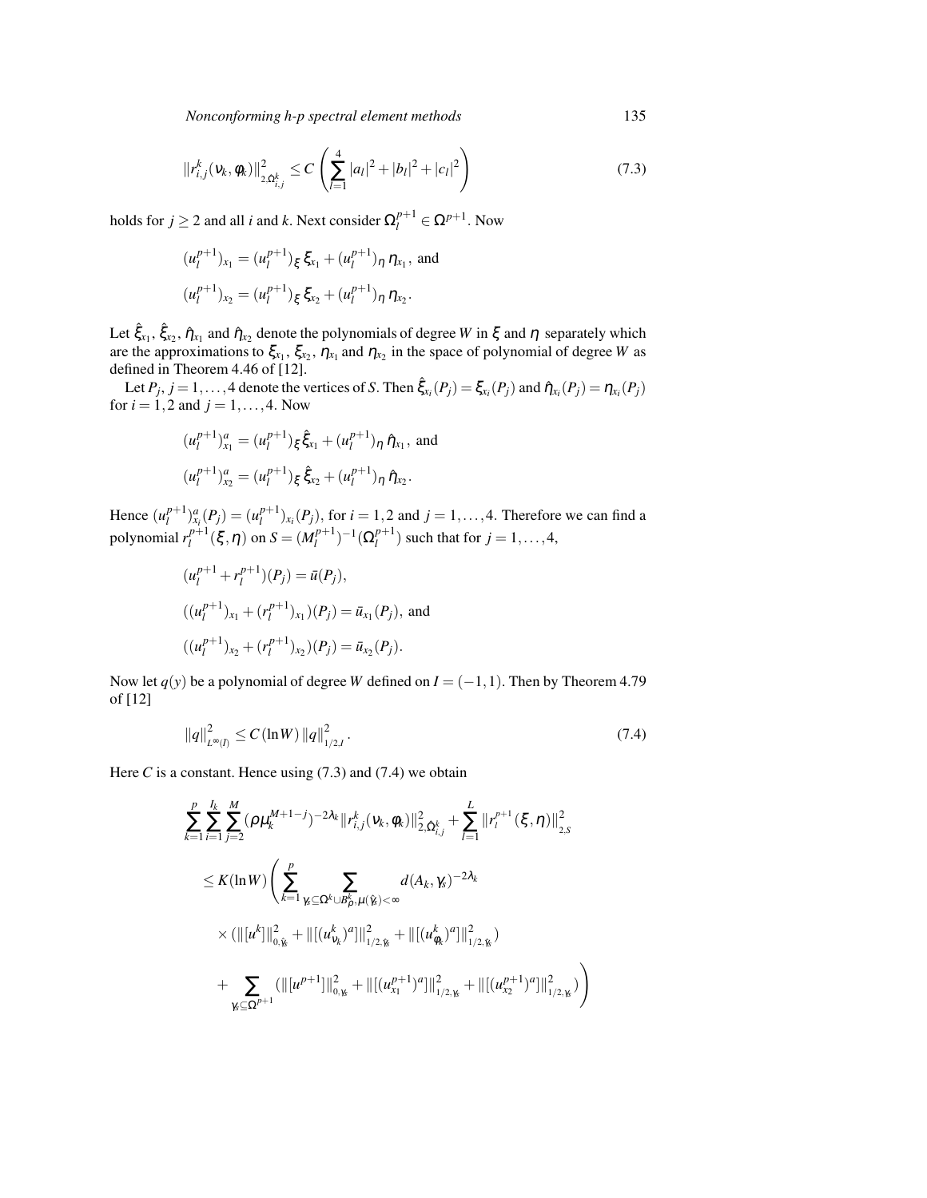$$\|r^k_{i,j}(\nu_k,\phi_k)\|^2_{2,\hat{\Omega}^k_{i,j}} \leq C\left(\sum_{l=1}^{4}|a_l|^2+|b_l|^2+|c_l|^2\right) \tag{7.3}$$

holds for $j \geq 2$ and all $i$ and $k$. Next consider $\Omega^{p+1}_l \in \Omega^{p+1}$. Now

$$(u^{p+1}_l)_{x_1} = (u^{p+1}_l)_\xi\,\xi_{x_1} + (u^{p+1}_l)_\eta\,\eta_{x_1}, \text{ and}$$

$$(u^{p+1}_l)_{x_2} = (u^{p+1}_l)_\xi\,\xi_{x_2} + (u^{p+1}_l)_\eta\,\eta_{x_2}.$$

Let $\hat{\xi}_{x_1}$, $\hat{\xi}_{x_2}$, $\hat{\eta}_{x_1}$ and $\hat{\eta}_{x_2}$ denote the polynomials of degree $W$ in $\xi$ and $\eta$ separately which are the approximations to $\xi_{x_1}$, $\xi_{x_2}$, $\eta_{x_1}$ and $\eta_{x_2}$ in the space of polynomial of degree $W$ as defined in Theorem 4.46 of [12].

Let $P_j$, $j = 1,\ldots,4$ denote the vertices of $S$. Then $\hat{\xi}_{x_i}(P_j) = \xi_{x_i}(P_j)$ and $\hat{\eta}_{x_i}(P_j) = \eta_{x_i}(P_j)$ for $i = 1,2$ and $j = 1,\ldots,4$. Now

$$(u^{p+1}_l)^a_{x_1} = (u^{p+1}_l)_\xi\,\hat{\xi}_{x_1} + (u^{p+1}_l)_\eta\,\hat{\eta}_{x_1}, \text{ and}$$

$$(u^{p+1}_l)^a_{x_2} = (u^{p+1}_l)_\xi\,\hat{\xi}_{x_2} + (u^{p+1}_l)_\eta\,\hat{\eta}_{x_2}.$$

Hence $(u^{p+1}_l)^a_{x_i}(P_j) = (u^{p+1}_l)_{x_i}(P_j)$, for $i = 1,2$ and $j = 1,\ldots,4$. Therefore we can find a polynomial $r^{p+1}_l(\xi,\eta)$ on $S = (M^{p+1}_l)^{-1}(\Omega^{p+1}_l)$ such that for $j = 1,\ldots,4$,

$$(u^{p+1}_l + r^{p+1}_l)(P_j) = \bar{u}(P_j),$$

$$((u^{p+1}_l)_{x_1} + (r^{p+1}_l)_{x_1})(P_j) = \bar{u}_{x_1}(P_j), \text{ and}$$

$$((u^{p+1}_l)_{x_2} + (r^{p+1}_l)_{x_2})(P_j) = \bar{u}_{x_2}(P_j).$$

Now let $q(y)$ be a polynomial of degree $W$ defined on $I = (-1,1)$. Then by Theorem 4.79 of [12]

$$\|q\|^2_{L^\infty(\bar{I})} \leq C(\ln W)\,\|q\|^2_{1/2,I}. \tag{7.4}$$

Here $C$ is a constant. Hence using (7.3) and (7.4) we obtain

$$\begin{aligned}
&\sum_{k=1}^{p}\sum_{i=1}^{I_k}\sum_{j=2}^{M}(\rho\mu_k^{M+1-j})^{-2\lambda_k}\|r^k_{i,j}(\nu_k,\phi_k)\|^2_{2,\hat{\Omega}^k_{i,j}} + \sum_{l=1}^{L}\|r^{p+1}_l(\xi,\eta)\|^2_{2,S} \\
&\leq K(\ln W)\Bigg(\sum_{k=1}^{p}\sum_{\gamma_s\subseteq\Omega^k\cup B^k_\rho,\,\mu(\hat{\gamma}_s)<\infty} d(A_k,\gamma_s)^{-2\lambda_k} \\
&\quad\times\left(\|[u^k]\|^2_{0,\hat{\gamma}_s} + \|[(u^k_{\nu_k})^a]\|^2_{1/2,\hat{\gamma}_s} + \|[(u^k_{\phi_k})^a]\|^2_{1/2,\hat{\gamma}_s}\right) \\
&\quad+ \sum_{\gamma_s\subseteq\Omega^{p+1}}\left(\|[u^{p+1}]\|^2_{0,\gamma_s} + \|[(u^{p+1}_{x_1})^a]\|^2_{1/2,\gamma_s} + \|[(u^{p+1}_{x_2})^a]\|^2_{1/2,\gamma_s}\right)\Bigg)
\end{aligned}$$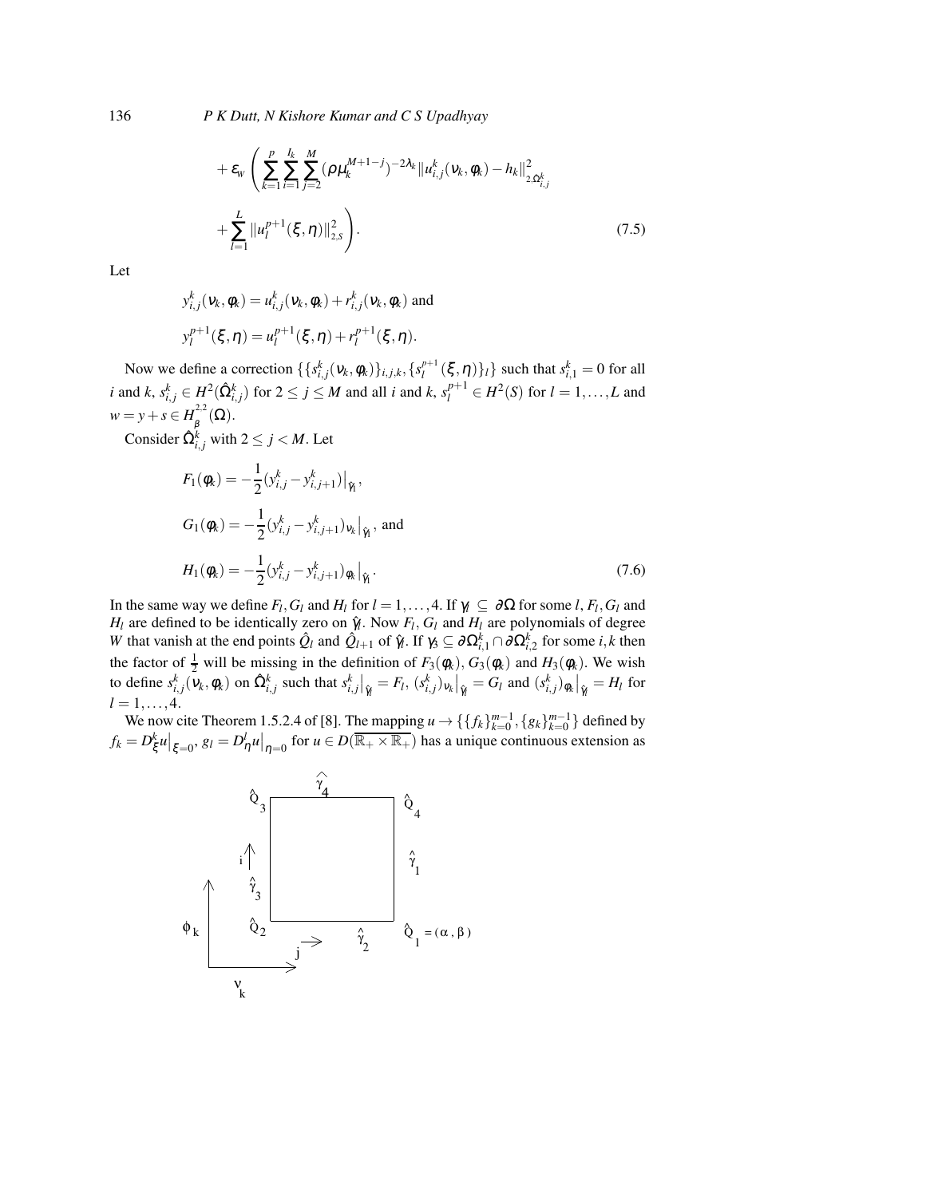$$
+ \varepsilon_W \left( \sum_{k=1}^{p} \sum_{i=1}^{I_k} \sum_{j=2}^{M} (\rho \mu_k^{M+1-j})^{-2\lambda_k} \| u_{i,j}^k(\nu_k, \phi_k) - h_k \|_{2,\Omega_{i,j}^k}^2 \right.
$$

$$
\left. + \sum_{l=1}^{L} \| u_l^{p+1}(\xi, \eta) \|_{2,S}^2 \right). \tag{7.5}
$$

Let

$$
y_{i,j}^k(\nu_k, \phi_k) = u_{i,j}^k(\nu_k, \phi_k) + r_{i,j}^k(\nu_k, \phi_k) \text{ and}
$$

$$
y_l^{p+1}(\xi, \eta) = u_l^{p+1}(\xi, \eta) + r_l^{p+1}(\xi, \eta).
$$

Now we define a correction $\{\{s_{i,j}^k(\nu_k, \phi_k)\}_{i,j,k}, \{s_l^{p+1}(\xi, \eta)\}_l\}$ such that $s_{i,1}^k = 0$ for all $i$ and $k$, $s_{i,j}^k \in H^2(\hat{\Omega}_{i,j}^k)$ for $2 \leq j \leq M$ and all $i$ and $k$, $s_l^{p+1} \in H^2(S)$ for $l = 1, \ldots, L$ and $w = y + s \in H_\beta^{2,2}(\Omega)$.

Consider $\hat{\Omega}_{i,j}^k$ with $2 \leq j < M$. Let

$$
F_1(\phi_k) = -\frac{1}{2}(y_{i,j}^k - y_{i,j+1}^k)\big|_{\hat{\gamma}_1},
$$

$$
G_1(\phi_k) = -\frac{1}{2}(y_{i,j}^k - y_{i,j+1}^k)_{\nu_k}\big|_{\hat{\gamma}_1}, \text{ and}
$$

$$
H_1(\phi_k) = -\frac{1}{2}(y_{i,j}^k - y_{i,j+1}^k)_{\phi_k}\big|_{\hat{\gamma}_1}. \tag{7.6}
$$

In the same way we define $F_l, G_l$ and $H_l$ for $l = 1, \ldots, 4$. If $\gamma_l \subseteq \partial\Omega$ for some $l$, $F_l, G_l$ and $H_l$ are defined to be identically zero on $\hat{\gamma}_l$. Now $F_l$, $G_l$ and $H_l$ are polynomials of degree $W$ that vanish at the end points $\hat{Q}_l$ and $\hat{Q}_{l+1}$ of $\hat{\gamma}_l$. If $\gamma_3 \subseteq \partial\Omega_{i,1}^k \cap \partial\Omega_{i,2}^k$ for some $i, k$ then the factor of $\frac{1}{2}$ will be missing in the definition of $F_3(\phi_k)$, $G_3(\phi_k)$ and $H_3(\phi_k)$. We wish to define $s_{i,j}^k(\nu_k, \phi_k)$ on $\hat{\Omega}_{i,j}^k$ such that $s_{i,j}^k\big|_{\hat{\gamma}_l} = F_l$, $(s_{i,j}^k)_{\nu_k}\big|_{\hat{\gamma}_l} = G_l$ and $(s_{i,j}^k)_{\phi_k}\big|_{\hat{\gamma}_l} = H_l$ for $l = 1, \ldots, 4$.

We now cite Theorem 1.5.2.4 of [8]. The mapping $u \to \{\{f_k\}_{k=0}^{m-1}, \{g_k\}_{k=0}^{m-1}\}$ defined by $f_k = D_\xi^k u\big|_{\xi=0}$, $g_l = D_\eta^l u\big|_{\eta=0}$ for $u \in D(\overline{\mathbb{R}_+ \times \mathbb{R}_+})$ has a unique continuous extension as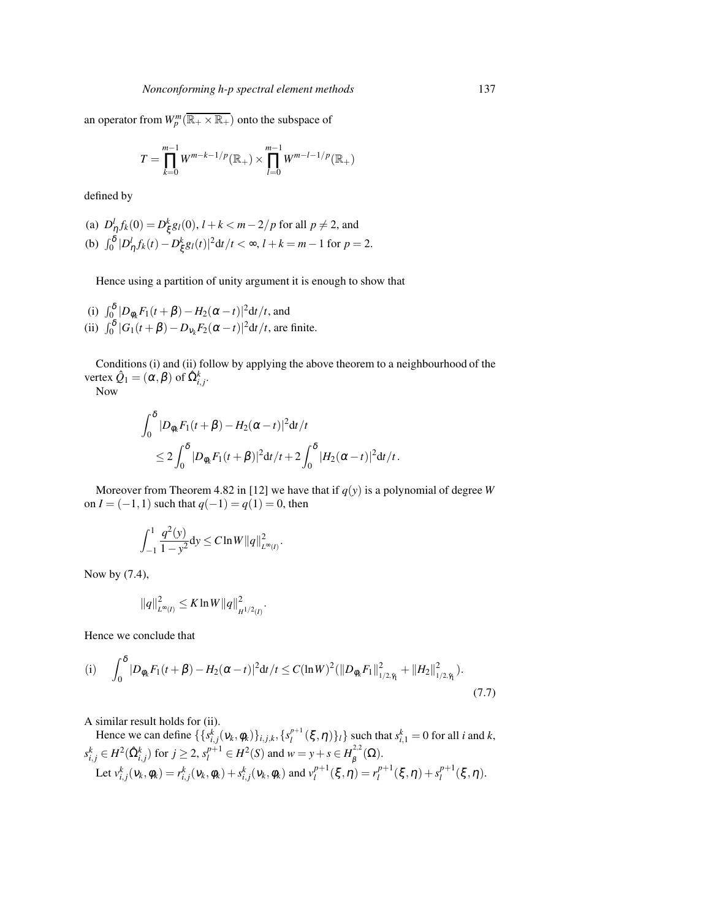an operator from $W_p^m(\overline{\mathbb{R}_+ \times \mathbb{R}_+})$ onto the subspace of

$$T = \prod_{k=0}^{m-1} W^{m-k-1/p}(\mathbb{R}_+) \times \prod_{l=0}^{m-1} W^{m-l-1/p}(\mathbb{R}_+)$$

defined by

(a) $D_\eta^l f_k(0) = D_\xi^k g_l(0)$, $l+k < m-2/p$ for all $p \neq 2$, and
(b) $\int_0^\delta |D_\eta^l f_k(t) - D_\xi^k g_l(t)|^2 \mathrm{d}t/t < \infty$, $l+k = m-1$ for $p=2$.

Hence using a partition of unity argument it is enough to show that

(i) $\int_0^\delta |D_{\phi_k} F_1(t+\beta) - H_2(\alpha - t)|^2 \mathrm{d}t/t$, and
(ii) $\int_0^\delta |G_1(t+\beta) - D_{\nu_k} F_2(\alpha - t)|^2 \mathrm{d}t/t$, are finite.

Conditions (i) and (ii) follow by applying the above theorem to a neighbourhood of the vertex $\hat{Q}_1 = (\alpha, \beta)$ of $\hat{\Omega}_{i,j}^k$.

Now

$$\int_0^\delta |D_{\phi_k} F_1(t+\beta) - H_2(\alpha - t)|^2 \mathrm{d}t/t$$
$$\leq 2\int_0^\delta |D_{\phi_k} F_1(t+\beta)|^2 \mathrm{d}t/t + 2\int_0^\delta |H_2(\alpha - t)|^2 \mathrm{d}t/t.$$

Moreover from Theorem 4.82 in [12] we have that if $q(y)$ is a polynomial of degree $W$ on $I = (-1,1)$ such that $q(-1) = q(1) = 0$, then

$$\int_{-1}^1 \frac{q^2(y)}{1-y^2} \mathrm{d}y \leq C \ln W \|q\|_{L^\infty(I)}^2.$$

Now by (7.4),

$$\|q\|_{L^\infty(I)}^2 \leq K \ln W \|q\|_{H^{1/2}(I)}^2.$$

Hence we conclude that

$$\text{(i)} \quad \int_0^\delta |D_{\phi_k} F_1(t+\beta) - H_2(\alpha - t)|^2 \mathrm{d}t/t \leq C(\ln W)^2 (\|D_{\phi_k} F_1\|_{1/2,\hat{\gamma}_1}^2 + \|H_2\|_{1/2,\hat{\gamma}_1}^2). \tag{7.7}$$

A similar result holds for (ii).

Hence we can define $\{\{s_{i,j}^k(\nu_k, \phi_k)\}_{i,j,k}, \{s_l^{p+1}(\xi, \eta)\}_l\}$ such that $s_{i,1}^k = 0$ for all $i$ and $k$, $s_{i,j}^k \in H^2(\hat{\Omega}_{i,j}^k)$ for $j \geq 2$, $s_l^{p+1} \in H^2(S)$ and $w = y + s \in H_\beta^{2,2}(\Omega)$.

Let $v_{i,j}^k(\nu_k, \phi_k) = r_{i,j}^k(\nu_k, \phi_k) + s_{i,j}^k(\nu_k, \phi_k)$ and $v_l^{p+1}(\xi, \eta) = r_l^{p+1}(\xi, \eta) + s_l^{p+1}(\xi, \eta)$.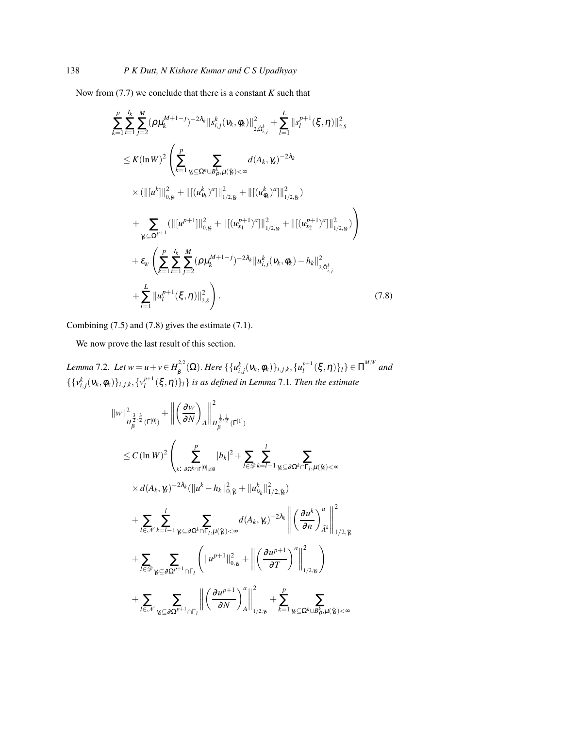Now from (7.7) we conclude that there is a constant $K$ such that

$$
\begin{aligned}
&\sum_{k=1}^{p}\sum_{i=1}^{I_k}\sum_{j=2}^{M}(\rho\mu_k^{M+1-j})^{-2\lambda_k}\|s_{i,j}^k(\nu_k,\phi_k)\|^2_{2,\tilde{\Omega}_{i,j}^k}+\sum_{l=1}^{L}\|s_l^{p+1}(\xi,\eta)\|^2_{2,S}\\
&\leq K(\ln W)^2\left(\sum_{k=1}^{p}\sum_{\gamma_s\subseteq\Omega^k\cup B_\rho^k,\mu(\hat{\gamma}_s)<\infty}d(A_k,\gamma_s)^{-2\lambda_k}\right.\\
&\quad\times(\|[u^k]\|^2_{0,\hat{\gamma}_s}+\|[(u_{\nu_k}^k)^a]\|^2_{1/2,\hat{\gamma}_s}+\|[(u_{\phi_k}^k)^a]\|^2_{1/2,\hat{\gamma}_s})\\
&\quad\left.+\sum_{\gamma_s\subseteq\Omega^{p+1}}(\|[u^{p+1}]\|^2_{0,\gamma_s}+\|[(u_{x_1}^{p+1})^a]\|^2_{1/2,\gamma_s}+\|[(u_{x_2}^{p+1})^a]\|^2_{1/2,\gamma_s})\right)\\
&\quad+\varepsilon_W\left(\sum_{k=1}^{p}\sum_{i=1}^{I_k}\sum_{j=2}^{M}(\rho\mu_k^{M+1-j})^{-2\lambda_k}\|u_{i,j}^k(\nu_k,\phi_k)-h_k\|^2_{2,\tilde{\Omega}_{i,j}^k}\right.\\
&\quad\left.+\sum_{l=1}^{L}\|u_l^{p+1}(\xi,\eta)\|^2_{2,S}\right).
\end{aligned}
\tag{7.8}
$$

Combining (7.5) and (7.8) gives the estimate (7.1).

We now prove the last result of this section.

*Lemma* 7.2. *Let $w=u+v\in H_\beta^{2,2}(\Omega)$. Here $\{\{u_{i,j}^k(\nu_k,\phi_k)\}_{i,j,k},\{u_l^{p+1}(\xi,\eta)\}_l\}\in\Pi^{M,W}$ and $\{\{v_{i,j}^k(\nu_k,\phi_k)\}_{i,j,k},\{v_l^{p+1}(\xi,\eta)\}_l\}$ is as defined in Lemma 7.1. Then the estimate*

$$
\begin{aligned}
&\|w\|^2_{H_\beta^{\frac{3}{2},\frac{3}{2}}(\Gamma^{[0]})}+\left\|\left(\frac{\partial w}{\partial N}\right)_A\right\|^2_{H_\beta^{\frac{1}{2},\frac{1}{2}}(\Gamma^{[1]})}\\
&\leq C(\ln W)^2\left(\sum_{k:\ \partial\Omega^k\cap\Gamma^{[0]}\neq\emptyset}^{p}|h_k|^2+\sum_{l\in\mathscr{D}}\sum_{k=l-1}^{l}\sum_{\gamma_s\subseteq\partial\Omega^k\cap\Gamma_l,\mu(\hat{\gamma}_s)<\infty}\right.\\
&\quad\times d(A_k,\gamma_s)^{-2\lambda_k}(\|u^k-h_k\|^2_{0,\hat{\gamma}_s}+\|u_{\nu_k}^k\|^2_{1/2,\hat{\gamma}_s})\\
&\quad+\sum_{l\in\mathscr{N}}\sum_{k=l-1}^{l}\sum_{\gamma_s\subseteq\partial\Omega^k\cap\Gamma_l,\mu(\hat{\gamma}_s)<\infty}d(A_k,\gamma_s)^{-2\lambda_k}\left\|\left(\frac{\partial u^k}{\partial n}\right)^a_{\tilde{A}^k}\right\|^2_{1/2,\hat{\gamma}_s}\\
&\quad+\sum_{l\in\mathscr{D}}\sum_{\gamma_s\subseteq\partial\Omega^{p+1}\cap\Gamma_l}\left(\|u^{p+1}\|^2_{0,\gamma_s}+\left\|\left(\frac{\partial u^{p+1}}{\partial T}\right)^a\right\|^2_{1/2,\gamma_s}\right)\\
&\quad+\sum_{l\in\mathscr{N}}\sum_{\gamma_s\subseteq\partial\Omega^{p+1}\cap\Gamma_l}\left\|\left(\frac{\partial u^{p+1}}{\partial N}\right)^a_A\right\|^2_{1/2,\gamma_s}+\sum_{k=1}^{p}\sum_{\gamma_s\subseteq\Omega^k\cup B_\rho^k,\mu(\hat{\gamma}_s)<\infty}
\end{aligned}
$$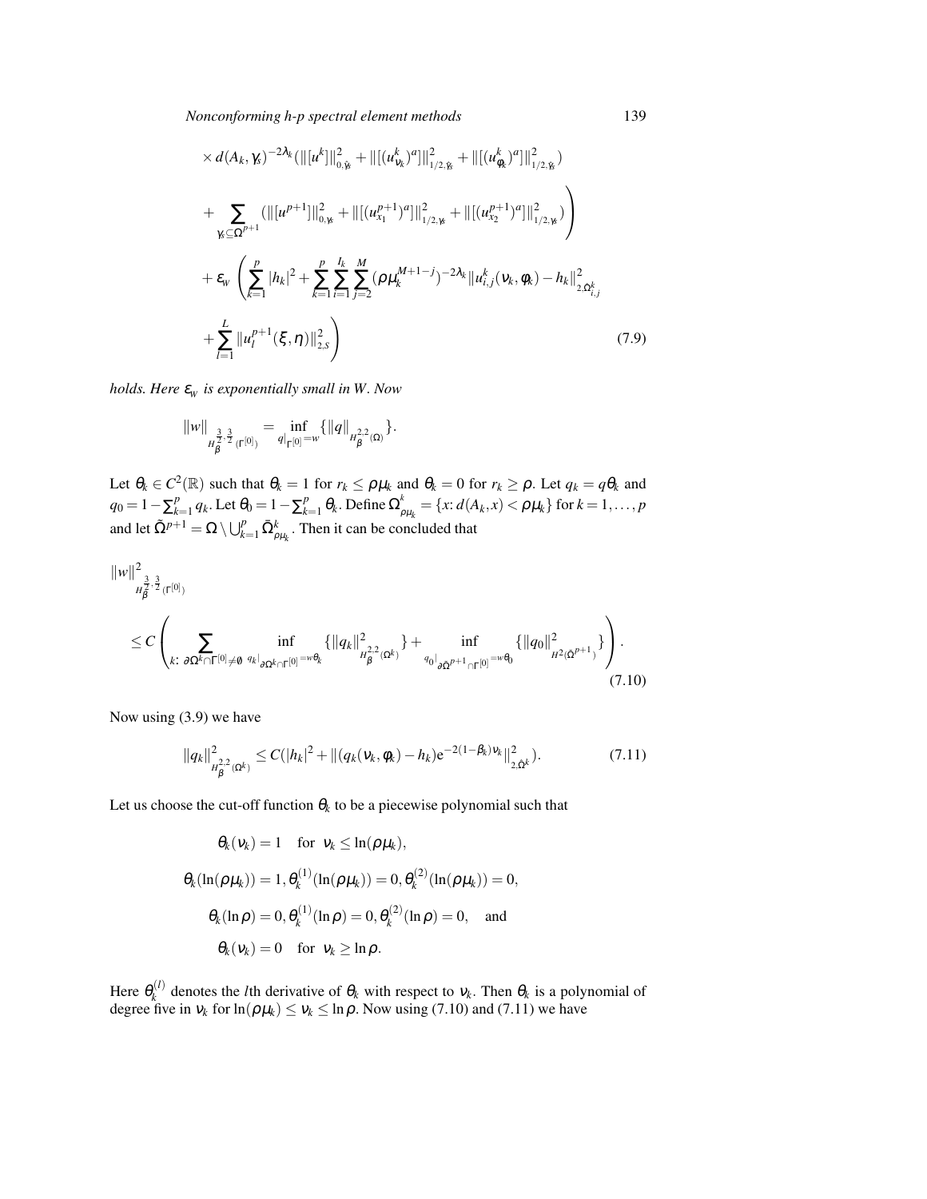$$\times\, d(A_k,\gamma_s)^{-2\lambda_k}(\|[u^k]\|^2_{0,\tilde{\gamma}_s}+\|[(u^k_{\nu_k})^a]\|^2_{1/2,\tilde{\gamma}_s}+\|[(u^k_{\phi_k})^a]\|^2_{1/2,\tilde{\gamma}_s})$$

$$+\sum_{\gamma_s\subseteq\Omega^{p+1}}(\|[u^{p+1}]\|^2_{0,\gamma_s}+\|[(u^{p+1}_{x_1})^a]\|^2_{1/2,\gamma_s}+\|[(u^{p+1}_{x_2})^a]\|^2_{1/2,\gamma_s})\Bigg)$$

$$+\,\varepsilon_W\left(\sum_{k=1}^{p}|h_k|^2+\sum_{k=1}^{p}\sum_{i=1}^{I_k}\sum_{j=2}^{M}(\rho\mu_k^{M+1-j})^{-2\lambda_k}\|u^k_{i,j}(\nu_k,\phi_k)-h_k\|^2_{2,\hat{\Omega}^k_{i,j}}\right.$$

$$\left.+\sum_{l=1}^{L}\|u^{p+1}_l(\xi,\eta)\|^2_{2,S}\right) \tag{7.9}$$

*holds. Here $\varepsilon_W$ is exponentially small in $W$. Now*

$$\|w\|_{H^{\frac{3}{2},\frac{3}{2}}_{\beta}(\Gamma^{[0]})}=\inf_{q|_{\Gamma^{[0]}}=w}\{\|q\|_{H^{2,2}_{\beta}(\Omega)}\}.$$

Let $\theta_k\in C^2(\mathbb{R})$ such that $\theta_k=1$ for $r_k\le\rho\mu_k$ and $\theta_k=0$ for $r_k\ge\rho$. Let $q_k=q\theta_k$ and $q_0=1-\sum_{k=1}^{p}q_k$. Let $\theta_0=1-\sum_{k=1}^{p}\theta_k$. Define $\Omega^k_{\rho\mu_k}=\{x\colon d(A_k,x)<\rho\mu_k\}$ for $k=1,\dots,p$ and let $\tilde{\Omega}^{p+1}=\Omega\setminus\bigcup_{k=1}^{p}\bar{\Omega}^k_{\rho\mu_k}$. Then it can be concluded that

$$\|w\|^2_{H^{\frac{3}{2},\frac{3}{2}}_{\beta}(\Gamma^{[0]})}$$

$$\le C\left(\sum_{k\colon\,\partial\Omega^k\cap\Gamma^{[0]}\neq\emptyset}\ \inf_{q_k|_{\partial\Omega^k\cap\Gamma^{[0]}}=w\theta_k}\{\|q_k\|^2_{H^{2,2}_{\beta}(\Omega^k)}\}+\inf_{q_0|_{\partial\tilde{\Omega}^{p+1}\cap\Gamma^{[0]}}=w\theta_0}\{\|q_0\|^2_{H^2(\tilde{\Omega}^{p+1})}\}\right). \tag{7.10}$$

Now using (3.9) we have

$$\|q_k\|^2_{H^{2,2}_{\beta}(\Omega^k)}\le C(|h_k|^2+\|(q_k(\nu_k,\phi_k)-h_k)\mathrm{e}^{-2(1-\beta_k)\nu_k}\|^2_{2,\hat{\Omega}^k}). \tag{7.11}$$

Let us choose the cut-off function $\theta_k$ to be a piecewise polynomial such that

$$\theta_k(\nu_k)=1\quad\text{for}\quad\nu_k\le\ln(\rho\mu_k),$$

$$\theta_k(\ln(\rho\mu_k))=1,\theta_k^{(1)}(\ln(\rho\mu_k))=0,\theta_k^{(2)}(\ln(\rho\mu_k))=0,$$

$$\theta_k(\ln\rho)=0,\theta_k^{(1)}(\ln\rho)=0,\theta_k^{(2)}(\ln\rho)=0,\quad\text{and}$$

$$\theta_k(\nu_k)=0\quad\text{for}\quad\nu_k\ge\ln\rho.$$

Here $\theta_k^{(l)}$ denotes the $l$th derivative of $\theta_k$ with respect to $\nu_k$. Then $\theta_k$ is a polynomial of degree five in $\nu_k$ for $\ln(\rho\mu_k)\le\nu_k\le\ln\rho$. Now using (7.10) and (7.11) we have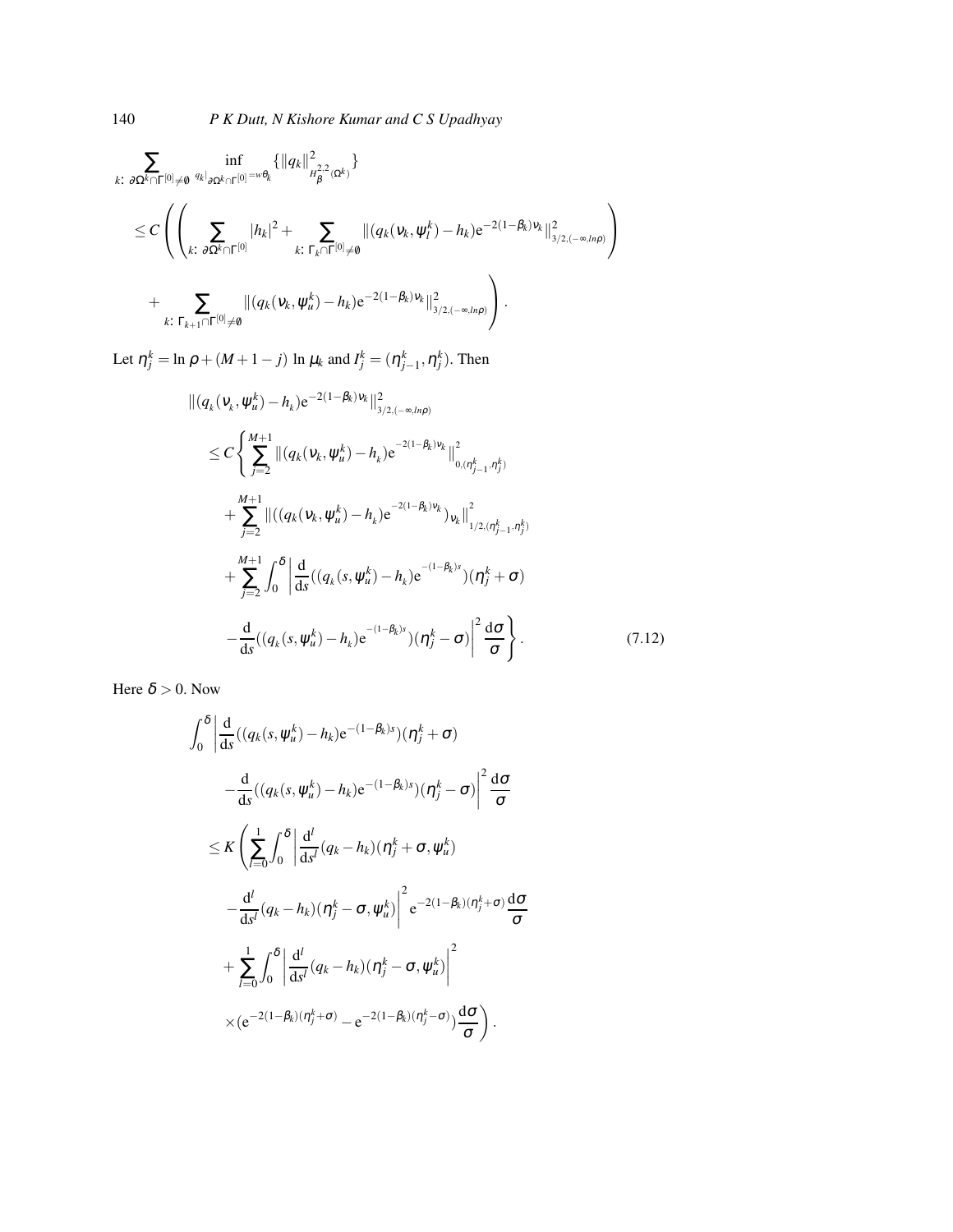$$\sum_{k:\ \partial\Omega^k\cap\Gamma^{[0]}\neq\emptyset} \inf_{q_k|_{\partial\Omega^k\cap\Gamma^{[0]}}=w\theta_k} \{\|q_k\|^2_{H^{2,2}_\beta(\Omega^k)}\}$$

$$\leq C\left(\left(\sum_{k:\ \partial\Omega^k\cap\Gamma^{[0]}} |h_k|^2 + \sum_{k:\ \Gamma_k\cap\Gamma^{[0]}\neq\emptyset} \|(q_k(\nu_k,\psi_l^k)-h_k)\mathrm{e}^{-2(1-\beta_k)\nu_k}\|^2_{3/2,(-\infty,ln\rho)}\right)\right.$$

$$\left. + \sum_{k:\ \Gamma_{k+1}\cap\Gamma^{[0]}\neq\emptyset} \|(q_k(\nu_k,\psi_u^k)-h_k)\mathrm{e}^{-2(1-\beta_k)\nu_k}\|^2_{3/2,(-\infty,ln\rho)}\right).$$

Let $\eta_j^k = \ln\rho + (M+1-j)\ \ln\mu_k$ and $I_j^k = (\eta_{j-1}^k, \eta_j^k)$. Then

$$\|(q_k(\nu_k,\psi_u^k)-h_k)\mathrm{e}^{-2(1-\beta_k)\nu_k}\|^2_{3/2,(-\infty,ln\rho)}$$

$$\leq C\left\{\sum_{j=2}^{M+1} \|(q_k(\nu_k,\psi_u^k)-h_k)\mathrm{e}^{-2(1-\beta_k)\nu_k}\|^2_{0,(\eta_{j-1}^k,\eta_j^k)}\right.$$

$$+ \sum_{j=2}^{M+1} \|((q_k(\nu_k,\psi_u^k)-h_k)\mathrm{e}^{-2(1-\beta_k)\nu_k})_{\nu_k}\|^2_{1/2,(\eta_{j-1}^k,\eta_j^k)}$$

$$+ \sum_{j=2}^{M+1}\int_0^\delta \left|\frac{\mathrm{d}}{\mathrm{d}s}((q_k(s,\psi_u^k)-h_k)\mathrm{e}^{-(1-\beta_k)s})(\eta_j^k+\sigma)\right.$$

$$\left.\left. -\frac{\mathrm{d}}{\mathrm{d}s}((q_k(s,\psi_u^k)-h_k)\mathrm{e}^{-(1-\beta_k)s})(\eta_j^k-\sigma)\right|^2 \frac{\mathrm{d}\sigma}{\sigma}\right\}. \tag{7.12}$$

Here $\delta > 0$. Now

$$\int_0^\delta \left|\frac{\mathrm{d}}{\mathrm{d}s}((q_k(s,\psi_u^k)-h_k)\mathrm{e}^{-(1-\beta_k)s})(\eta_j^k+\sigma)\right.$$

$$\left. -\frac{\mathrm{d}}{\mathrm{d}s}((q_k(s,\psi_u^k)-h_k)\mathrm{e}^{-(1-\beta_k)s})(\eta_j^k-\sigma)\right|^2 \frac{\mathrm{d}\sigma}{\sigma}$$

$$\leq K\left(\sum_{l=0}^{1}\int_0^\delta \left|\frac{\mathrm{d}^l}{\mathrm{d}s^l}(q_k-h_k)(\eta_j^k+\sigma,\psi_u^k)\right.\right.$$

$$\left. -\frac{\mathrm{d}^l}{\mathrm{d}s^l}(q_k-h_k)(\eta_j^k-\sigma,\psi_u^k)\right|^2 \mathrm{e}^{-2(1-\beta_k)(\eta_j^k+\sigma)}\frac{\mathrm{d}\sigma}{\sigma}$$

$$+ \sum_{l=0}^{1}\int_0^\delta \left|\frac{\mathrm{d}^l}{\mathrm{d}s^l}(q_k-h_k)(\eta_j^k-\sigma,\psi_u^k)\right|^2$$

$$\left.\times(\mathrm{e}^{-2(1-\beta_k)(\eta_j^k+\sigma)} - \mathrm{e}^{-2(1-\beta_k)(\eta_j^k-\sigma)})\frac{\mathrm{d}\sigma}{\sigma}\right).$$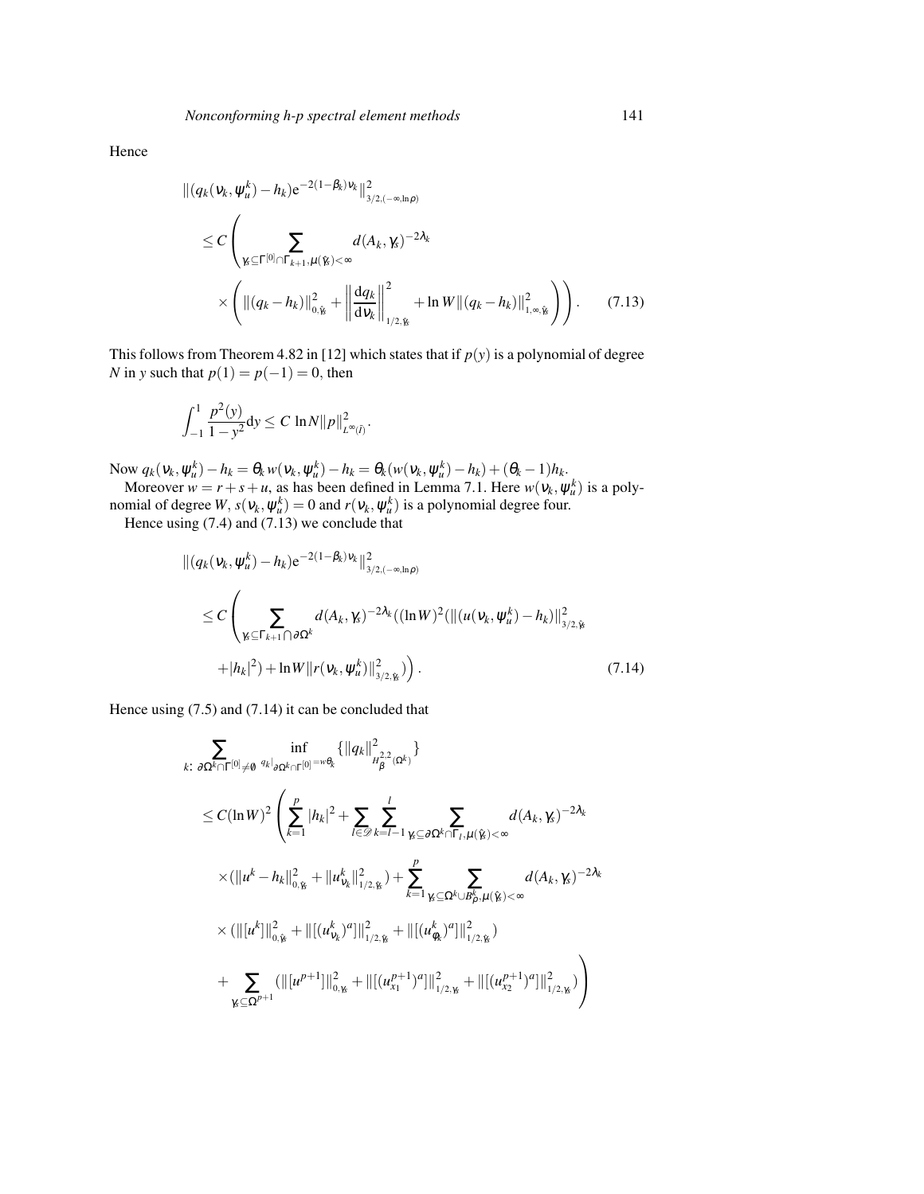Hence

$$
\begin{aligned}
&\|(q_k(\nu_k,\psi_u^k)-h_k)e^{-2(1-\beta_k)\nu_k}\|^2_{3/2,(-\infty,\ln\rho)}\\
&\leq C\left(\sum_{\gamma_s\subseteq\Gamma^{[0]}\cap\Gamma_{k+1},\mu(\hat{\gamma}_s)<\infty} d(A_k,\gamma_s)^{-2\lambda_k}\right.\\
&\quad\left.\times\left(\|(q_k-h_k)\|^2_{0,\hat{\gamma}_s}+\left\|\frac{dq_k}{d\nu_k}\right\|^2_{1/2,\hat{\gamma}_s}+\ln W\|(q_k-h_k)\|^2_{1,\infty,\hat{\gamma}_s}\right)\right). \qquad (7.13)
\end{aligned}
$$

This follows from Theorem 4.82 in [12] which states that if $p(y)$ is a polynomial of degree $N$ in $y$ such that $p(1)=p(-1)=0$, then

$$
\int_{-1}^{1}\frac{p^2(y)}{1-y^2}dy\leq C\,\ln N\|p\|^2_{L^\infty(\bar{I})}.
$$

Now $q_k(\nu_k,\psi_u^k)-h_k=\theta_k w(\nu_k,\psi_u^k)-h_k=\theta_k(w(\nu_k,\psi_u^k)-h_k)+(\theta_k-1)h_k$.

Moreover $w=r+s+u$, as has been defined in Lemma 7.1. Here $w(\nu_k,\psi_u^k)$ is a polynomial of degree $W$, $s(\nu_k,\psi_u^k)=0$ and $r(\nu_k,\psi_u^k)$ is a polynomial degree four.

Hence using (7.4) and (7.13) we conclude that

$$
\begin{aligned}
&\|(q_k(\nu_k,\psi_u^k)-h_k)e^{-2(1-\beta_k)\nu_k}\|^2_{3/2,(-\infty,\ln\rho)}\\
&\leq C\left(\sum_{\gamma_s\subseteq\Gamma_{k+1}\bigcap\partial\Omega^k} d(A_k,\gamma_s)^{-2\lambda_k}((\ln W)^2(\|(u(\nu_k,\psi_u^k)-h_k)\|^2_{3/2,\hat{\gamma}_s}\right.\\
&\quad\left.+|h_k|^2)+\ln W\|r(\nu_k,\psi_u^k)\|^2_{3/2,\hat{\gamma}_s})\right). \qquad (7.14)
\end{aligned}
$$

Hence using (7.5) and (7.14) it can be concluded that

$$
\begin{aligned}
&\sum_{k:\,\partial\Omega^k\cap\Gamma^{[0]}\neq\emptyset}\ \inf_{q_k|_{\partial\Omega^k\cap\Gamma^{[0]}}=w\theta_k}\{\|q_k\|^2_{H^{2,2}_\beta(\Omega^k)}\}\\
&\leq C(\ln W)^2\left(\sum_{k=1}^{p}|h_k|^2+\sum_{l\in\mathscr{D}}\sum_{k=l-1}^{l}\sum_{\gamma_s\subseteq\partial\Omega^k\cap\Gamma_l,\mu(\hat{\gamma}_s)<\infty} d(A_k,\gamma_s)^{-2\lambda_k}\right.\\
&\quad\times(\|u^k-h_k\|^2_{0,\hat{\gamma}_s}+\|u^k_{\nu_k}\|^2_{1/2,\hat{\gamma}_s})+\sum_{k=1}^{p}\sum_{\gamma_s\subseteq\Omega^k\cup B^k_\rho,\mu(\hat{\gamma}_s)<\infty} d(A_k,\gamma_s)^{-2\lambda_k}\\
&\quad\times(\|[u^k]\|^2_{0,\hat{\gamma}_s}+\|[(u^k_{\nu_k})^a]\|^2_{1/2,\hat{\gamma}_s}+\|[(u^k_{\phi_k})^a]\|^2_{1/2,\hat{\gamma}_s})\\
&\quad\left.+\sum_{\gamma_s\subseteq\Omega^{p+1}}(\|[u^{p+1}]\|^2_{0,\gamma_s}+\|[(u^{p+1}_{x_1})^a]\|^2_{1/2,\gamma_s}+\|[(u^{p+1}_{x_2})^a]\|^2_{1/2,\gamma_s})\right)
\end{aligned}
$$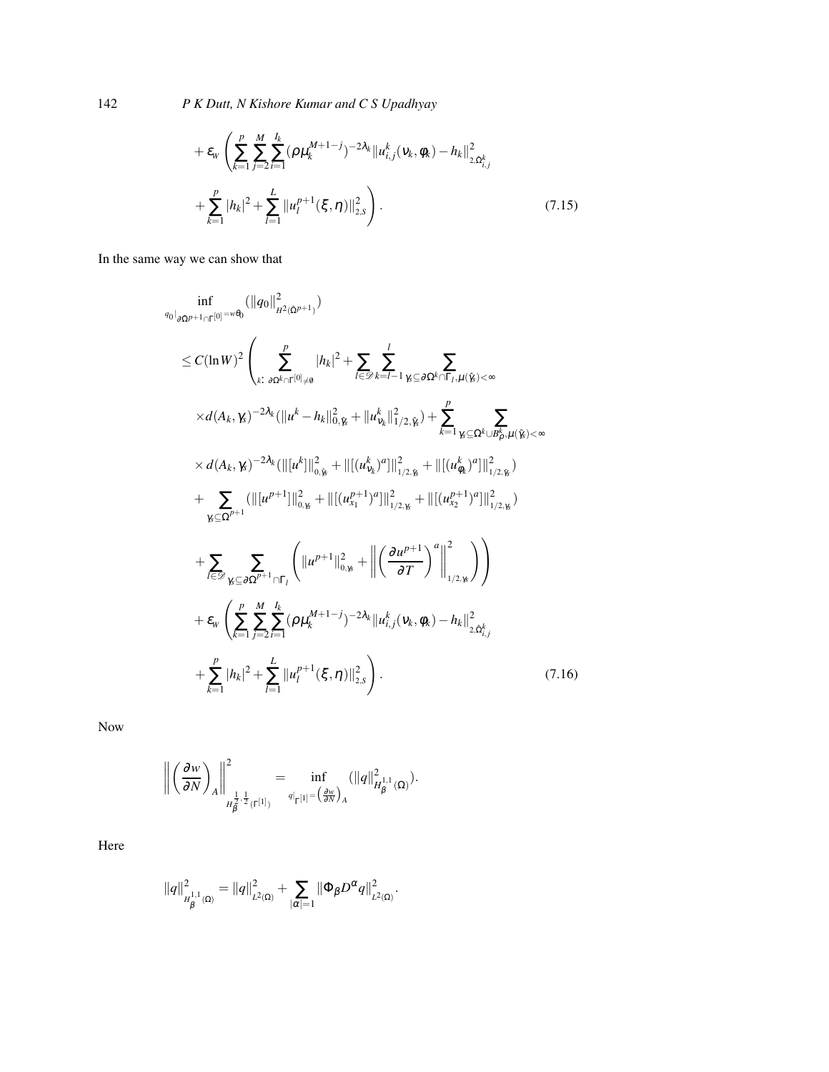$$
+ \varepsilon_W \left( \sum_{k=1}^{p} \sum_{j=2}^{M} \sum_{i=1}^{I_k} (\rho \mu_k^{M+1-j})^{-2\lambda_k} \| u_{i,j}^k(\nu_k, \phi_k) - h_k \|_{2,\tilde{\Omega}_{i,j}^k}^2 + \sum_{k=1}^{p} |h_k|^2 + \sum_{l=1}^{L} \| u_l^{p+1}(\xi, \eta) \|_{2,S}^2 \right). \tag{7.15}
$$

In the same way we can show that

$$
\begin{aligned}
&\inf_{q_0|_{\partial\Omega^{p+1}\cap\Gamma^{[0]}} = w\theta_0} \left( \|q_0\|_{H^2(\tilde{\Omega}^{p+1})}^2 \right) \\
&\leq C(\ln W)^2 \left( \sum_{k:\ \partial\Omega^k \cap \Gamma^{[0]} \neq \emptyset}^{p} |h_k|^2 + \sum_{l \in \mathscr{D}} \sum_{k=l-1}^{l} \sum_{\gamma_s \subseteq \partial\Omega^k \cap \Gamma_l, \mu(\hat{\gamma}_s) < \infty} \right. \\
&\quad \times d(A_k, \gamma_s)^{-2\lambda_k} \left( \|u^k - h_k\|_{0,\hat{\gamma}_s}^2 + \|u_{\nu_k}^k\|_{1/2,\hat{\gamma}_s}^2 \right) + \sum_{k=1}^{p} \sum_{\gamma_s \subseteq \Omega^k \cup B_\rho^k, \mu(\hat{\gamma}_s) < \infty} \\
&\quad \times d(A_k, \gamma_s)^{-2\lambda_k} \left( \|[u^k]\|_{0,\hat{\gamma}_s}^2 + \|[(u_{\nu_k}^k)^a]\|_{1/2,\hat{\gamma}_s}^2 + \|[(u_{\phi_k}^k)^a]\|_{1/2,\hat{\gamma}_s}^2 \right) \\
&\quad + \sum_{\gamma_s \subseteq \Omega^{p+1}} \left( \|[u^{p+1}]\|_{0,\gamma_s}^2 + \|[(u_{x_1}^{p+1})^a]\|_{1/2,\gamma_s}^2 + \|[(u_{x_2}^{p+1})^a]\|_{1/2,\gamma_s}^2 \right) \\
&\quad \left. + \sum_{l \in \mathscr{D}} \sum_{\gamma_s \subseteq \partial\Omega^{p+1} \cap \Gamma_l} \left( \|u^{p+1}\|_{0,\gamma_s}^2 + \left\| \left( \frac{\partial u^{p+1}}{\partial T} \right)^a \right\|_{1/2,\gamma_s}^2 \right) \right) \\
&\quad + \varepsilon_W \left( \sum_{k=1}^{p} \sum_{j=2}^{M} \sum_{i=1}^{I_k} (\rho \mu_k^{M+1-j})^{-2\lambda_k} \| u_{i,j}^k(\nu_k, \phi_k) - h_k \|_{2,\tilde{\Omega}_{i,j}^k}^2 \right. \\
&\quad \left. + \sum_{k=1}^{p} |h_k|^2 + \sum_{l=1}^{L} \| u_l^{p+1}(\xi, \eta) \|_{2,S}^2 \right).
\end{aligned} \tag{7.16}
$$

Now

$$
\left\| \left( \frac{\partial w}{\partial N} \right)_A \right\|_{H_\beta^{\frac{1}{2},\frac{1}{2}}(\Gamma^{[1]})}^2 = \inf_{q|_{\Gamma^{[1]}} = \left( \frac{\partial w}{\partial N} \right)_A} \left( \|q\|_{H_\beta^{1,1}(\Omega)}^2 \right).
$$

Here

$$
\|q\|_{H_\beta^{1,1}(\Omega)}^2 = \|q\|_{L^2(\Omega)}^2 + \sum_{|\alpha|=1} \|\Phi_\beta D^\alpha q\|_{L^2(\Omega)}^2.
$$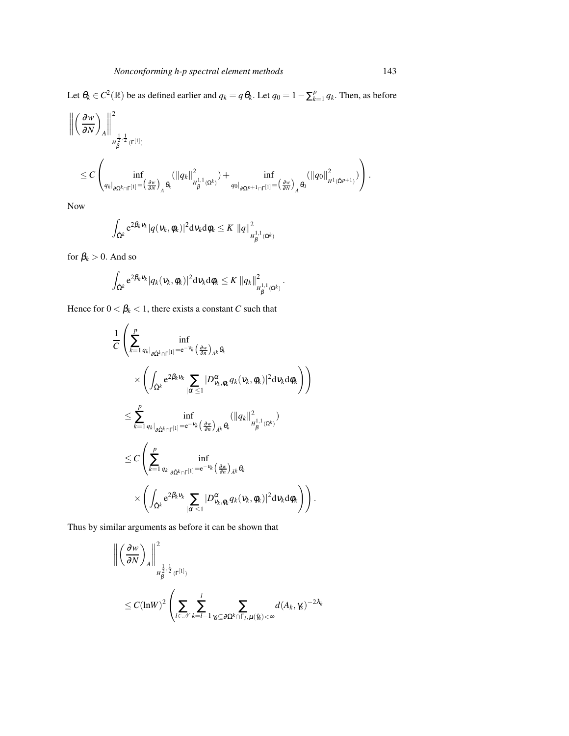Let $\theta_k \in C^2(\mathbb{R})$ be as defined earlier and $q_k = q\,\theta_k$. Let $q_0 = 1 - \sum_{k=1}^{p} q_k$. Then, as before

$$
\left\| \left(\frac{\partial w}{\partial N}\right)_A \right\|^2_{H_\beta^{\frac{1}{2},\frac{1}{2}}(\Gamma^{[1]})}
$$

$$
\leq C \left( \inf_{q_k|_{\partial\Omega^k \cap \Gamma^{[1]}} = \left(\frac{\partial w}{\partial N}\right)_A \theta_k} \left(\|q_k\|^2_{H_\beta^{1,1}(\Omega^k)}\right) + \inf_{q_0|_{\partial\Omega^{p+1} \cap \Gamma^{[1]}} = \left(\frac{\partial w}{\partial N}\right)_A \theta_0} \left(\|q_0\|^2_{H^1(\tilde{\Omega}^{p+1})}\right) \right).
$$

Now

$$
\int_{\hat{\Omega}^k} e^{2\beta_k \nu_k} |q(\nu_k, \phi_k)|^2 d\nu_k d\phi_k \leq K\ \|q\|^2_{H_\beta^{1,1}(\Omega^k)}
$$

for $\beta_k > 0$. And so

$$
\int_{\hat{\Omega}^k} e^{2\beta_k \nu_k} |q_k(\nu_k, \phi_k)|^2 d\nu_k d\phi_k \leq K\ \|q_k\|^2_{H_\beta^{1,1}(\Omega^k)}.
$$

Hence for $0 < \beta_k < 1$, there exists a constant $C$ such that

$$
\begin{aligned}
&\frac{1}{C} \left( \sum_{k=1}^{p} \inf_{q_k|_{\partial\hat{\Omega}^k \cap \Gamma^{[1]}} = e^{-\nu_k} \left(\frac{\partial w}{\partial n}\right)_{\tilde{A}^k} \theta_k} \right. \\
&\qquad \left. \times \left( \int_{\hat{\Omega}^k} e^{2\beta_k \nu_k} \sum_{|\alpha| \leq 1} |D^\alpha_{\nu_k, \phi_k} q_k(\nu_k, \phi_k)|^2 d\nu_k d\phi_k \right) \right) \\
&\leq \sum_{k=1}^{p} \inf_{q_k|_{\partial\hat{\Omega}^k \cap \Gamma^{[1]}} = e^{-\nu_k} \left(\frac{\partial w}{\partial n}\right)_{\tilde{A}^k} \theta_k} \left(\|q_k\|^2_{H_\beta^{1,1}(\Omega^k)}\right) \\
&\leq C \left( \sum_{k=1}^{p} \inf_{q_k|_{\partial\hat{\Omega}^k \cap \Gamma^{[1]}} = e^{-\nu_k} \left(\frac{\partial w}{\partial n}\right)_{\tilde{A}^k} \theta_k} \right. \\
&\qquad \left. \times \left( \int_{\hat{\Omega}^k} e^{2\beta_k \nu_k} \sum_{|\alpha| \leq 1} |D^\alpha_{\nu_k, \phi_k} q_k(\nu_k, \phi_k)|^2 d\nu_k d\phi_k \right) \right).
\end{aligned}
$$

Thus by similar arguments as before it can be shown that

$$
\begin{aligned}
&\left\| \left(\frac{\partial w}{\partial N}\right)_A \right\|^2_{H_\beta^{\frac{1}{2},\frac{1}{2}}(\Gamma^{[1]})} \\
&\leq C(\ln W)^2 \left( \sum_{l \in \mathcal{N}} \sum_{k=l-1}^{l} \sum_{\gamma_s \subseteq \partial\Omega^k \cap \Gamma_l, \mu(\hat{\gamma}_s) < \infty} d(A_k, \gamma_s)^{-2\lambda_k} \right.
\end{aligned}
$$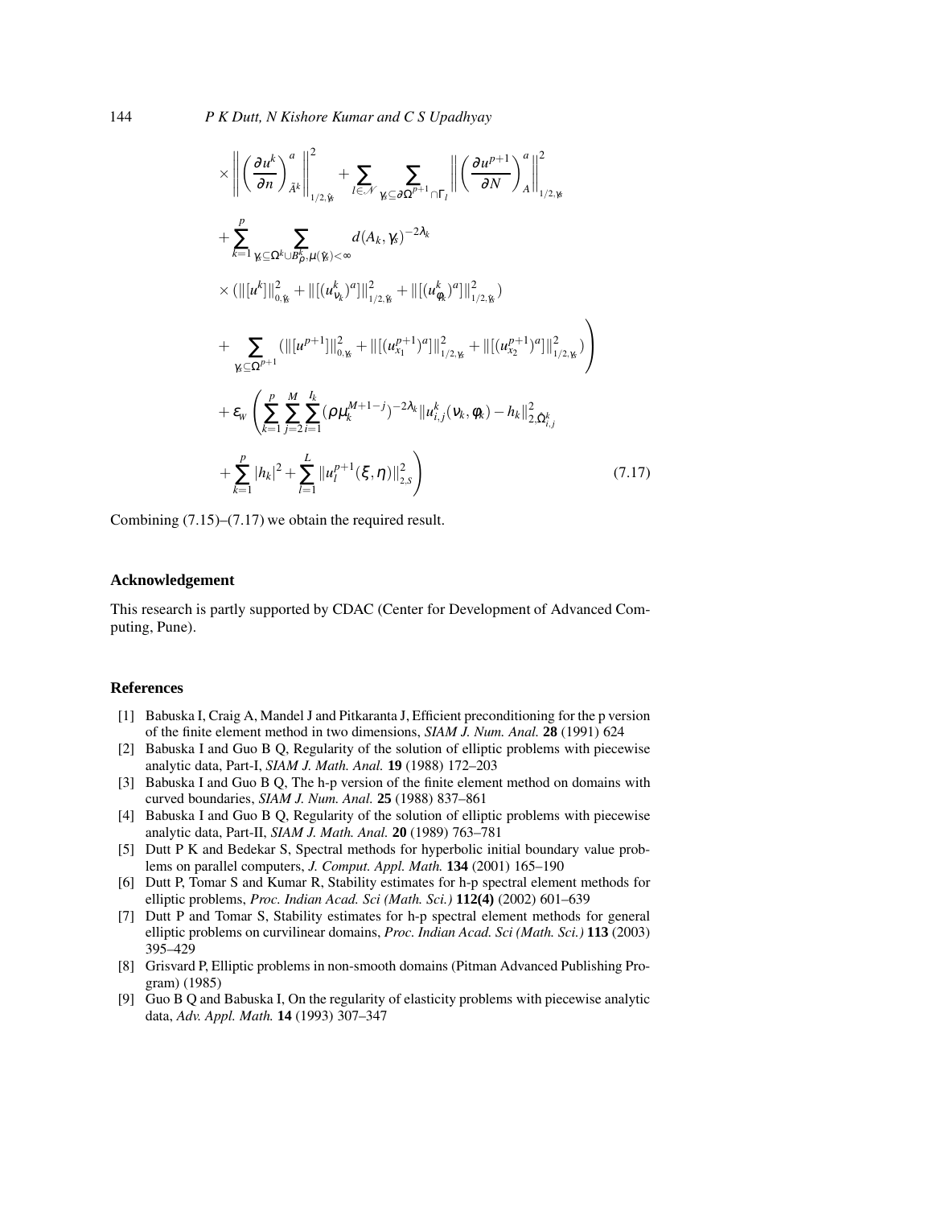$$
\begin{aligned}
&\times \left\| \left( \frac{\partial u^k}{\partial n} \right)^a_{\hat{A}^k} \right\|^2_{1/2, \hat{\gamma}_s} + \sum_{l \in \mathcal{N}} \sum_{\gamma_s \subseteq \partial \Omega^{p+1} \cap \Gamma_l} \left\| \left( \frac{\partial u^{p+1}}{\partial N} \right)^a_A \right\|^2_{1/2, \gamma_s} \\
&+ \sum_{k=1}^{p} \sum_{\gamma_s \subseteq \Omega^k \cup B^k_\rho, \mu(\gamma_s) < \infty} d(A_k, \gamma_s)^{-2\lambda_k} \\
&\times (\| [u^k] \|^2_{0, \tilde{\gamma}_s} + \| [(u^k_{\nu_k})^a] \|^2_{1/2, \tilde{\gamma}_s} + \| [(u^k_{\phi_k})^a] \|^2_{1/2, \tilde{\gamma}_s}) \\
&+ \left. \sum_{\gamma_s \subseteq \Omega^{p+1}} (\| [u^{p+1}] \|^2_{0, \gamma_s} + \| [(u^{p+1}_{x_1})^a] \|^2_{1/2, \gamma_s} + \| [(u^{p+1}_{x_2})^a] \|^2_{1/2, \gamma_s}) \right) \\
&+ \varepsilon_W \left( \sum_{k=1}^{p} \sum_{j=2}^{M} \sum_{i=1}^{I_k} (\rho \mu_k^{M+1-j})^{-2\lambda_k} \| u^k_{i,j}(\nu_k, \phi_k) - h_k \|^2_{2, \hat{\Omega}^k_{i,j}} \right. \\
&\left. + \sum_{k=1}^{p} |h_k|^2 + \sum_{l=1}^{L} \| u^{p+1}_l(\xi, \eta) \|^2_{2,S} \right) \qquad (7.17)
\end{aligned}
$$

Combining (7.15)–(7.17) we obtain the required result.

### Acknowledgement

This research is partly supported by CDAC (Center for Development of Advanced Computing, Pune).

### References

[1] Babuska I, Craig A, Mandel J and Pitkaranta J, Efficient preconditioning for the p version of the finite element method in two dimensions, *SIAM J. Num. Anal.* **28** (1991) 624

[2] Babuska I and Guo B Q, Regularity of the solution of elliptic problems with piecewise analytic data, Part-I, *SIAM J. Math. Anal.* **19** (1988) 172–203

[3] Babuska I and Guo B Q, The h-p version of the finite element method on domains with curved boundaries, *SIAM J. Num. Anal.* **25** (1988) 837–861

[4] Babuska I and Guo B Q, Regularity of the solution of elliptic problems with piecewise analytic data, Part-II, *SIAM J. Math. Anal.* **20** (1989) 763–781

[5] Dutt P K and Bedekar S, Spectral methods for hyperbolic initial boundary value problems on parallel computers, *J. Comput. Appl. Math.* **134** (2001) 165–190

[6] Dutt P, Tomar S and Kumar R, Stability estimates for h-p spectral element methods for elliptic problems, *Proc. Indian Acad. Sci (Math. Sci.)* **112(4)** (2002) 601–639

[7] Dutt P and Tomar S, Stability estimates for h-p spectral element methods for general elliptic problems on curvilinear domains, *Proc. Indian Acad. Sci (Math. Sci.)* **113** (2003) 395–429

[8] Grisvard P, Elliptic problems in non-smooth domains (Pitman Advanced Publishing Program) (1985)

[9] Guo B Q and Babuska I, On the regularity of elasticity problems with piecewise analytic data, *Adv. Appl. Math.* **14** (1993) 307–347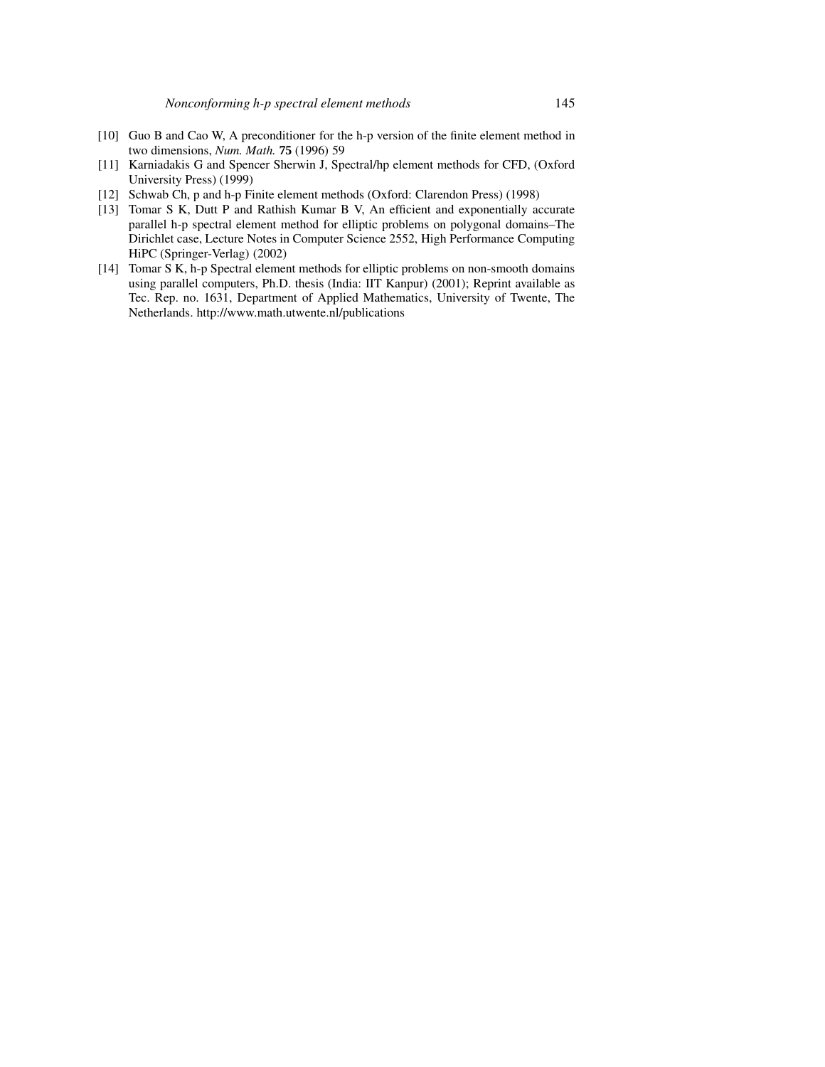[10] Guo B and Cao W, A preconditioner for the h-p version of the finite element method in two dimensions, *Num. Math.* **75** (1996) 59

[11] Karniadakis G and Spencer Sherwin J, Spectral/hp element methods for CFD, (Oxford University Press) (1999)

[12] Schwab Ch, p and h-p Finite element methods (Oxford: Clarendon Press) (1998)

[13] Tomar S K, Dutt P and Rathish Kumar B V, An efficient and exponentially accurate parallel h-p spectral element method for elliptic problems on polygonal domains–The Dirichlet case, Lecture Notes in Computer Science 2552, High Performance Computing HiPC (Springer-Verlag) (2002)

[14] Tomar S K, h-p Spectral element methods for elliptic problems on non-smooth domains using parallel computers, Ph.D. thesis (India: IIT Kanpur) (2001); Reprint available as Tec. Rep. no. 1631, Department of Applied Mathematics, University of Twente, The Netherlands. http://www.math.utwente.nl/publications